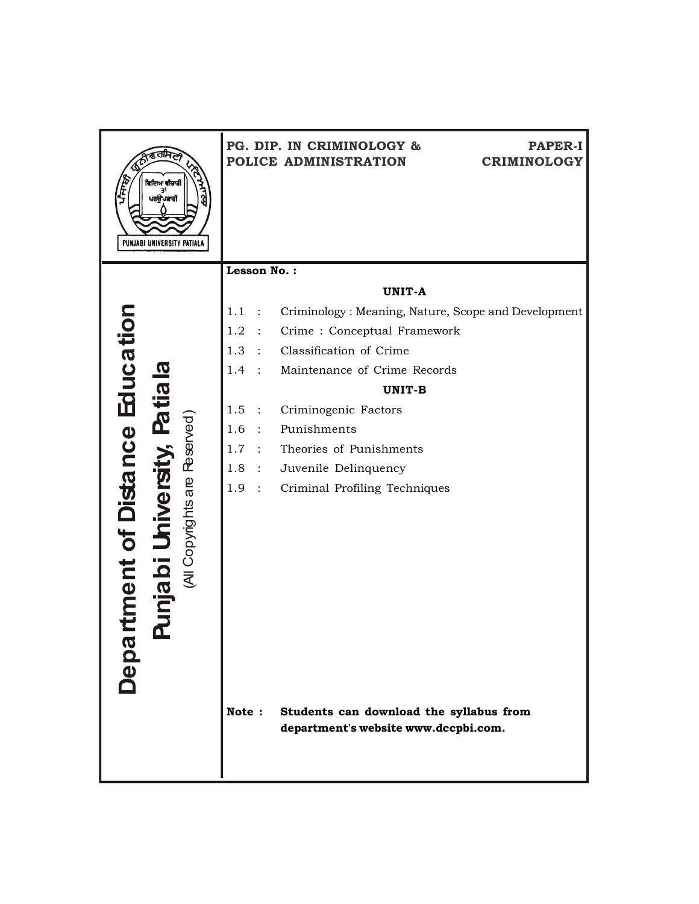PUNJABI UNIVERSITY PATIALA

**PG. DIP. IN CRIMINOLOGY & POLICE ADMINISTRATION**

**PAPER-I CRIMINOLOGY**

# Department of Distance Education

## Punjabi University, Patiala

(All Copyrights are Reserved)

**Lesson No. :**

**UNIT-A**

1.1 : Criminology : Meaning, Nature, Scope and Development

1.2 : Crime : Conceptual Framework

1.3 : Classification of Crime

1.4 : Maintenance of Crime Records

**UNIT-B**

1.5 : Criminogenic Factors

1.6 : Punishments

1.7 : Theories of Punishments

1.8 : Juvenile Delinquency

1.9 : Criminal Profiling Techniques

**Note : Students can download the syllabus from department's website www.dccpbi.com.**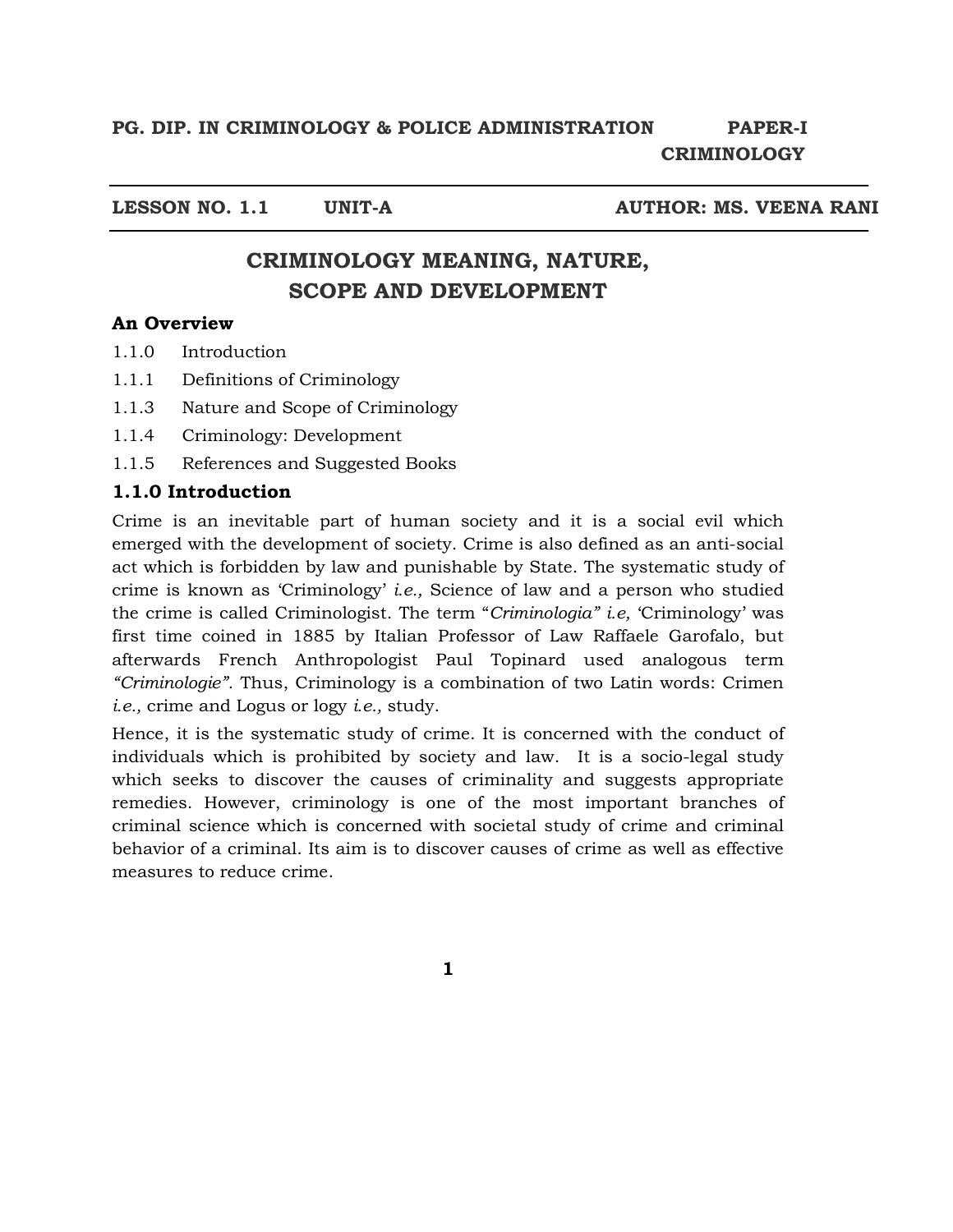**PG. DIP. IN CRIMINOLOGY & POLICE ADMINISTRATION PAPER-I CRIMINOLOGY**

**LESSON NO. 1.1 UNIT-A AUTHOR: MS. VEENA RANI**

# CRIMINOLOGY MEANING, NATURE, SCOPE AND DEVELOPMENT

**An Overview**

1.1.0 Introduction

1.1.1 Definitions of Criminology

1.1.3 Nature and Scope of Criminology

1.1.4 Criminology: Development

1.1.5 References and Suggested Books

## 1.1.0 Introduction

Crime is an inevitable part of human society and it is a social evil which emerged with the development of society. Crime is also defined as an anti-social act which is forbidden by law and punishable by State. The systematic study of crime is known as 'Criminology' *i.e.,* Science of law and a person who studied the crime is called Criminologist. The term "*Criminologia" i.e,* 'Criminology' was first time coined in 1885 by Italian Professor of Law Raffaele Garofalo, but afterwards French Anthropologist Paul Topinard used analogous term *"Criminologie"*. Thus, Criminology is a combination of two Latin words: Crimen *i.e.,* crime and Logus or logy *i.e.,* study.

Hence, it is the systematic study of crime. It is concerned with the conduct of individuals which is prohibited by society and law. It is a socio-legal study which seeks to discover the causes of criminality and suggests appropriate remedies. However, criminology is one of the most important branches of criminal science which is concerned with societal study of crime and criminal behavior of a criminal. Its aim is to discover causes of crime as well as effective measures to reduce crime.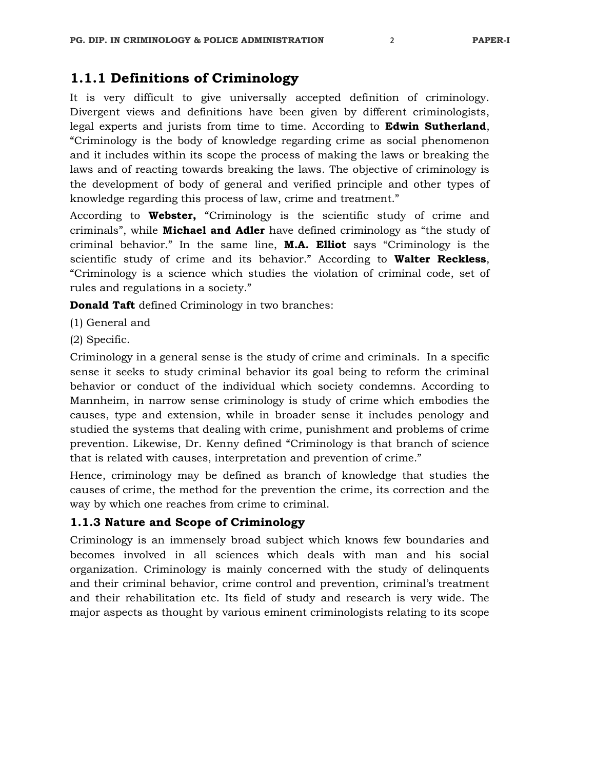## 1.1.1 Definitions of Criminology

It is very difficult to give universally accepted definition of criminology. Divergent views and definitions have been given by different criminologists, legal experts and jurists from time to time. According to **Edwin Sutherland**, "Criminology is the body of knowledge regarding crime as social phenomenon and it includes within its scope the process of making the laws or breaking the laws and of reacting towards breaking the laws. The objective of criminology is the development of body of general and verified principle and other types of knowledge regarding this process of law, crime and treatment."

According to **Webster,** "Criminology is the scientific study of crime and criminals", while **Michael and Adler** have defined criminology as "the study of criminal behavior." In the same line, **M.A. Elliot** says "Criminology is the scientific study of crime and its behavior." According to **Walter Reckless**, "Criminology is a science which studies the violation of criminal code, set of rules and regulations in a society."

**Donald Taft** defined Criminology in two branches:

(1) General and

(2) Specific.

Criminology in a general sense is the study of crime and criminals. In a specific sense it seeks to study criminal behavior its goal being to reform the criminal behavior or conduct of the individual which society condemns. According to Mannheim, in narrow sense criminology is study of crime which embodies the causes, type and extension, while in broader sense it includes penology and studied the systems that dealing with crime, punishment and problems of crime prevention. Likewise, Dr. Kenny defined "Criminology is that branch of science that is related with causes, interpretation and prevention of crime."

Hence, criminology may be defined as branch of knowledge that studies the causes of crime, the method for the prevention the crime, its correction and the way by which one reaches from crime to criminal.

### 1.1.3 Nature and Scope of Criminology

Criminology is an immensely broad subject which knows few boundaries and becomes involved in all sciences which deals with man and his social organization. Criminology is mainly concerned with the study of delinquents and their criminal behavior, crime control and prevention, criminal's treatment and their rehabilitation etc. Its field of study and research is very wide. The major aspects as thought by various eminent criminologists relating to its scope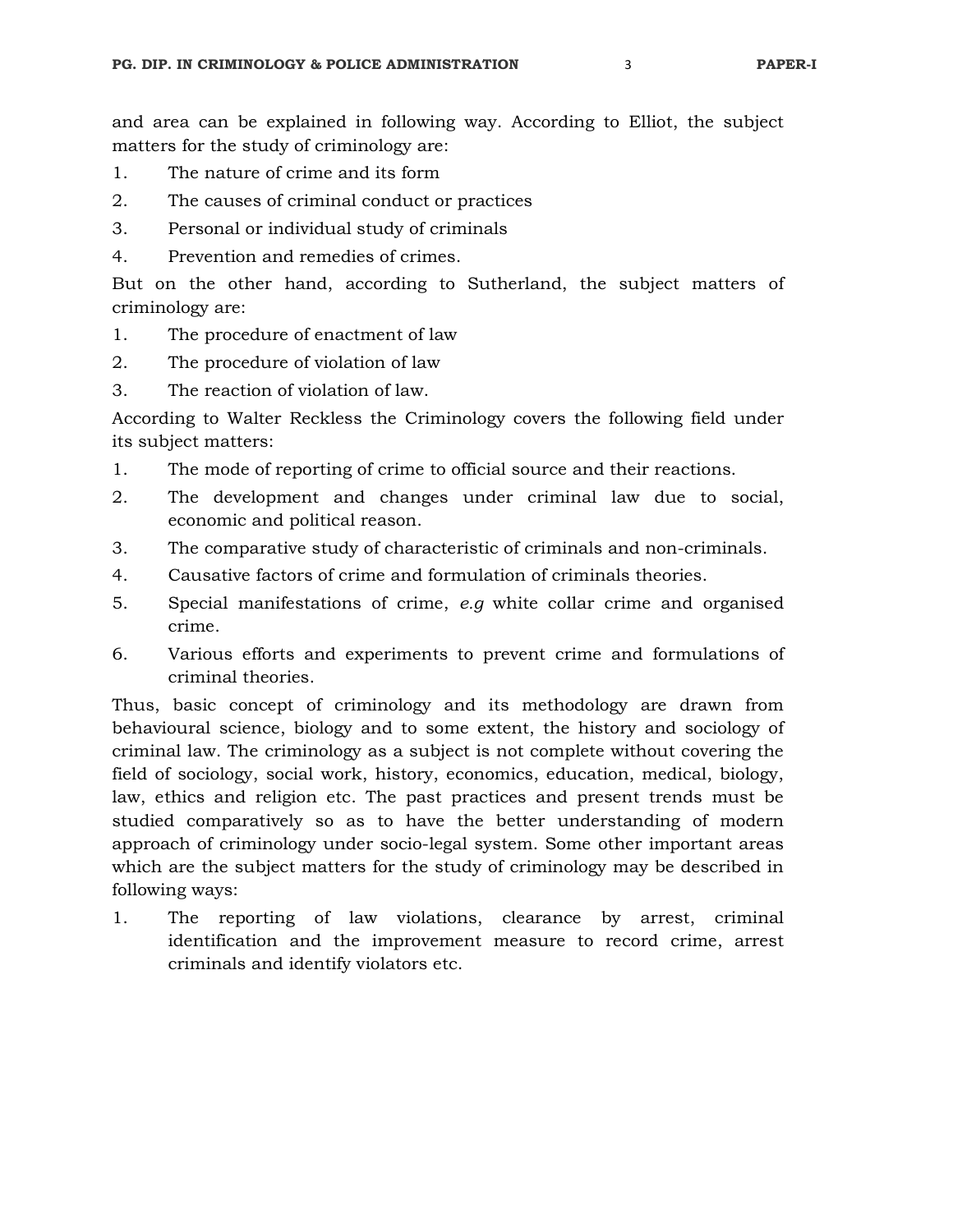and area can be explained in following way. According to Elliot, the subject matters for the study of criminology are:

1. The nature of crime and its form
2. The causes of criminal conduct or practices
3. Personal or individual study of criminals
4. Prevention and remedies of crimes.

But on the other hand, according to Sutherland, the subject matters of criminology are:

1. The procedure of enactment of law
2. The procedure of violation of law
3. The reaction of violation of law.

According to Walter Reckless the Criminology covers the following field under its subject matters:

1. The mode of reporting of crime to official source and their reactions.
2. The development and changes under criminal law due to social, economic and political reason.
3. The comparative study of characteristic of criminals and non-criminals.
4. Causative factors of crime and formulation of criminals theories.
5. Special manifestations of crime, *e.g* white collar crime and organised crime.
6. Various efforts and experiments to prevent crime and formulations of criminal theories.

Thus, basic concept of criminology and its methodology are drawn from behavioural science, biology and to some extent, the history and sociology of criminal law. The criminology as a subject is not complete without covering the field of sociology, social work, history, economics, education, medical, biology, law, ethics and religion etc. The past practices and present trends must be studied comparatively so as to have the better understanding of modern approach of criminology under socio-legal system. Some other important areas which are the subject matters for the study of criminology may be described in following ways:

1. The reporting of law violations, clearance by arrest, criminal identification and the improvement measure to record crime, arrest criminals and identify violators etc.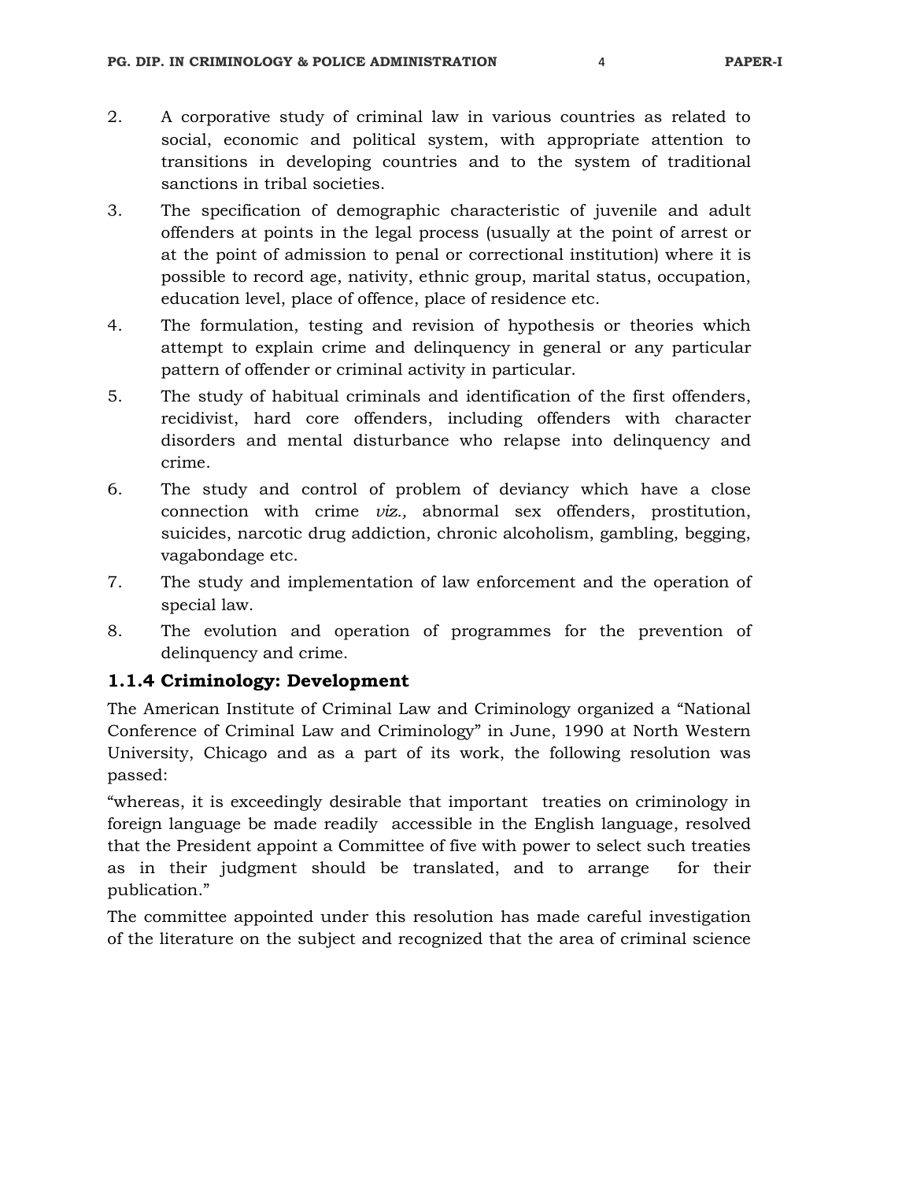2. A corporative study of criminal law in various countries as related to social, economic and political system, with appropriate attention to transitions in developing countries and to the system of traditional sanctions in tribal societies.
3. The specification of demographic characteristic of juvenile and adult offenders at points in the legal process (usually at the point of arrest or at the point of admission to penal or correctional institution) where it is possible to record age, nativity, ethnic group, marital status, occupation, education level, place of offence, place of residence etc.
4. The formulation, testing and revision of hypothesis or theories which attempt to explain crime and delinquency in general or any particular pattern of offender or criminal activity in particular.
5. The study of habitual criminals and identification of the first offenders, recidivist, hard core offenders, including offenders with character disorders and mental disturbance who relapse into delinquency and crime.
6. The study and control of problem of deviancy which have a close connection with crime *viz.,* abnormal sex offenders, prostitution, suicides, narcotic drug addiction, chronic alcoholism, gambling, begging, vagabondage etc.
7. The study and implementation of law enforcement and the operation of special law.
8. The evolution and operation of programmes for the prevention of delinquency and crime.

### 1.1.4 Criminology: Development

The American Institute of Criminal Law and Criminology organized a "National Conference of Criminal Law and Criminology" in June, 1990 at North Western University, Chicago and as a part of its work, the following resolution was passed:

"whereas, it is exceedingly desirable that important treaties on criminology in foreign language be made readily accessible in the English language, resolved that the President appoint a Committee of five with power to select such treaties as in their judgment should be translated, and to arrange for their publication."

The committee appointed under this resolution has made careful investigation of the literature on the subject and recognized that the area of criminal science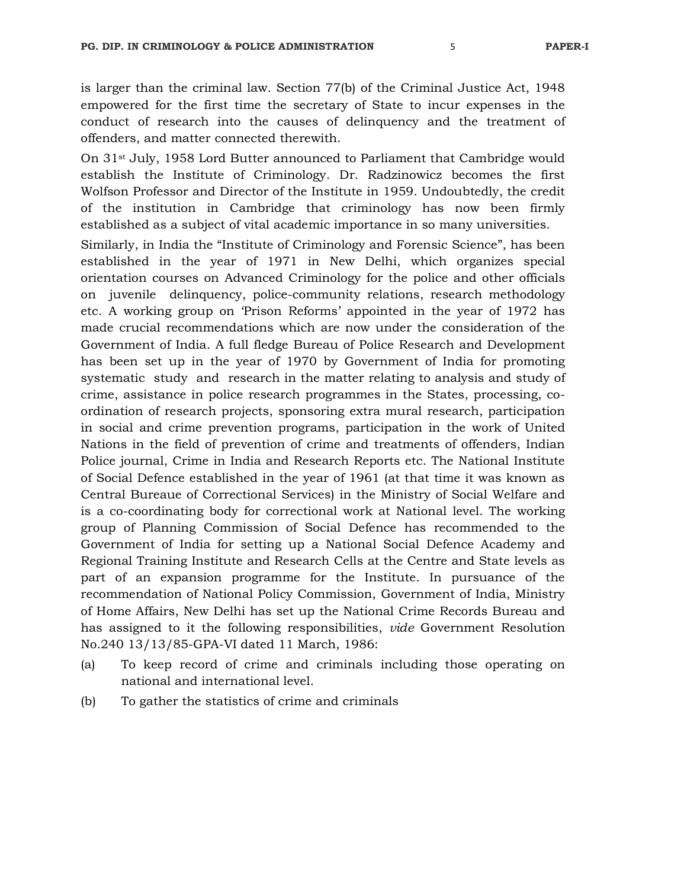is larger than the criminal law. Section 77(b) of the Criminal Justice Act, 1948 empowered for the first time the secretary of State to incur expenses in the conduct of research into the causes of delinquency and the treatment of offenders, and matter connected therewith.

On 31st July, 1958 Lord Butter announced to Parliament that Cambridge would establish the Institute of Criminology. Dr. Radzinowicz becomes the first Wolfson Professor and Director of the Institute in 1959. Undoubtedly, the credit of the institution in Cambridge that criminology has now been firmly established as a subject of vital academic importance in so many universities.

Similarly, in India the "Institute of Criminology and Forensic Science", has been established in the year of 1971 in New Delhi, which organizes special orientation courses on Advanced Criminology for the police and other officials on juvenile delinquency, police-community relations, research methodology etc. A working group on 'Prison Reforms' appointed in the year of 1972 has made crucial recommendations which are now under the consideration of the Government of India. A full fledge Bureau of Police Research and Development has been set up in the year of 1970 by Government of India for promoting systematic study and research in the matter relating to analysis and study of crime, assistance in police research programmes in the States, processing, co-ordination of research projects, sponsoring extra mural research, participation in social and crime prevention programs, participation in the work of United Nations in the field of prevention of crime and treatments of offenders, Indian Police journal, Crime in India and Research Reports etc. The National Institute of Social Defence established in the year of 1961 (at that time it was known as Central Bureaue of Correctional Services) in the Ministry of Social Welfare and is a co-coordinating body for correctional work at National level. The working group of Planning Commission of Social Defence has recommended to the Government of India for setting up a National Social Defence Academy and Regional Training Institute and Research Cells at the Centre and State levels as part of an expansion programme for the Institute. In pursuance of the recommendation of National Policy Commission, Government of India, Ministry of Home Affairs, New Delhi has set up the National Crime Records Bureau and has assigned to it the following responsibilities, *vide* Government Resolution No.240 13/13/85-GPA-VI dated 11 March, 1986:

(a) To keep record of crime and criminals including those operating on national and international level.

(b) To gather the statistics of crime and criminals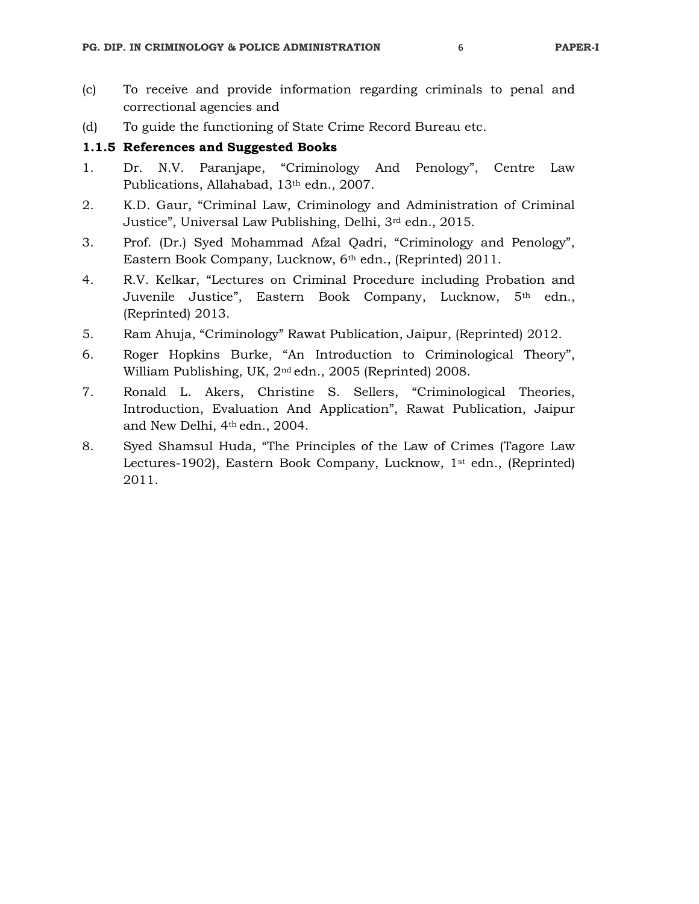(c) To receive and provide information regarding criminals to penal and correctional agencies and

(d) To guide the functioning of State Crime Record Bureau etc.

### 1.1.5 References and Suggested Books

1. Dr. N.V. Paranjape, “Criminology And Penology”, Centre Law Publications, Allahabad, 13th edn., 2007.
2. K.D. Gaur, “Criminal Law, Criminology and Administration of Criminal Justice”, Universal Law Publishing, Delhi, 3rd edn., 2015.
3. Prof. (Dr.) Syed Mohammad Afzal Qadri, “Criminology and Penology”, Eastern Book Company, Lucknow, 6th edn., (Reprinted) 2011.
4. R.V. Kelkar, “Lectures on Criminal Procedure including Probation and Juvenile Justice”, Eastern Book Company, Lucknow, 5th edn., (Reprinted) 2013.
5. Ram Ahuja, “Criminology” Rawat Publication, Jaipur, (Reprinted) 2012.
6. Roger Hopkins Burke, “An Introduction to Criminological Theory”, William Publishing, UK, 2nd edn., 2005 (Reprinted) 2008.
7. Ronald L. Akers, Christine S. Sellers, “Criminological Theories, Introduction, Evaluation And Application”, Rawat Publication, Jaipur and New Delhi, 4th edn., 2004.
8. Syed Shamsul Huda, “The Principles of the Law of Crimes (Tagore Law Lectures-1902), Eastern Book Company, Lucknow, 1st edn., (Reprinted) 2011.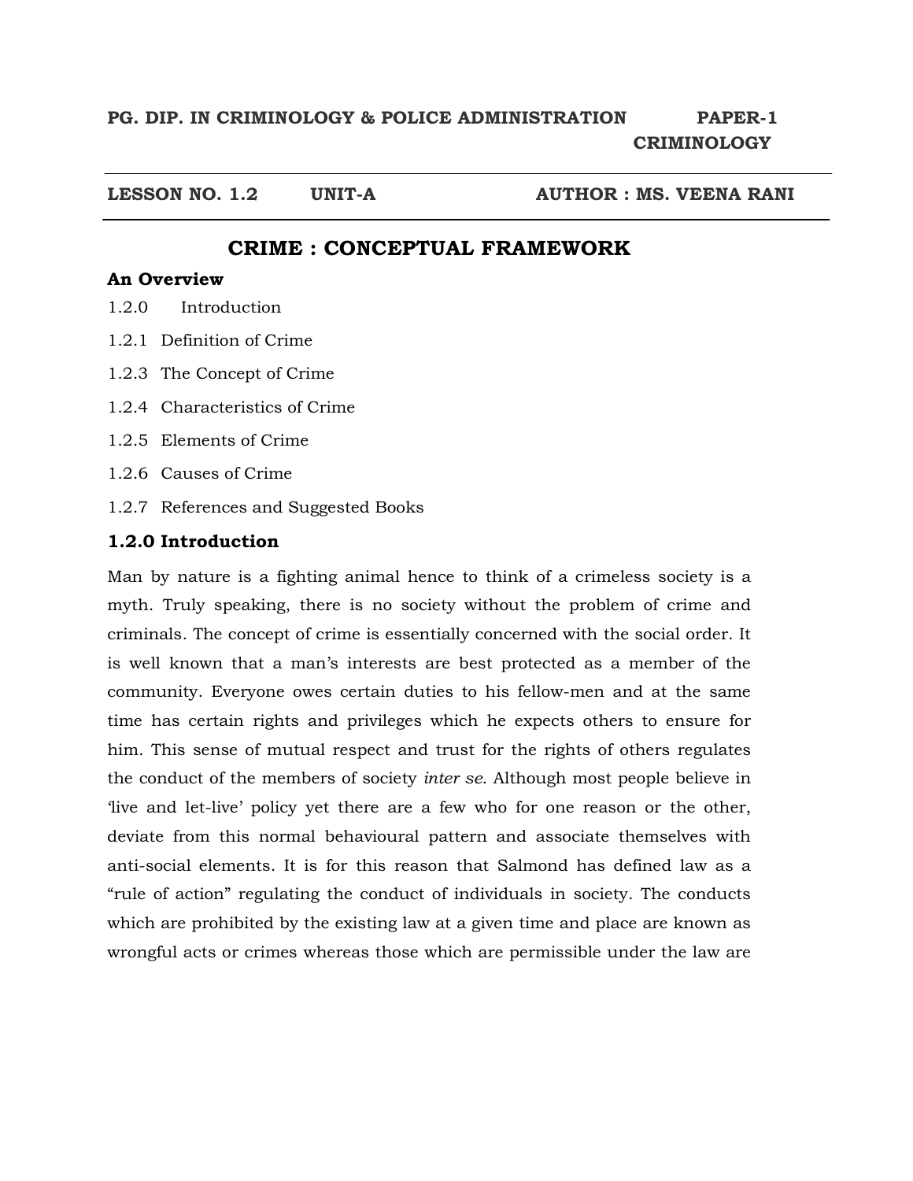**PG. DIP. IN CRIMINOLOGY & POLICE ADMINISTRATION PAPER-1 CRIMINOLOGY**

**LESSON NO. 1.2 UNIT-A AUTHOR : MS. VEENA RANI**

# CRIME : CONCEPTUAL FRAMEWORK

**An Overview**

1.2.0 Introduction

1.2.1 Definition of Crime

1.2.3 The Concept of Crime

1.2.4 Characteristics of Crime

1.2.5 Elements of Crime

1.2.6 Causes of Crime

1.2.7 References and Suggested Books

## 1.2.0 Introduction

Man by nature is a fighting animal hence to think of a crimeless society is a myth. Truly speaking, there is no society without the problem of crime and criminals. The concept of crime is essentially concerned with the social order. It is well known that a man's interests are best protected as a member of the community. Everyone owes certain duties to his fellow-men and at the same time has certain rights and privileges which he expects others to ensure for him. This sense of mutual respect and trust for the rights of others regulates the conduct of the members of society *inter se*. Although most people believe in 'live and let-live' policy yet there are a few who for one reason or the other, deviate from this normal behavioural pattern and associate themselves with anti-social elements. It is for this reason that Salmond has defined law as a "rule of action" regulating the conduct of individuals in society. The conducts which are prohibited by the existing law at a given time and place are known as wrongful acts or crimes whereas those which are permissible under the law are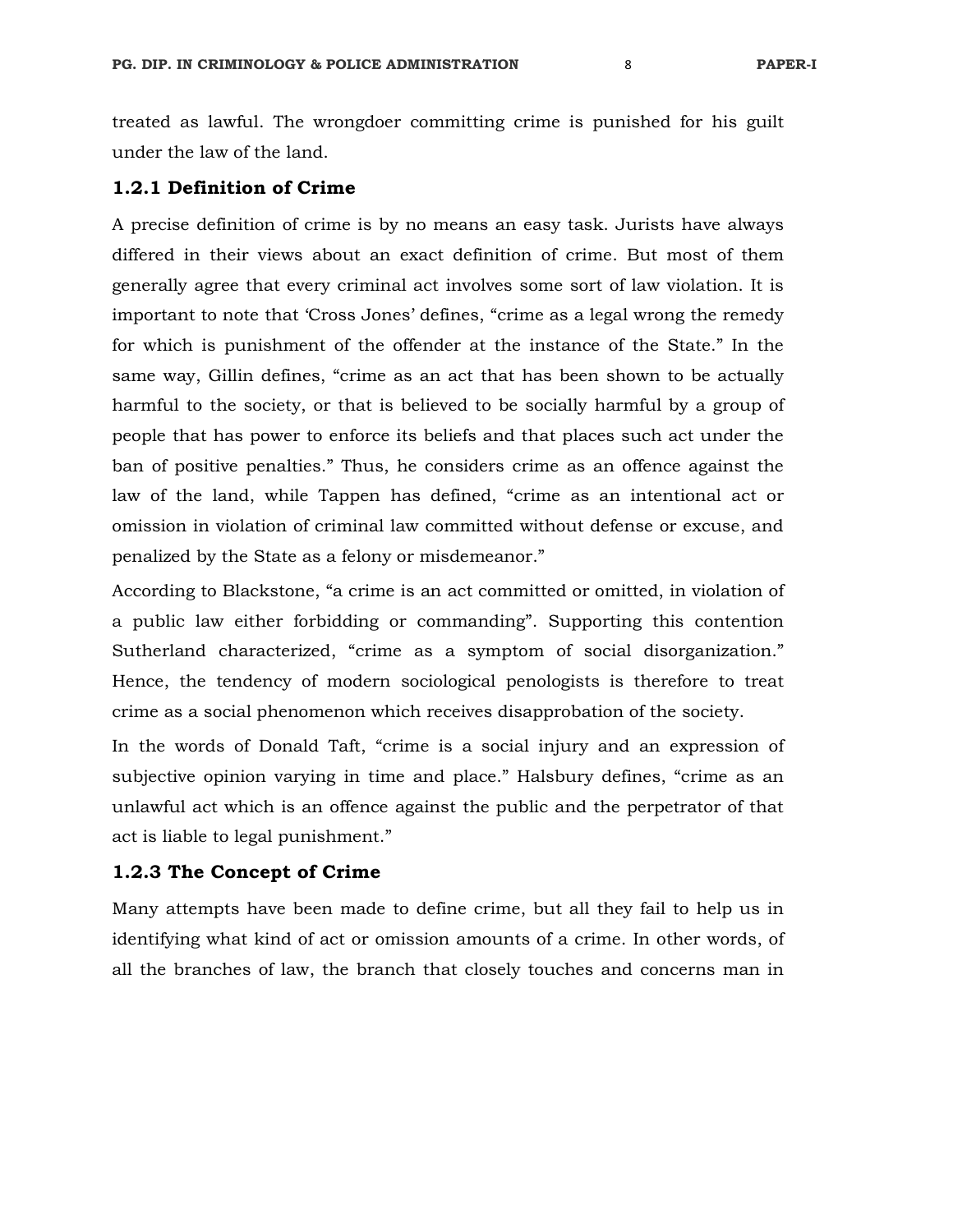treated as lawful. The wrongdoer committing crime is punished for his guilt under the law of the land.

### 1.2.1 Definition of Crime

A precise definition of crime is by no means an easy task. Jurists have always differed in their views about an exact definition of crime. But most of them generally agree that every criminal act involves some sort of law violation. It is important to note that 'Cross Jones' defines, "crime as a legal wrong the remedy for which is punishment of the offender at the instance of the State." In the same way, Gillin defines, "crime as an act that has been shown to be actually harmful to the society, or that is believed to be socially harmful by a group of people that has power to enforce its beliefs and that places such act under the ban of positive penalties." Thus, he considers crime as an offence against the law of the land, while Tappen has defined, "crime as an intentional act or omission in violation of criminal law committed without defense or excuse, and penalized by the State as a felony or misdemeanor."

According to Blackstone, "a crime is an act committed or omitted, in violation of a public law either forbidding or commanding". Supporting this contention Sutherland characterized, "crime as a symptom of social disorganization." Hence, the tendency of modern sociological penologists is therefore to treat crime as a social phenomenon which receives disapprobation of the society.

In the words of Donald Taft, "crime is a social injury and an expression of subjective opinion varying in time and place." Halsbury defines, "crime as an unlawful act which is an offence against the public and the perpetrator of that act is liable to legal punishment."

### 1.2.3 The Concept of Crime

Many attempts have been made to define crime, but all they fail to help us in identifying what kind of act or omission amounts of a crime. In other words, of all the branches of law, the branch that closely touches and concerns man in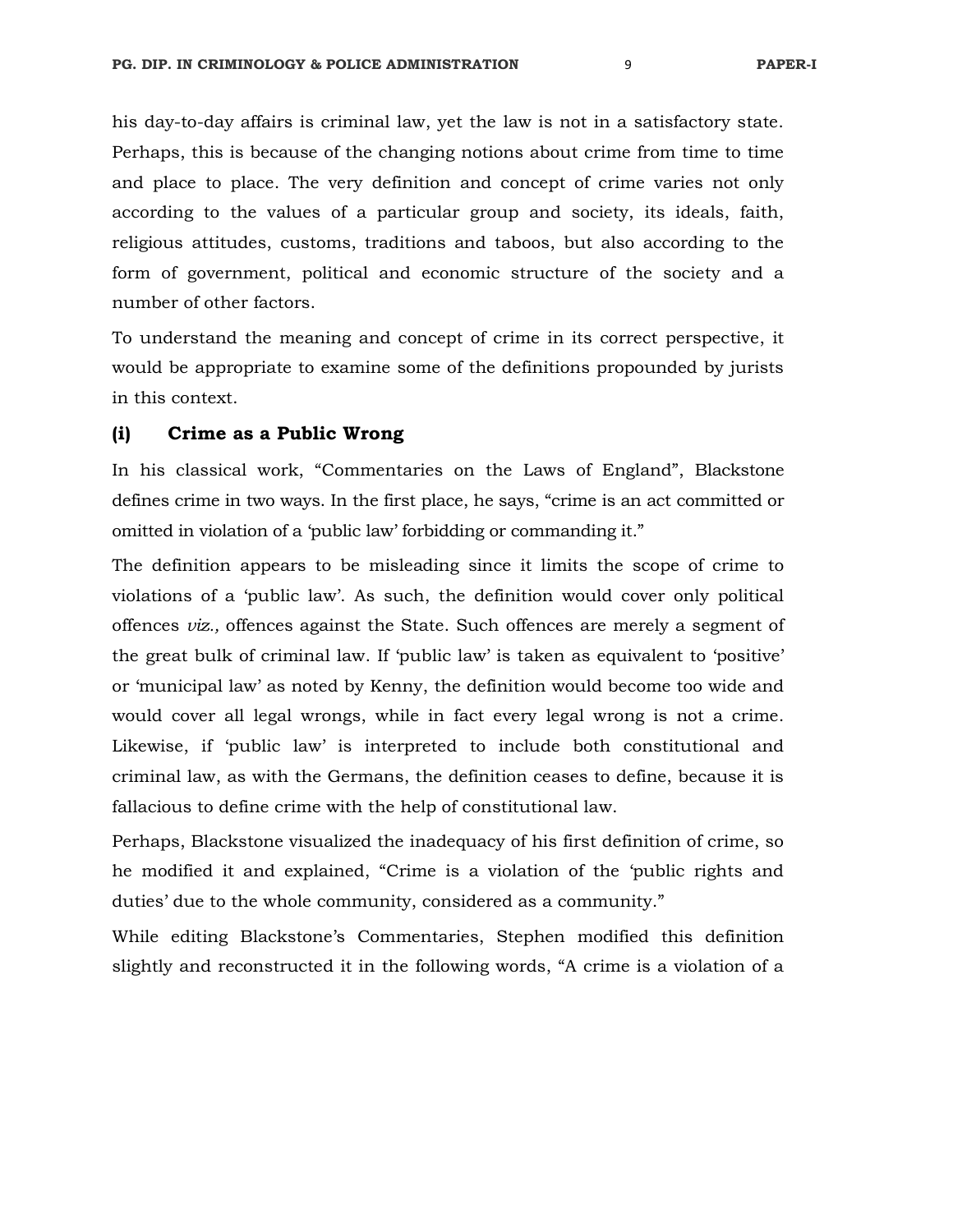his day-to-day affairs is criminal law, yet the law is not in a satisfactory state. Perhaps, this is because of the changing notions about crime from time to time and place to place. The very definition and concept of crime varies not only according to the values of a particular group and society, its ideals, faith, religious attitudes, customs, traditions and taboos, but also according to the form of government, political and economic structure of the society and a number of other factors.

To understand the meaning and concept of crime in its correct perspective, it would be appropriate to examine some of the definitions propounded by jurists in this context.

### (i) Crime as a Public Wrong

In his classical work, "Commentaries on the Laws of England", Blackstone defines crime in two ways. In the first place, he says, "crime is an act committed or omitted in violation of a 'public law' forbidding or commanding it."

The definition appears to be misleading since it limits the scope of crime to violations of a 'public law'. As such, the definition would cover only political offences *viz.,* offences against the State. Such offences are merely a segment of the great bulk of criminal law. If 'public law' is taken as equivalent to 'positive' or 'municipal law' as noted by Kenny, the definition would become too wide and would cover all legal wrongs, while in fact every legal wrong is not a crime. Likewise, if 'public law' is interpreted to include both constitutional and criminal law, as with the Germans, the definition ceases to define, because it is fallacious to define crime with the help of constitutional law.

Perhaps, Blackstone visualized the inadequacy of his first definition of crime, so he modified it and explained, "Crime is a violation of the 'public rights and duties' due to the whole community, considered as a community."

While editing Blackstone's Commentaries, Stephen modified this definition slightly and reconstructed it in the following words, "A crime is a violation of a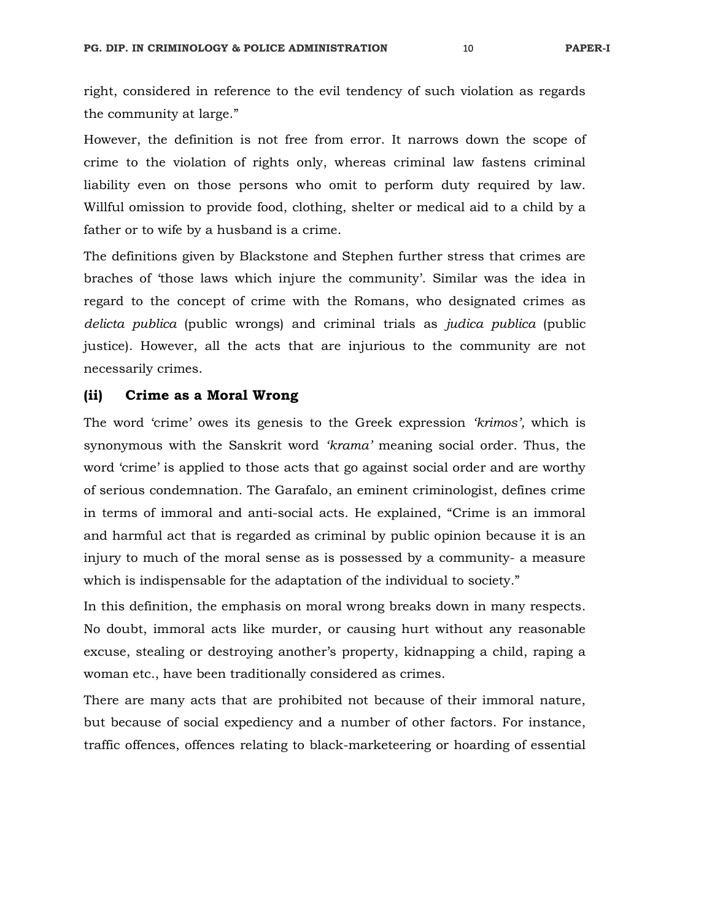right, considered in reference to the evil tendency of such violation as regards the community at large."

However, the definition is not free from error. It narrows down the scope of crime to the violation of rights only, whereas criminal law fastens criminal liability even on those persons who omit to perform duty required by law. Willful omission to provide food, clothing, shelter or medical aid to a child by a father or to wife by a husband is a crime.

The definitions given by Blackstone and Stephen further stress that crimes are braches of 'those laws which injure the community'. Similar was the idea in regard to the concept of crime with the Romans, who designated crimes as *delicta publica* (public wrongs) and criminal trials as *judica publica* (public justice). However, all the acts that are injurious to the community are not necessarily crimes.

### (ii) Crime as a Moral Wrong

The word 'crime' owes its genesis to the Greek expression *'krimos',* which is synonymous with the Sanskrit word *'krama'* meaning social order. Thus, the word 'crime' is applied to those acts that go against social order and are worthy of serious condemnation. The Garafalo, an eminent criminologist, defines crime in terms of immoral and anti-social acts. He explained, "Crime is an immoral and harmful act that is regarded as criminal by public opinion because it is an injury to much of the moral sense as is possessed by a community- a measure which is indispensable for the adaptation of the individual to society."

In this definition, the emphasis on moral wrong breaks down in many respects. No doubt, immoral acts like murder, or causing hurt without any reasonable excuse, stealing or destroying another's property, kidnapping a child, raping a woman etc., have been traditionally considered as crimes.

There are many acts that are prohibited not because of their immoral nature, but because of social expediency and a number of other factors. For instance, traffic offences, offences relating to black-marketeering or hoarding of essential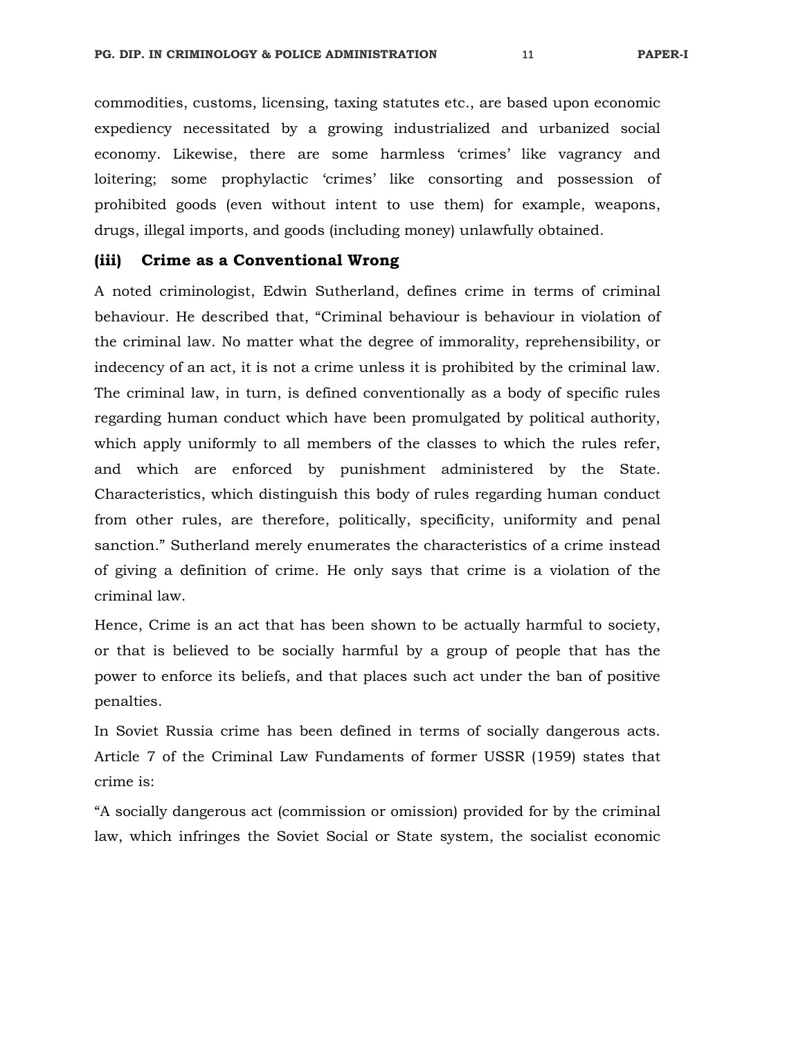commodities, customs, licensing, taxing statutes etc., are based upon economic expediency necessitated by a growing industrialized and urbanized social economy. Likewise, there are some harmless 'crimes' like vagrancy and loitering; some prophylactic 'crimes' like consorting and possession of prohibited goods (even without intent to use them) for example, weapons, drugs, illegal imports, and goods (including money) unlawfully obtained.

### (iii) Crime as a Conventional Wrong

A noted criminologist, Edwin Sutherland, defines crime in terms of criminal behaviour. He described that, "Criminal behaviour is behaviour in violation of the criminal law. No matter what the degree of immorality, reprehensibility, or indecency of an act, it is not a crime unless it is prohibited by the criminal law. The criminal law, in turn, is defined conventionally as a body of specific rules regarding human conduct which have been promulgated by political authority, which apply uniformly to all members of the classes to which the rules refer, and which are enforced by punishment administered by the State. Characteristics, which distinguish this body of rules regarding human conduct from other rules, are therefore, politically, specificity, uniformity and penal sanction." Sutherland merely enumerates the characteristics of a crime instead of giving a definition of crime. He only says that crime is a violation of the criminal law.

Hence, Crime is an act that has been shown to be actually harmful to society, or that is believed to be socially harmful by a group of people that has the power to enforce its beliefs, and that places such act under the ban of positive penalties.

In Soviet Russia crime has been defined in terms of socially dangerous acts. Article 7 of the Criminal Law Fundaments of former USSR (1959) states that crime is:

"A socially dangerous act (commission or omission) provided for by the criminal law, which infringes the Soviet Social or State system, the socialist economic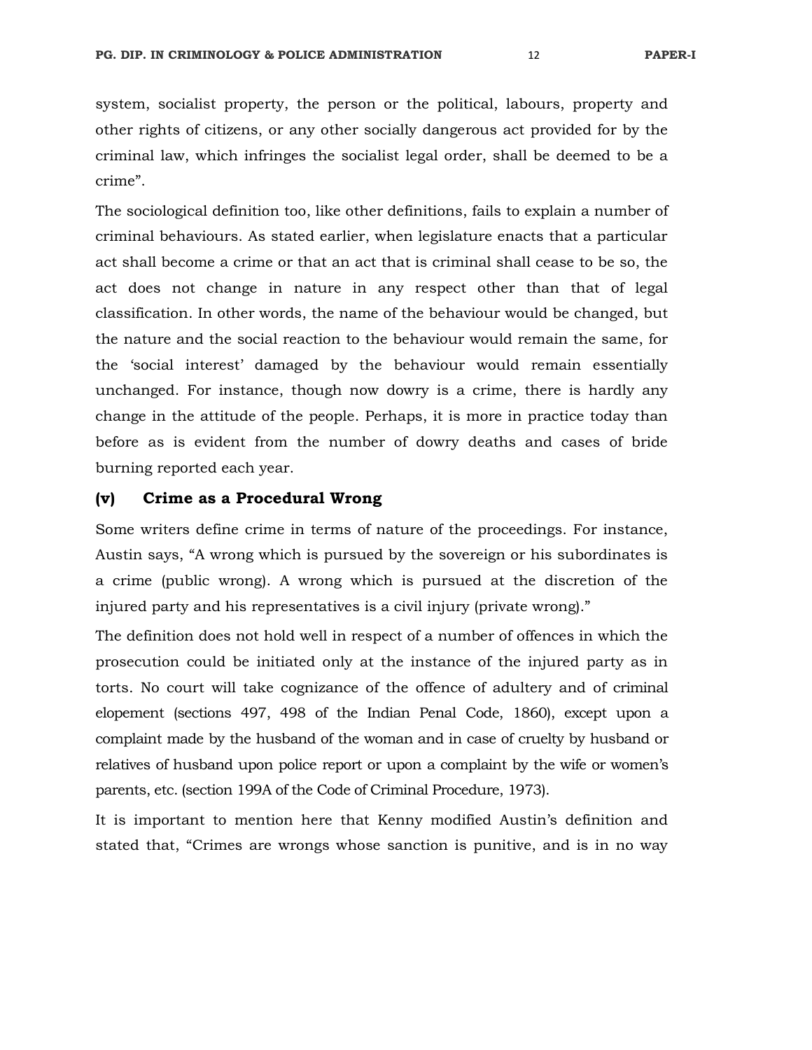system, socialist property, the person or the political, labours, property and other rights of citizens, or any other socially dangerous act provided for by the criminal law, which infringes the socialist legal order, shall be deemed to be a crime".

The sociological definition too, like other definitions, fails to explain a number of criminal behaviours. As stated earlier, when legislature enacts that a particular act shall become a crime or that an act that is criminal shall cease to be so, the act does not change in nature in any respect other than that of legal classification. In other words, the name of the behaviour would be changed, but the nature and the social reaction to the behaviour would remain the same, for the 'social interest' damaged by the behaviour would remain essentially unchanged. For instance, though now dowry is a crime, there is hardly any change in the attitude of the people. Perhaps, it is more in practice today than before as is evident from the number of dowry deaths and cases of bride burning reported each year.

### (v) Crime as a Procedural Wrong

Some writers define crime in terms of nature of the proceedings. For instance, Austin says, "A wrong which is pursued by the sovereign or his subordinates is a crime (public wrong). A wrong which is pursued at the discretion of the injured party and his representatives is a civil injury (private wrong)."

The definition does not hold well in respect of a number of offences in which the prosecution could be initiated only at the instance of the injured party as in torts. No court will take cognizance of the offence of adultery and of criminal elopement (sections 497, 498 of the Indian Penal Code, 1860), except upon a complaint made by the husband of the woman and in case of cruelty by husband or relatives of husband upon police report or upon a complaint by the wife or women's parents, etc. (section 199A of the Code of Criminal Procedure, 1973).

It is important to mention here that Kenny modified Austin's definition and stated that, "Crimes are wrongs whose sanction is punitive, and is in no way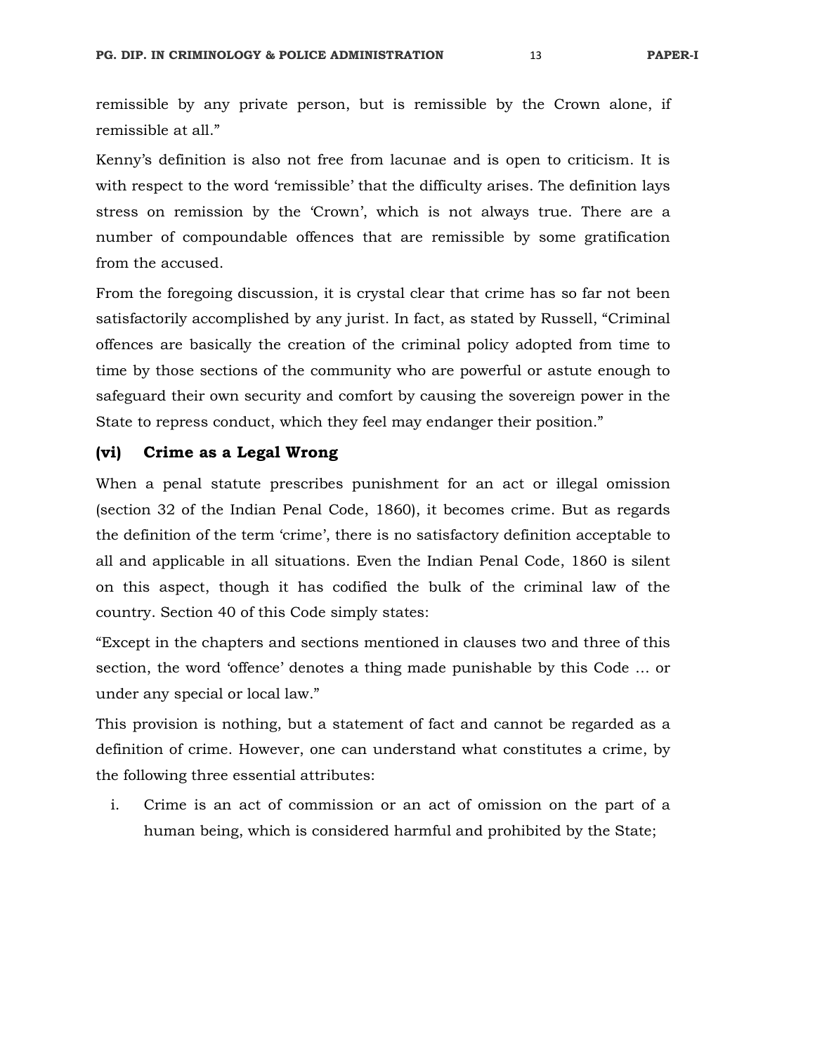remissible by any private person, but is remissible by the Crown alone, if remissible at all."

Kenny's definition is also not free from lacunae and is open to criticism. It is with respect to the word 'remissible' that the difficulty arises. The definition lays stress on remission by the 'Crown', which is not always true. There are a number of compoundable offences that are remissible by some gratification from the accused.

From the foregoing discussion, it is crystal clear that crime has so far not been satisfactorily accomplished by any jurist. In fact, as stated by Russell, "Criminal offences are basically the creation of the criminal policy adopted from time to time by those sections of the community who are powerful or astute enough to safeguard their own security and comfort by causing the sovereign power in the State to repress conduct, which they feel may endanger their position."

### (vi) Crime as a Legal Wrong

When a penal statute prescribes punishment for an act or illegal omission (section 32 of the Indian Penal Code, 1860), it becomes crime. But as regards the definition of the term 'crime', there is no satisfactory definition acceptable to all and applicable in all situations. Even the Indian Penal Code, 1860 is silent on this aspect, though it has codified the bulk of the criminal law of the country. Section 40 of this Code simply states:

"Except in the chapters and sections mentioned in clauses two and three of this section, the word 'offence' denotes a thing made punishable by this Code ... or under any special or local law."

This provision is nothing, but a statement of fact and cannot be regarded as a definition of crime. However, one can understand what constitutes a crime, by the following three essential attributes:

i. Crime is an act of commission or an act of omission on the part of a human being, which is considered harmful and prohibited by the State;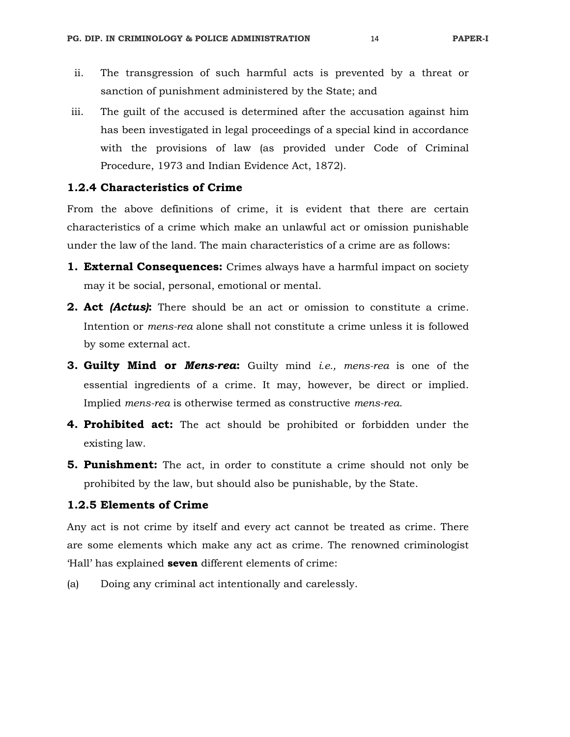ii. The transgression of such harmful acts is prevented by a threat or sanction of punishment administered by the State; and

iii. The guilt of the accused is determined after the accusation against him has been investigated in legal proceedings of a special kind in accordance with the provisions of law (as provided under Code of Criminal Procedure, 1973 and Indian Evidence Act, 1872).

### 1.2.4 Characteristics of Crime

From the above definitions of crime, it is evident that there are certain characteristics of a crime which make an unlawful act or omission punishable under the law of the land. The main characteristics of a crime are as follows:

1. **External Consequences:** Crimes always have a harmful impact on society may it be social, personal, emotional or mental.
2. **Act *(Actus)*:** There should be an act or omission to constitute a crime. Intention or *mens-rea* alone shall not constitute a crime unless it is followed by some external act.
3. **Guilty Mind or *Mens-rea*:** Guilty mind *i.e., mens-rea* is one of the essential ingredients of a crime. It may, however, be direct or implied. Implied *mens-rea* is otherwise termed as constructive *mens-rea*.
4. **Prohibited act:** The act should be prohibited or forbidden under the existing law.
5. **Punishment:** The act, in order to constitute a crime should not only be prohibited by the law, but should also be punishable, by the State.

### 1.2.5 Elements of Crime

Any act is not crime by itself and every act cannot be treated as crime. There are some elements which make any act as crime. The renowned criminologist 'Hall' has explained **seven** different elements of crime:

(a) Doing any criminal act intentionally and carelessly.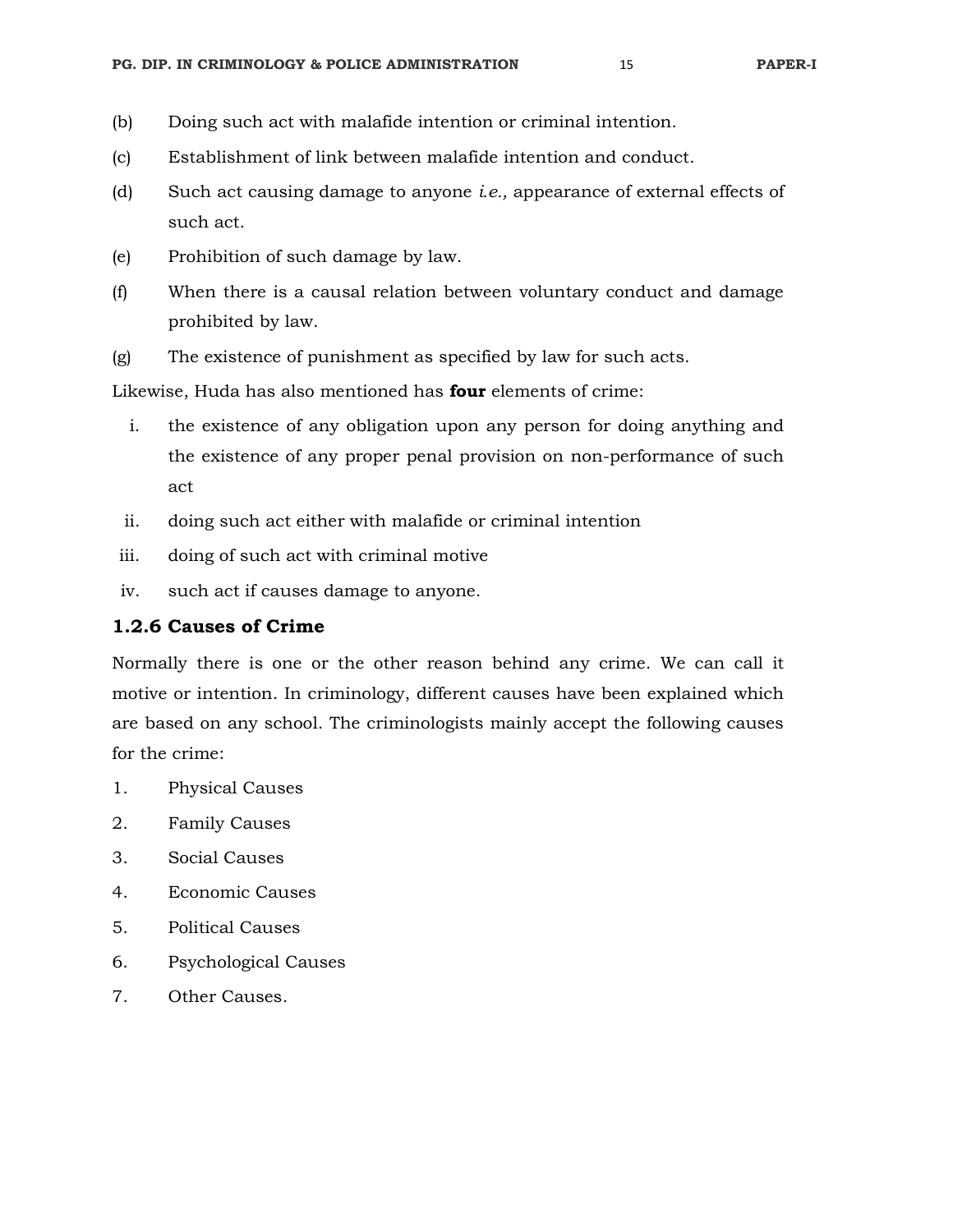(b) Doing such act with malafide intention or criminal intention.

(c) Establishment of link between malafide intention and conduct.

(d) Such act causing damage to anyone *i.e.,* appearance of external effects of such act.

(e) Prohibition of such damage by law.

(f) When there is a causal relation between voluntary conduct and damage prohibited by law.

(g) The existence of punishment as specified by law for such acts.

Likewise, Huda has also mentioned has **four** elements of crime:

i. the existence of any obligation upon any person for doing anything and the existence of any proper penal provision on non-performance of such act

ii. doing such act either with malafide or criminal intention

iii. doing of such act with criminal motive

iv. such act if causes damage to anyone.

### 1.2.6 Causes of Crime

Normally there is one or the other reason behind any crime. We can call it motive or intention. In criminology, different causes have been explained which are based on any school. The criminologists mainly accept the following causes for the crime:

1. Physical Causes
2. Family Causes
3. Social Causes
4. Economic Causes
5. Political Causes
6. Psychological Causes
7. Other Causes.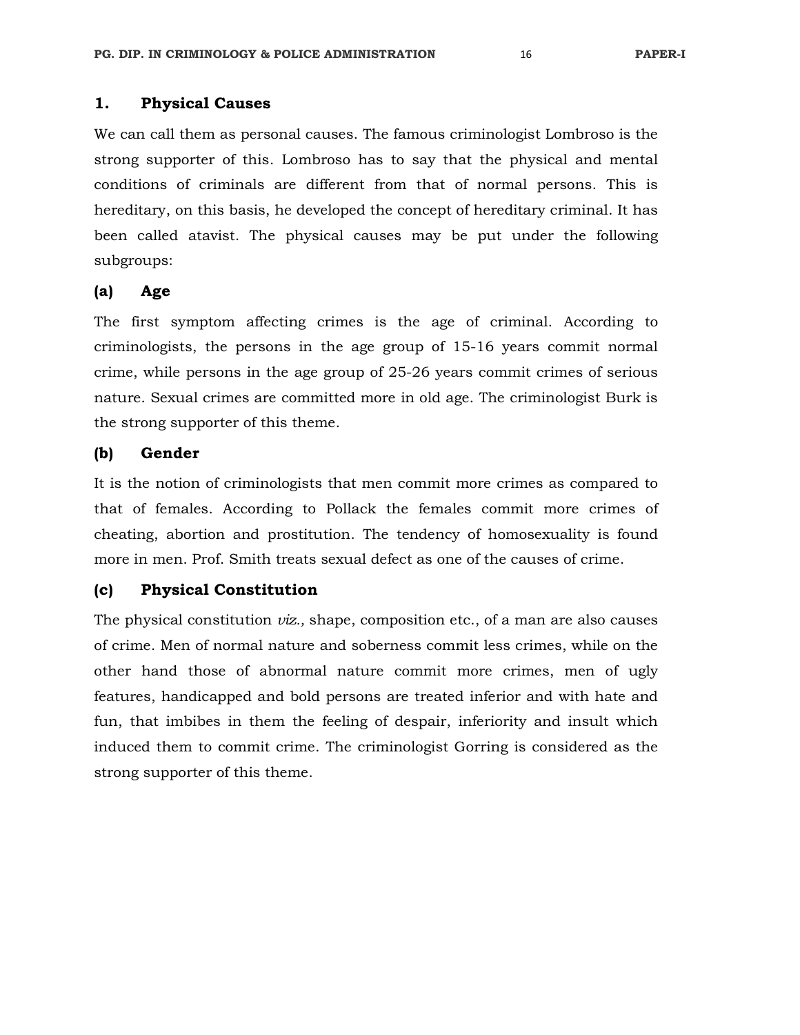## 1. Physical Causes

We can call them as personal causes. The famous criminologist Lombroso is the strong supporter of this. Lombroso has to say that the physical and mental conditions of criminals are different from that of normal persons. This is hereditary, on this basis, he developed the concept of hereditary criminal. It has been called atavist. The physical causes may be put under the following subgroups:

### (a) Age

The first symptom affecting crimes is the age of criminal. According to criminologists, the persons in the age group of 15-16 years commit normal crime, while persons in the age group of 25-26 years commit crimes of serious nature. Sexual crimes are committed more in old age. The criminologist Burk is the strong supporter of this theme.

### (b) Gender

It is the notion of criminologists that men commit more crimes as compared to that of females. According to Pollack the females commit more crimes of cheating, abortion and prostitution. The tendency of homosexuality is found more in men. Prof. Smith treats sexual defect as one of the causes of crime.

### (c) Physical Constitution

The physical constitution *viz.,* shape, composition etc., of a man are also causes of crime. Men of normal nature and soberness commit less crimes, while on the other hand those of abnormal nature commit more crimes, men of ugly features, handicapped and bold persons are treated inferior and with hate and fun, that imbibes in them the feeling of despair, inferiority and insult which induced them to commit crime. The criminologist Gorring is considered as the strong supporter of this theme.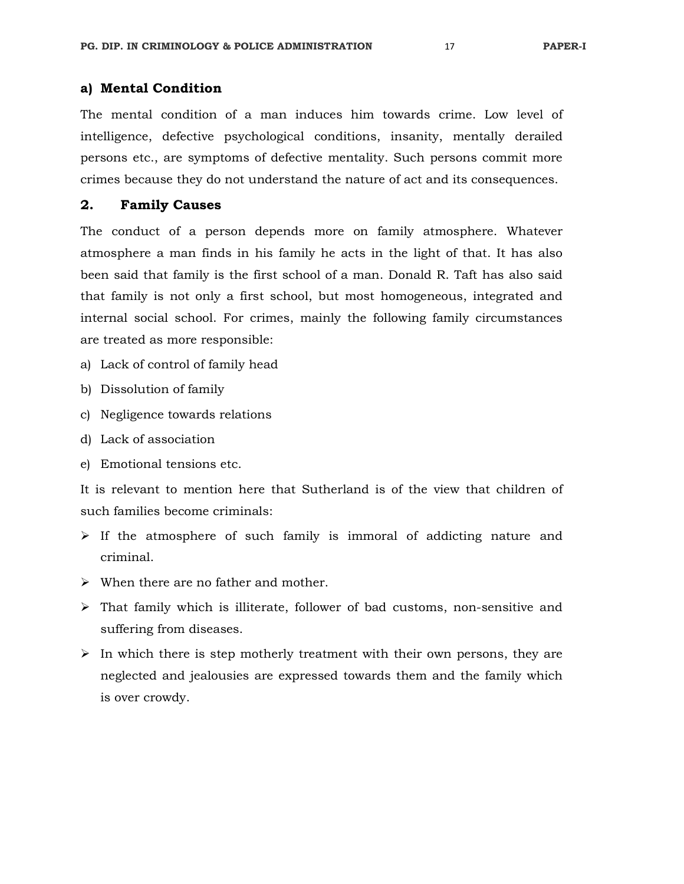### a) Mental Condition

The mental condition of a man induces him towards crime. Low level of intelligence, defective psychological conditions, insanity, mentally derailed persons etc., are symptoms of defective mentality. Such persons commit more crimes because they do not understand the nature of act and its consequences.

## 2. Family Causes

The conduct of a person depends more on family atmosphere. Whatever atmosphere a man finds in his family he acts in the light of that. It has also been said that family is the first school of a man. Donald R. Taft has also said that family is not only a first school, but most homogeneous, integrated and internal social school. For crimes, mainly the following family circumstances are treated as more responsible:

a) Lack of control of family head

b) Dissolution of family

c) Negligence towards relations

d) Lack of association

e) Emotional tensions etc.

It is relevant to mention here that Sutherland is of the view that children of such families become criminals:

- If the atmosphere of such family is immoral of addicting nature and criminal.
- When there are no father and mother.
- That family which is illiterate, follower of bad customs, non-sensitive and suffering from diseases.
- In which there is step motherly treatment with their own persons, they are neglected and jealousies are expressed towards them and the family which is over crowdy.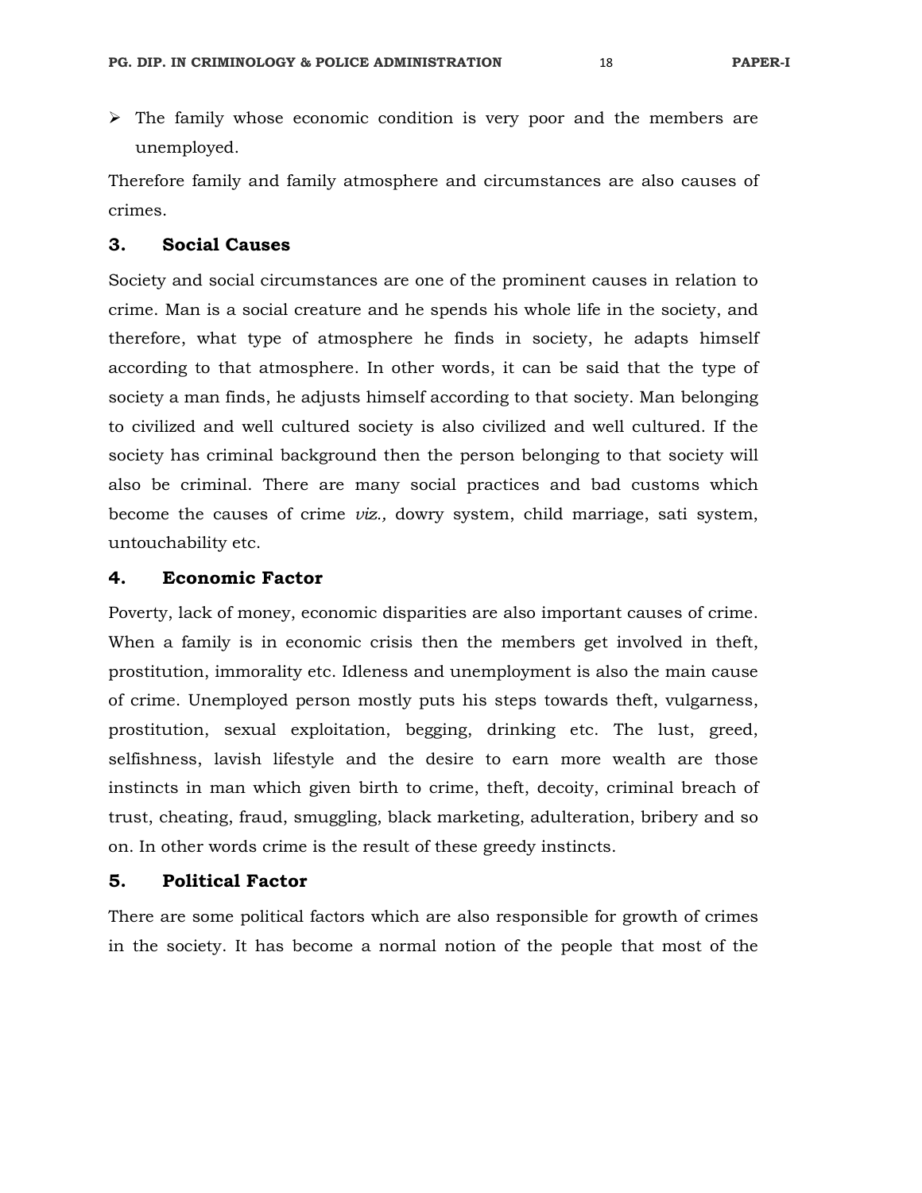- The family whose economic condition is very poor and the members are unemployed.

Therefore family and family atmosphere and circumstances are also causes of crimes.

### 3. Social Causes

Society and social circumstances are one of the prominent causes in relation to crime. Man is a social creature and he spends his whole life in the society, and therefore, what type of atmosphere he finds in society, he adapts himself according to that atmosphere. In other words, it can be said that the type of society a man finds, he adjusts himself according to that society. Man belonging to civilized and well cultured society is also civilized and well cultured. If the society has criminal background then the person belonging to that society will also be criminal. There are many social practices and bad customs which become the causes of crime *viz.,* dowry system, child marriage, sati system, untouchability etc.

### 4. Economic Factor

Poverty, lack of money, economic disparities are also important causes of crime. When a family is in economic crisis then the members get involved in theft, prostitution, immorality etc. Idleness and unemployment is also the main cause of crime. Unemployed person mostly puts his steps towards theft, vulgarness, prostitution, sexual exploitation, begging, drinking etc. The lust, greed, selfishness, lavish lifestyle and the desire to earn more wealth are those instincts in man which given birth to crime, theft, decoity, criminal breach of trust, cheating, fraud, smuggling, black marketing, adulteration, bribery and so on. In other words crime is the result of these greedy instincts.

### 5. Political Factor

There are some political factors which are also responsible for growth of crimes in the society. It has become a normal notion of the people that most of the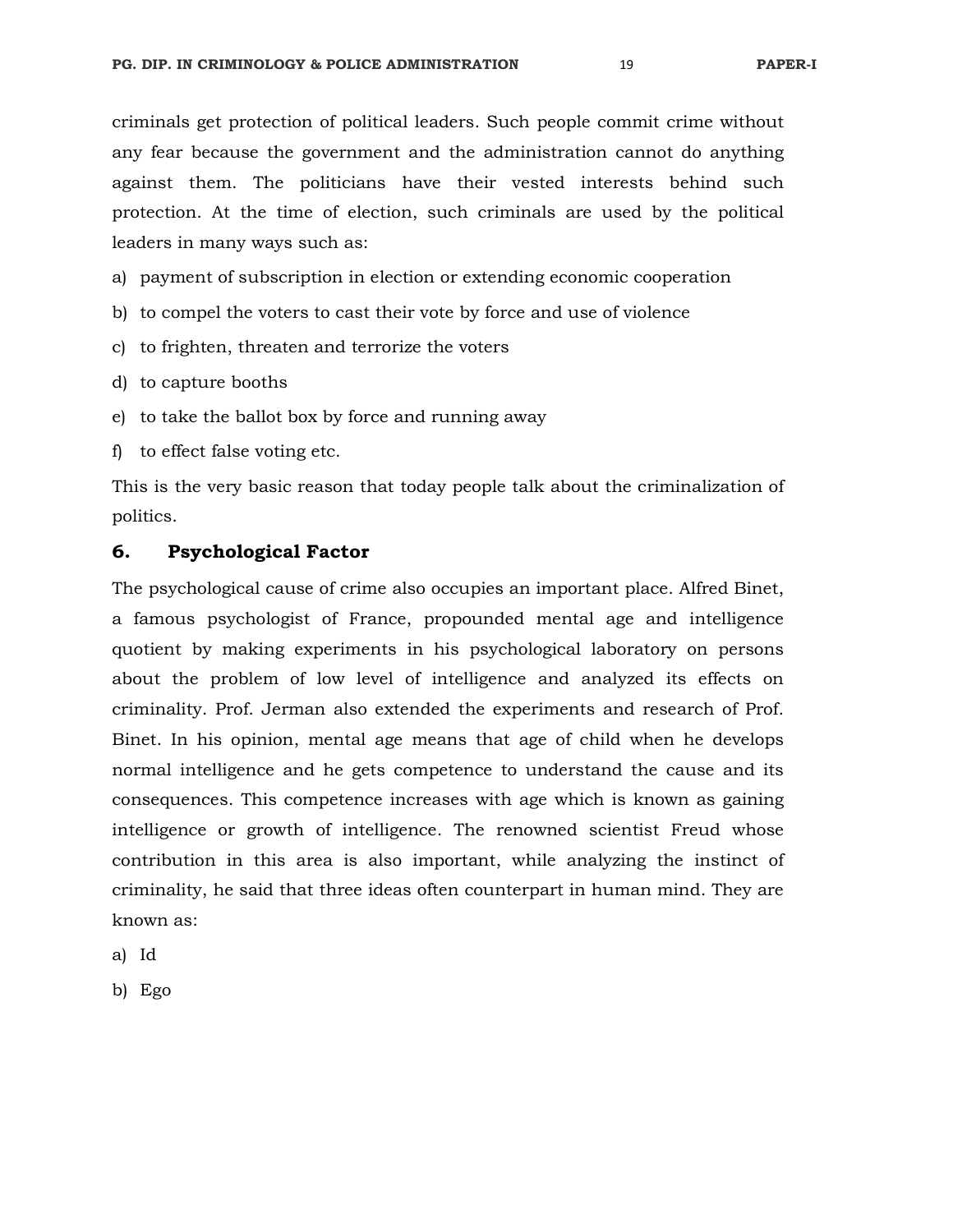criminals get protection of political leaders. Such people commit crime without any fear because the government and the administration cannot do anything against them. The politicians have their vested interests behind such protection. At the time of election, such criminals are used by the political leaders in many ways such as:

a) payment of subscription in election or extending economic cooperation
b) to compel the voters to cast their vote by force and use of violence
c) to frighten, threaten and terrorize the voters
d) to capture booths
e) to take the ballot box by force and running away
f) to effect false voting etc.

This is the very basic reason that today people talk about the criminalization of politics.

## 6. Psychological Factor

The psychological cause of crime also occupies an important place. Alfred Binet, a famous psychologist of France, propounded mental age and intelligence quotient by making experiments in his psychological laboratory on persons about the problem of low level of intelligence and analyzed its effects on criminality. Prof. Jerman also extended the experiments and research of Prof. Binet. In his opinion, mental age means that age of child when he develops normal intelligence and he gets competence to understand the cause and its consequences. This competence increases with age which is known as gaining intelligence or growth of intelligence. The renowned scientist Freud whose contribution in this area is also important, while analyzing the instinct of criminality, he said that three ideas often counterpart in human mind. They are known as:

a) Id
b) Ego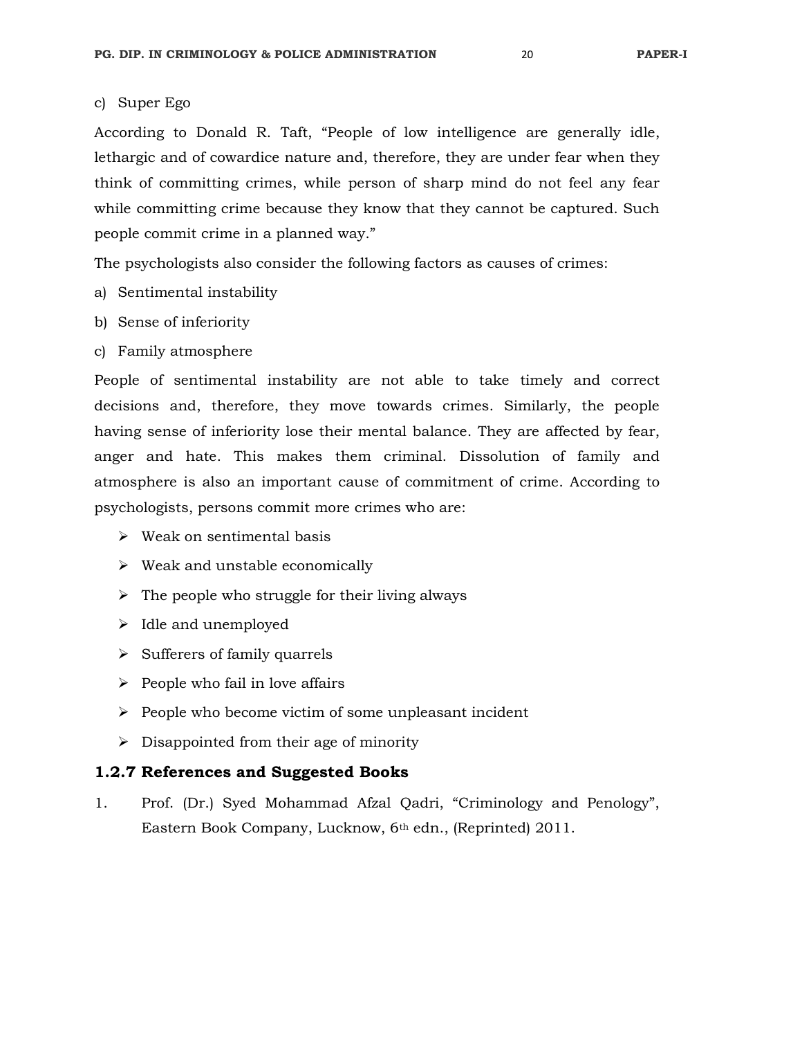c) Super Ego

According to Donald R. Taft, "People of low intelligence are generally idle, lethargic and of cowardice nature and, therefore, they are under fear when they think of committing crimes, while person of sharp mind do not feel any fear while committing crime because they know that they cannot be captured. Such people commit crime in a planned way."

The psychologists also consider the following factors as causes of crimes:

a) Sentimental instability
b) Sense of inferiority
c) Family atmosphere

People of sentimental instability are not able to take timely and correct decisions and, therefore, they move towards crimes. Similarly, the people having sense of inferiority lose their mental balance. They are affected by fear, anger and hate. This makes them criminal. Dissolution of family and atmosphere is also an important cause of commitment of crime. According to psychologists, persons commit more crimes who are:

- Weak on sentimental basis
- Weak and unstable economically
- The people who struggle for their living always
- Idle and unemployed
- Sufferers of family quarrels
- People who fail in love affairs
- People who become victim of some unpleasant incident
- Disappointed from their age of minority

### 1.2.7 References and Suggested Books

1. Prof. (Dr.) Syed Mohammad Afzal Qadri, "Criminology and Penology", Eastern Book Company, Lucknow, 6th edn., (Reprinted) 2011.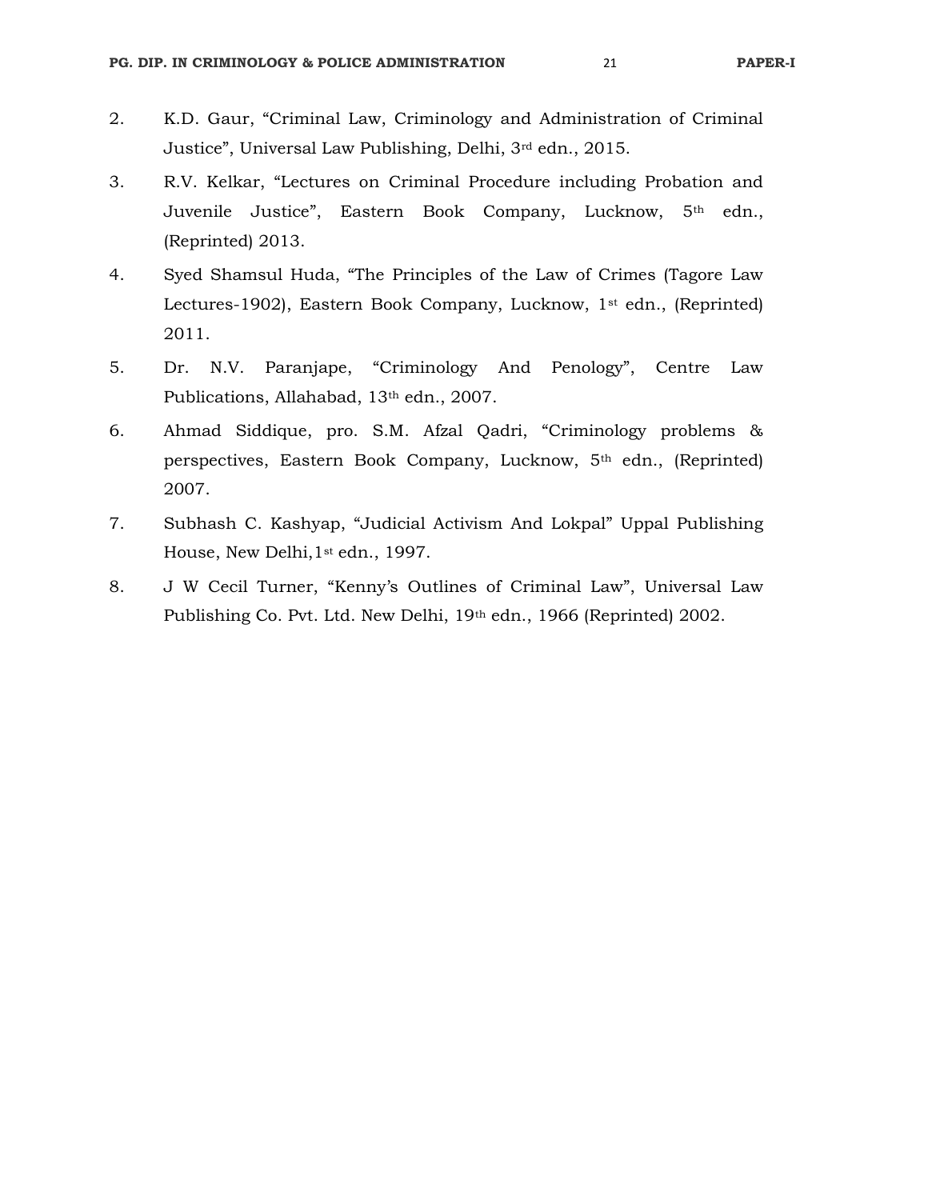2. K.D. Gaur, “Criminal Law, Criminology and Administration of Criminal Justice”, Universal Law Publishing, Delhi, 3rd edn., 2015.
3. R.V. Kelkar, “Lectures on Criminal Procedure including Probation and Juvenile Justice”, Eastern Book Company, Lucknow, 5th edn., (Reprinted) 2013.
4. Syed Shamsul Huda, “The Principles of the Law of Crimes (Tagore Law Lectures-1902), Eastern Book Company, Lucknow, 1st edn., (Reprinted) 2011.
5. Dr. N.V. Paranjape, “Criminology And Penology”, Centre Law Publications, Allahabad, 13th edn., 2007.
6. Ahmad Siddique, pro. S.M. Afzal Qadri, “Criminology problems & perspectives, Eastern Book Company, Lucknow, 5th edn., (Reprinted) 2007.
7. Subhash C. Kashyap, “Judicial Activism And Lokpal” Uppal Publishing House, New Delhi,1st edn., 1997.
8. J W Cecil Turner, “Kenny’s Outlines of Criminal Law”, Universal Law Publishing Co. Pvt. Ltd. New Delhi, 19th edn., 1966 (Reprinted) 2002.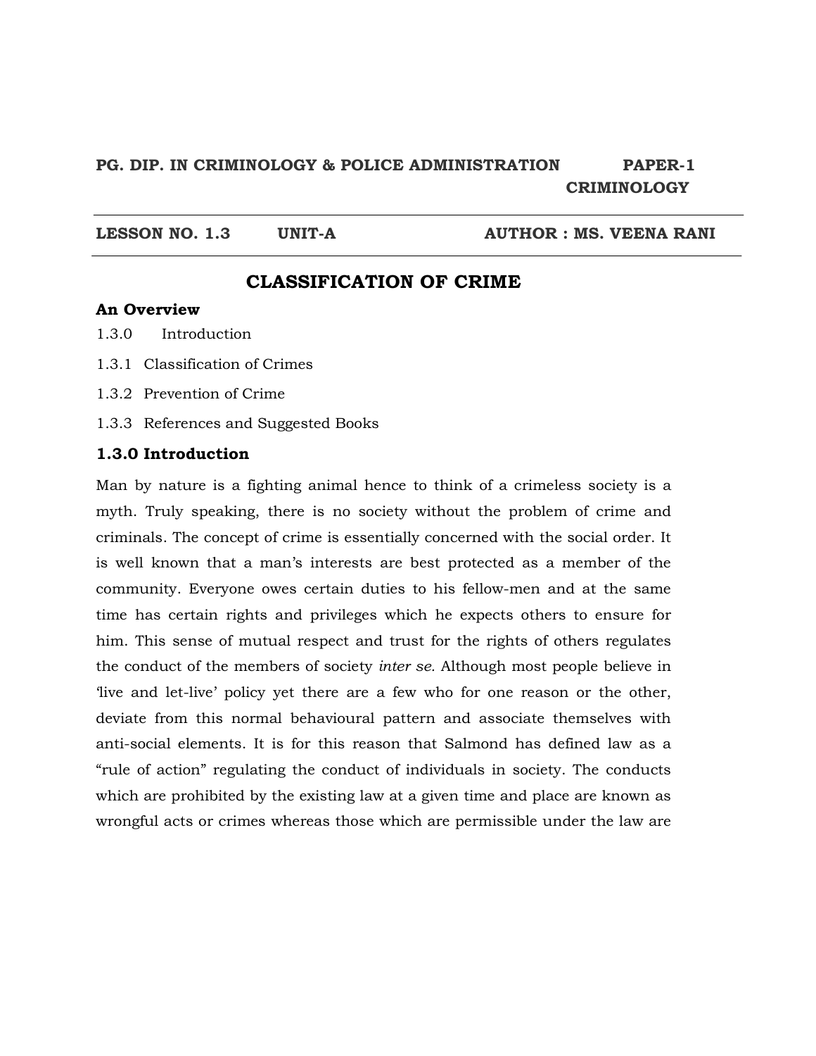**PG. DIP. IN CRIMINOLOGY & POLICE ADMINISTRATION PAPER-1 CRIMINOLOGY**

**LESSON NO. 1.3 UNIT-A AUTHOR : MS. VEENA RANI**

# CLASSIFICATION OF CRIME

**An Overview**

1.3.0 Introduction

1.3.1 Classification of Crimes

1.3.2 Prevention of Crime

1.3.3 References and Suggested Books

## 1.3.0 Introduction

Man by nature is a fighting animal hence to think of a crimeless society is a myth. Truly speaking, there is no society without the problem of crime and criminals. The concept of crime is essentially concerned with the social order. It is well known that a man's interests are best protected as a member of the community. Everyone owes certain duties to his fellow-men and at the same time has certain rights and privileges which he expects others to ensure for him. This sense of mutual respect and trust for the rights of others regulates the conduct of the members of society *inter se.* Although most people believe in 'live and let-live' policy yet there are a few who for one reason or the other, deviate from this normal behavioural pattern and associate themselves with anti-social elements. It is for this reason that Salmond has defined law as a "rule of action" regulating the conduct of individuals in society. The conducts which are prohibited by the existing law at a given time and place are known as wrongful acts or crimes whereas those which are permissible under the law are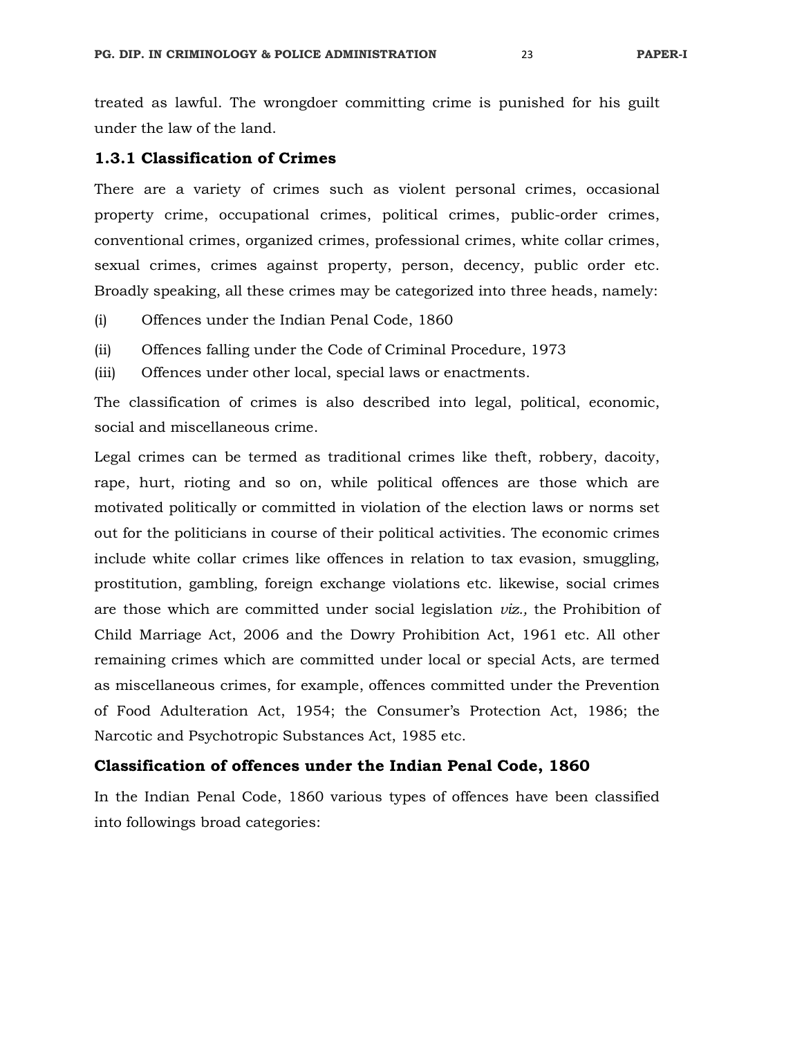treated as lawful. The wrongdoer committing crime is punished for his guilt under the law of the land.

### 1.3.1 Classification of Crimes

There are a variety of crimes such as violent personal crimes, occasional property crime, occupational crimes, political crimes, public-order crimes, conventional crimes, organized crimes, professional crimes, white collar crimes, sexual crimes, crimes against property, person, decency, public order etc. Broadly speaking, all these crimes may be categorized into three heads, namely:

(i) Offences under the Indian Penal Code, 1860

(ii) Offences falling under the Code of Criminal Procedure, 1973

(iii) Offences under other local, special laws or enactments.

The classification of crimes is also described into legal, political, economic, social and miscellaneous crime.

Legal crimes can be termed as traditional crimes like theft, robbery, dacoity, rape, hurt, rioting and so on, while political offences are those which are motivated politically or committed in violation of the election laws or norms set out for the politicians in course of their political activities. The economic crimes include white collar crimes like offences in relation to tax evasion, smuggling, prostitution, gambling, foreign exchange violations etc. likewise, social crimes are those which are committed under social legislation *viz.,* the Prohibition of Child Marriage Act, 2006 and the Dowry Prohibition Act, 1961 etc. All other remaining crimes which are committed under local or special Acts, are termed as miscellaneous crimes, for example, offences committed under the Prevention of Food Adulteration Act, 1954; the Consumer's Protection Act, 1986; the Narcotic and Psychotropic Substances Act, 1985 etc.

### Classification of offences under the Indian Penal Code, 1860

In the Indian Penal Code, 1860 various types of offences have been classified into followings broad categories: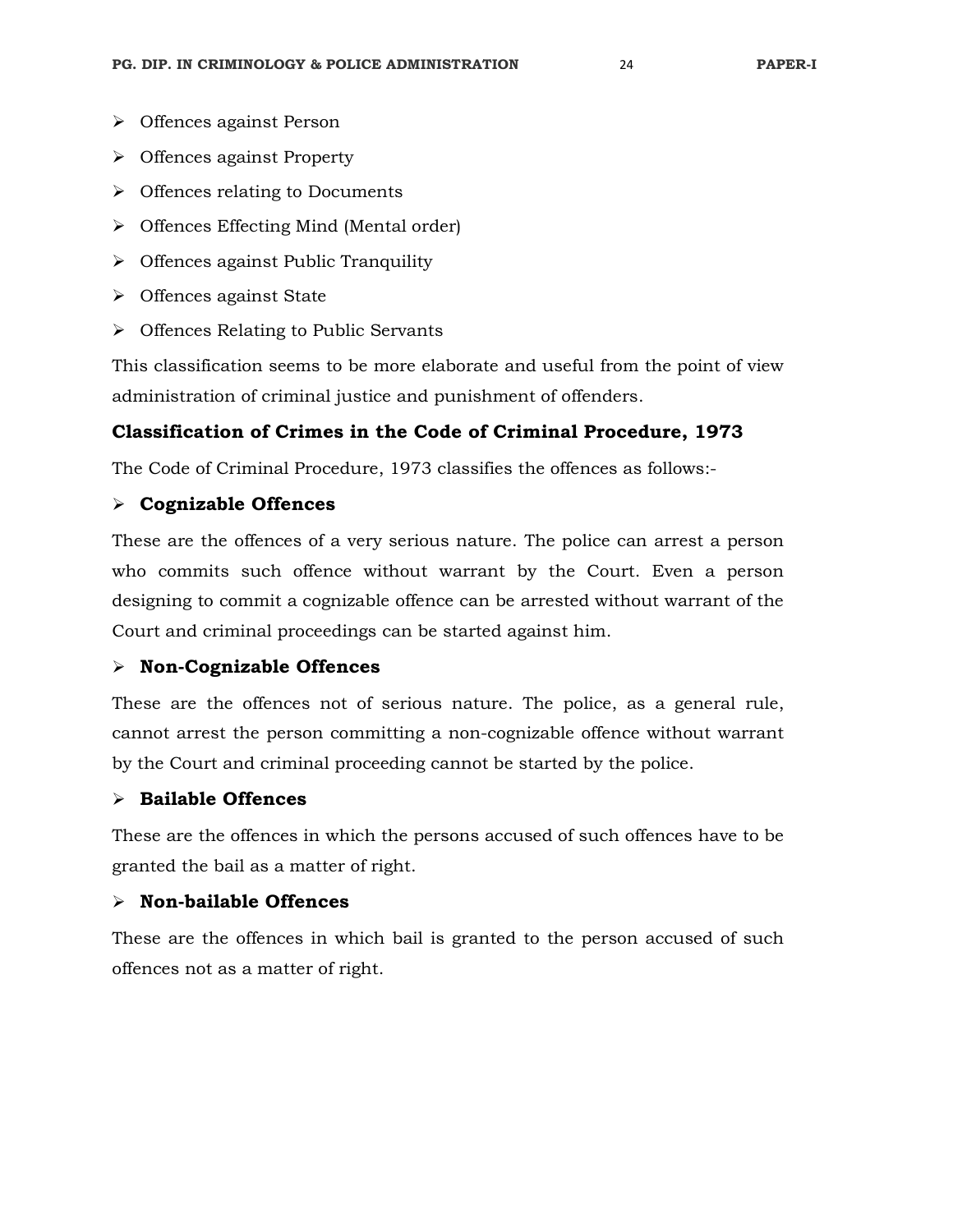- Offences against Person
- Offences against Property
- Offences relating to Documents
- Offences Effecting Mind (Mental order)
- Offences against Public Tranquility
- Offences against State
- Offences Relating to Public Servants

This classification seems to be more elaborate and useful from the point of view administration of criminal justice and punishment of offenders.

## Classification of Crimes in the Code of Criminal Procedure, 1973

The Code of Criminal Procedure, 1973 classifies the offences as follows:-

- **Cognizable Offences**

These are the offences of a very serious nature. The police can arrest a person who commits such offence without warrant by the Court. Even a person designing to commit a cognizable offence can be arrested without warrant of the Court and criminal proceedings can be started against him.

- **Non-Cognizable Offences**

These are the offences not of serious nature. The police, as a general rule, cannot arrest the person committing a non-cognizable offence without warrant by the Court and criminal proceeding cannot be started by the police.

- **Bailable Offences**

These are the offences in which the persons accused of such offences have to be granted the bail as a matter of right.

- **Non-bailable Offences**

These are the offences in which bail is granted to the person accused of such offences not as a matter of right.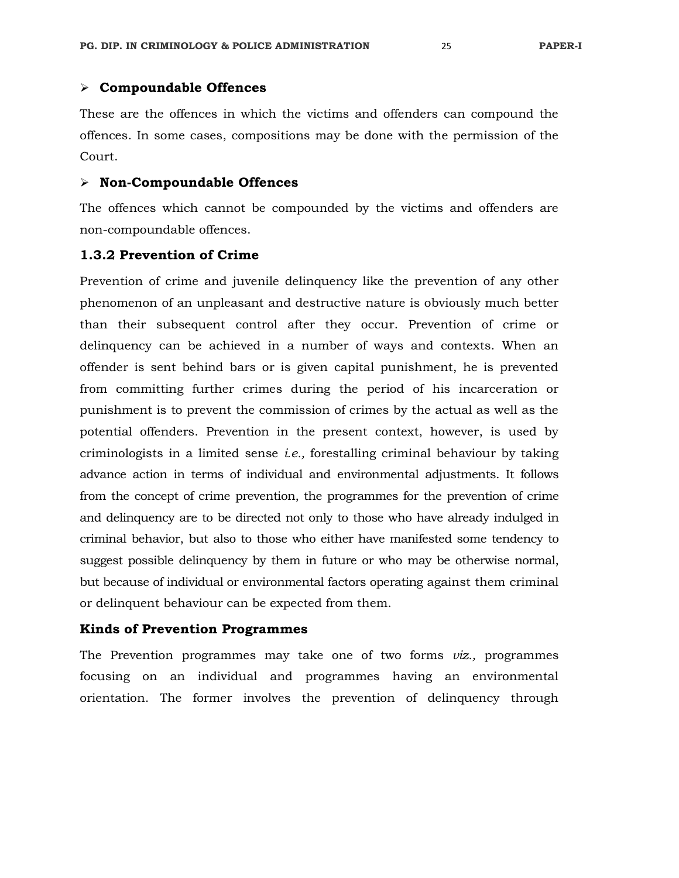- **Compoundable Offences**

These are the offences in which the victims and offenders can compound the offences. In some cases, compositions may be done with the permission of the Court.

- **Non-Compoundable Offences**

The offences which cannot be compounded by the victims and offenders are non-compoundable offences.

### 1.3.2 Prevention of Crime

Prevention of crime and juvenile delinquency like the prevention of any other phenomenon of an unpleasant and destructive nature is obviously much better than their subsequent control after they occur. Prevention of crime or delinquency can be achieved in a number of ways and contexts. When an offender is sent behind bars or is given capital punishment, he is prevented from committing further crimes during the period of his incarceration or punishment is to prevent the commission of crimes by the actual as well as the potential offenders. Prevention in the present context, however, is used by criminologists in a limited sense *i.e.,* forestalling criminal behaviour by taking advance action in terms of individual and environmental adjustments. It follows from the concept of crime prevention, the programmes for the prevention of crime and delinquency are to be directed not only to those who have already indulged in criminal behavior, but also to those who either have manifested some tendency to suggest possible delinquency by them in future or who may be otherwise normal, but because of individual or environmental factors operating against them criminal or delinquent behaviour can be expected from them.

### Kinds of Prevention Programmes

The Prevention programmes may take one of two forms *viz.,* programmes focusing on an individual and programmes having an environmental orientation. The former involves the prevention of delinquency through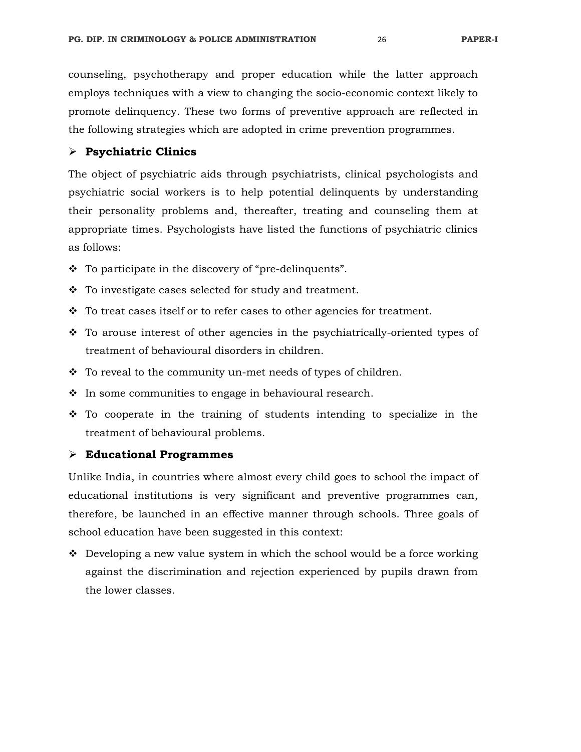counseling, psychotherapy and proper education while the latter approach employs techniques with a view to changing the socio-economic context likely to promote delinquency. These two forms of preventive approach are reflected in the following strategies which are adopted in crime prevention programmes.

- **Psychiatric Clinics**

The object of psychiatric aids through psychiatrists, clinical psychologists and psychiatric social workers is to help potential delinquents by understanding their personality problems and, thereafter, treating and counseling them at appropriate times. Psychologists have listed the functions of psychiatric clinics as follows:

- To participate in the discovery of "pre-delinquents".
- To investigate cases selected for study and treatment.
- To treat cases itself or to refer cases to other agencies for treatment.
- To arouse interest of other agencies in the psychiatrically-oriented types of treatment of behavioural disorders in children.
- To reveal to the community un-met needs of types of children.
- In some communities to engage in behavioural research.
- To cooperate in the training of students intending to specialize in the treatment of behavioural problems.

- **Educational Programmes**

Unlike India, in countries where almost every child goes to school the impact of educational institutions is very significant and preventive programmes can, therefore, be launched in an effective manner through schools. Three goals of school education have been suggested in this context:

- Developing a new value system in which the school would be a force working against the discrimination and rejection experienced by pupils drawn from the lower classes.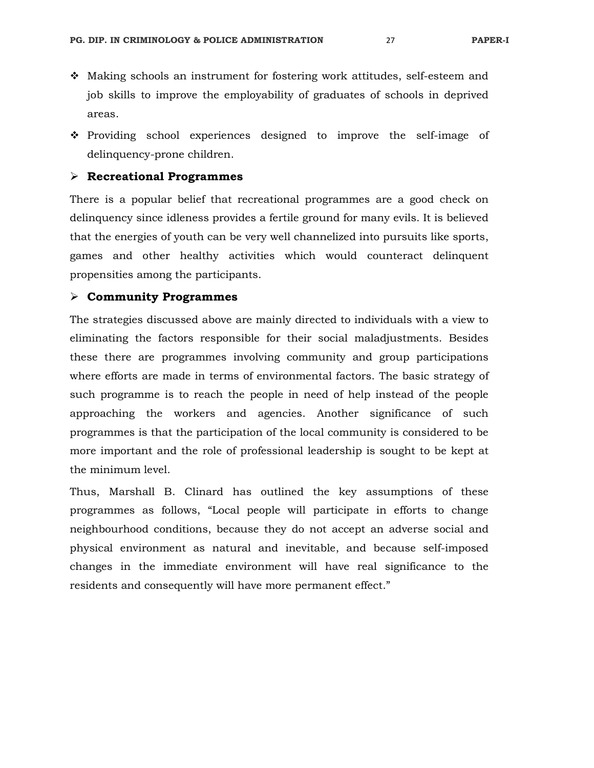- Making schools an instrument for fostering work attitudes, self-esteem and job skills to improve the employability of graduates of schools in deprived areas.
- Providing school experiences designed to improve the self-image of delinquency-prone children.

### Recreational Programmes

There is a popular belief that recreational programmes are a good check on delinquency since idleness provides a fertile ground for many evils. It is believed that the energies of youth can be very well channelized into pursuits like sports, games and other healthy activities which would counteract delinquent propensities among the participants.

### Community Programmes

The strategies discussed above are mainly directed to individuals with a view to eliminating the factors responsible for their social maladjustments. Besides these there are programmes involving community and group participations where efforts are made in terms of environmental factors. The basic strategy of such programme is to reach the people in need of help instead of the people approaching the workers and agencies. Another significance of such programmes is that the participation of the local community is considered to be more important and the role of professional leadership is sought to be kept at the minimum level.

Thus, Marshall B. Clinard has outlined the key assumptions of these programmes as follows, "Local people will participate in efforts to change neighbourhood conditions, because they do not accept an adverse social and physical environment as natural and inevitable, and because self-imposed changes in the immediate environment will have real significance to the residents and consequently will have more permanent effect."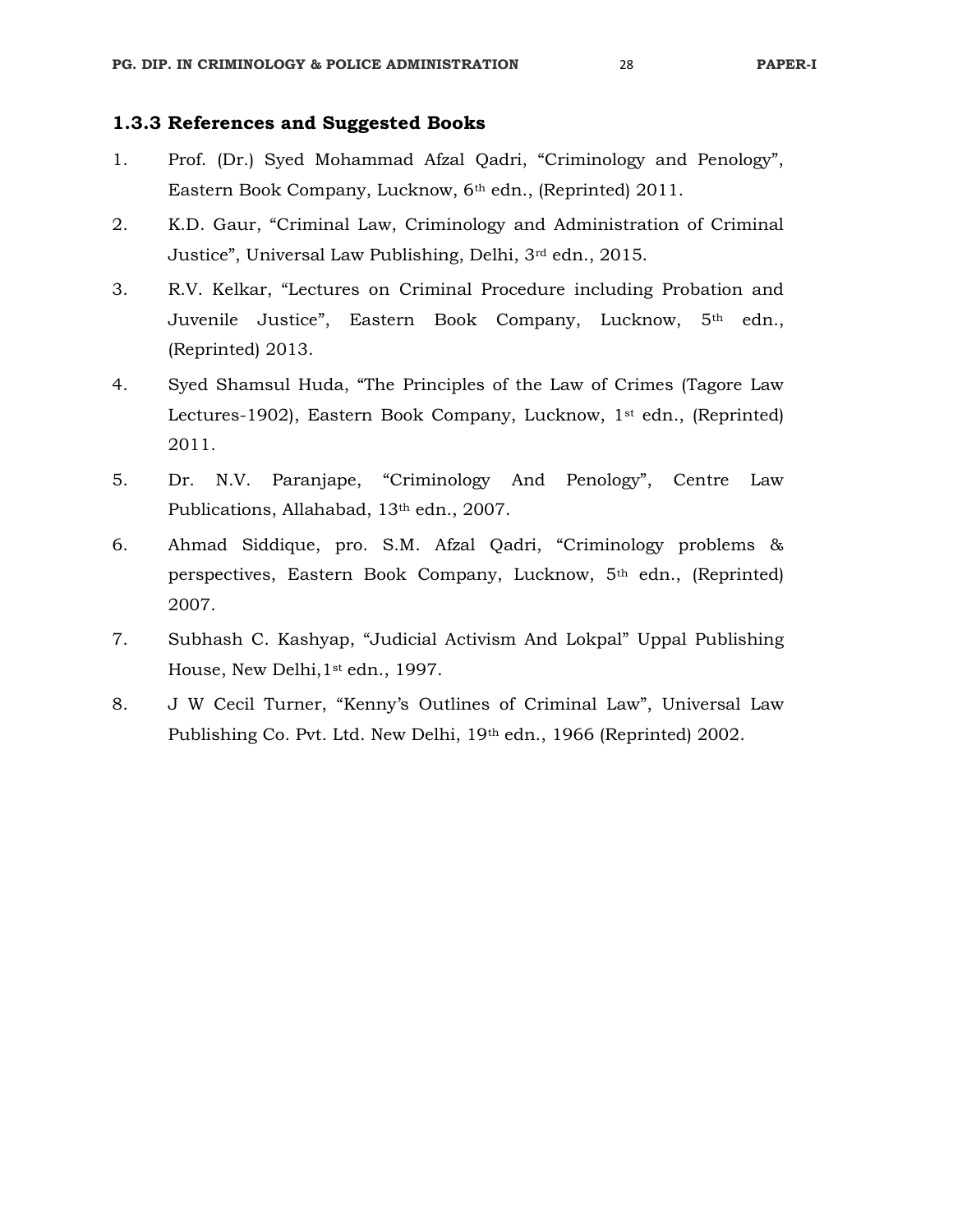### 1.3.3 References and Suggested Books

1. Prof. (Dr.) Syed Mohammad Afzal Qadri, "Criminology and Penology", Eastern Book Company, Lucknow, 6th edn., (Reprinted) 2011.
2. K.D. Gaur, "Criminal Law, Criminology and Administration of Criminal Justice", Universal Law Publishing, Delhi, 3rd edn., 2015.
3. R.V. Kelkar, "Lectures on Criminal Procedure including Probation and Juvenile Justice", Eastern Book Company, Lucknow, 5th edn., (Reprinted) 2013.
4. Syed Shamsul Huda, "The Principles of the Law of Crimes (Tagore Law Lectures-1902), Eastern Book Company, Lucknow, 1st edn., (Reprinted) 2011.
5. Dr. N.V. Paranjape, "Criminology And Penology", Centre Law Publications, Allahabad, 13th edn., 2007.
6. Ahmad Siddique, pro. S.M. Afzal Qadri, "Criminology problems & perspectives, Eastern Book Company, Lucknow, 5th edn., (Reprinted) 2007.
7. Subhash C. Kashyap, "Judicial Activism And Lokpal" Uppal Publishing House, New Delhi,1st edn., 1997.
8. J W Cecil Turner, "Kenny's Outlines of Criminal Law", Universal Law Publishing Co. Pvt. Ltd. New Delhi, 19th edn., 1966 (Reprinted) 2002.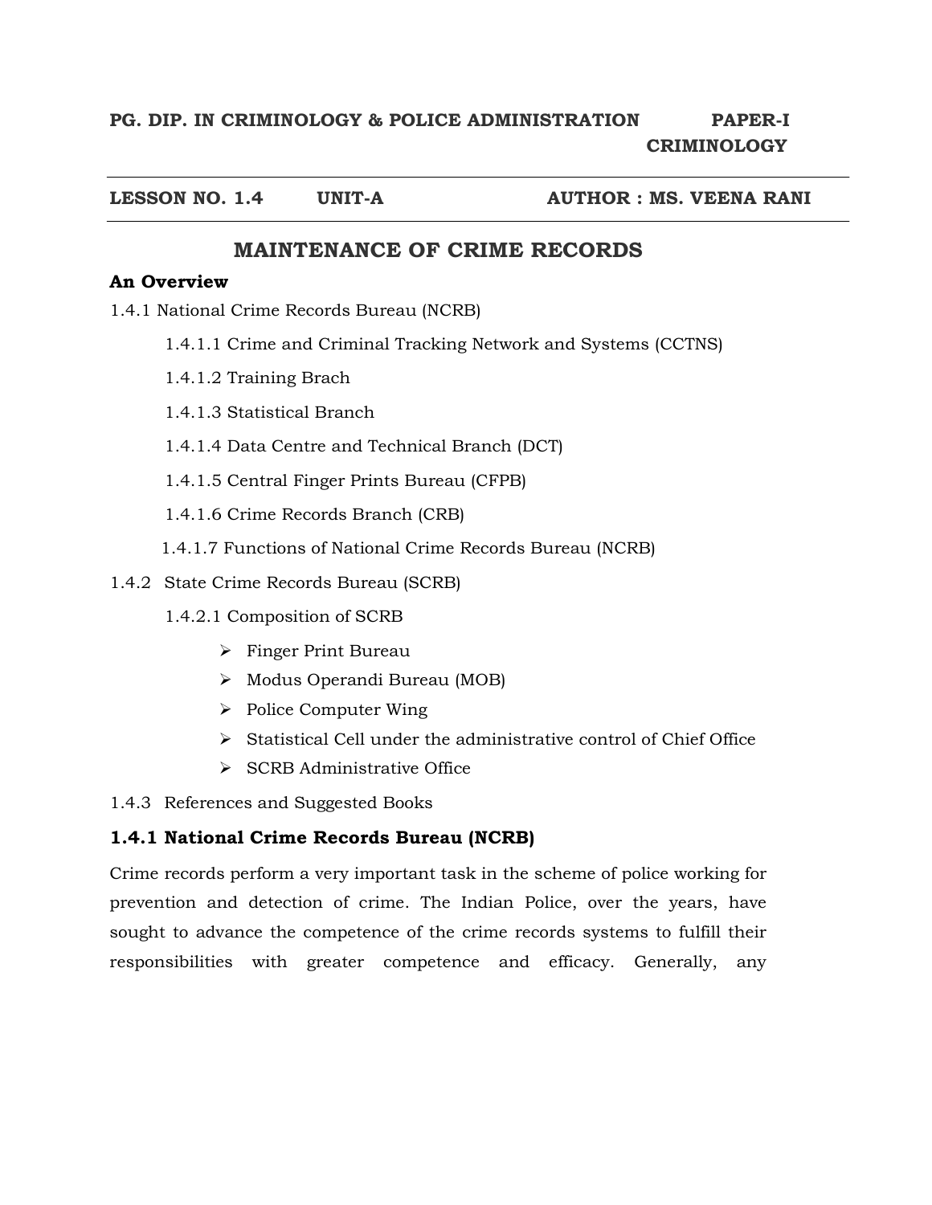**PG. DIP. IN CRIMINOLOGY & POLICE ADMINISTRATION PAPER-I CRIMINOLOGY**

**LESSON NO. 1.4 UNIT-A AUTHOR : MS. VEENA RANI**

# MAINTENANCE OF CRIME RECORDS

**An Overview**

1.4.1 National Crime Records Bureau (NCRB)

- 1.4.1.1 Crime and Criminal Tracking Network and Systems (CCTNS)
- 1.4.1.2 Training Brach
- 1.4.1.3 Statistical Branch
- 1.4.1.4 Data Centre and Technical Branch (DCT)
- 1.4.1.5 Central Finger Prints Bureau (CFPB)
- 1.4.1.6 Crime Records Branch (CRB)
- 1.4.1.7 Functions of National Crime Records Bureau (NCRB)

1.4.2 State Crime Records Bureau (SCRB)

- 1.4.2.1 Composition of SCRB
  - Finger Print Bureau
  - Modus Operandi Bureau (MOB)
  - Police Computer Wing
  - Statistical Cell under the administrative control of Chief Office
  - SCRB Administrative Office

1.4.3 References and Suggested Books

## 1.4.1 National Crime Records Bureau (NCRB)

Crime records perform a very important task in the scheme of police working for prevention and detection of crime. The Indian Police, over the years, have sought to advance the competence of the crime records systems to fulfill their responsibilities with greater competence and efficacy. Generally, any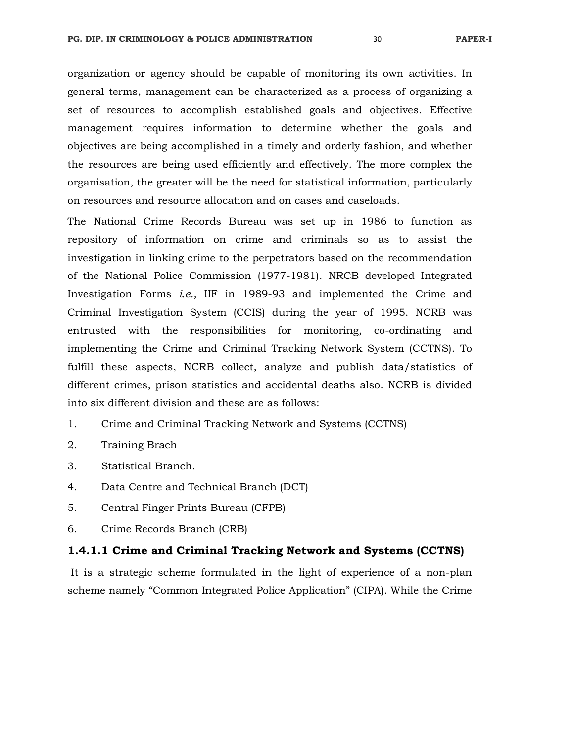organization or agency should be capable of monitoring its own activities. In general terms, management can be characterized as a process of organizing a set of resources to accomplish established goals and objectives. Effective management requires information to determine whether the goals and objectives are being accomplished in a timely and orderly fashion, and whether the resources are being used efficiently and effectively. The more complex the organisation, the greater will be the need for statistical information, particularly on resources and resource allocation and on cases and caseloads.

The National Crime Records Bureau was set up in 1986 to function as repository of information on crime and criminals so as to assist the investigation in linking crime to the perpetrators based on the recommendation of the National Police Commission (1977-1981). NRCB developed Integrated Investigation Forms *i.e.,* IIF in 1989-93 and implemented the Crime and Criminal Investigation System (CCIS) during the year of 1995. NCRB was entrusted with the responsibilities for monitoring, co-ordinating and implementing the Crime and Criminal Tracking Network System (CCTNS). To fulfill these aspects, NCRB collect, analyze and publish data/statistics of different crimes, prison statistics and accidental deaths also. NCRB is divided into six different division and these are as follows:

1. Crime and Criminal Tracking Network and Systems (CCTNS)
2. Training Brach
3. Statistical Branch.
4. Data Centre and Technical Branch (DCT)
5. Central Finger Prints Bureau (CFPB)
6. Crime Records Branch (CRB)

### 1.4.1.1 Crime and Criminal Tracking Network and Systems (CCTNS)

It is a strategic scheme formulated in the light of experience of a non-plan scheme namely "Common Integrated Police Application" (CIPA). While the Crime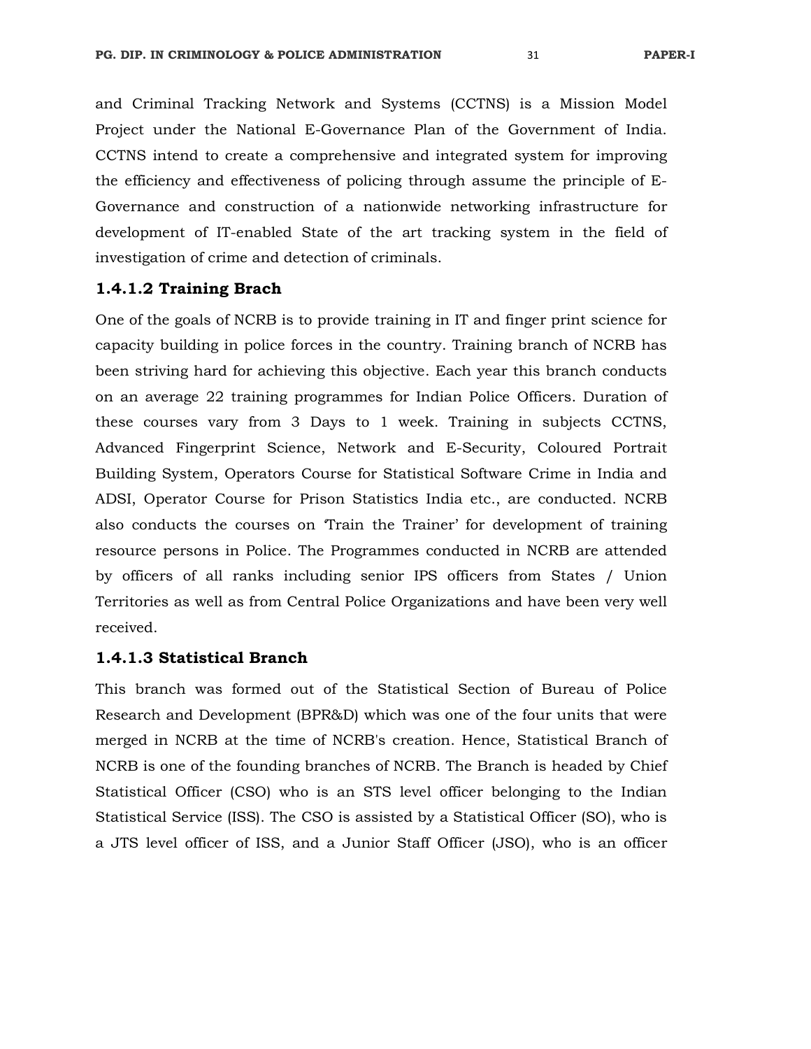and Criminal Tracking Network and Systems (CCTNS) is a Mission Model Project under the National E-Governance Plan of the Government of India. CCTNS intend to create a comprehensive and integrated system for improving the efficiency and effectiveness of policing through assume the principle of E-Governance and construction of a nationwide networking infrastructure for development of IT-enabled State of the art tracking system in the field of investigation of crime and detection of criminals.

### 1.4.1.2 Training Brach

One of the goals of NCRB is to provide training in IT and finger print science for capacity building in police forces in the country. Training branch of NCRB has been striving hard for achieving this objective. Each year this branch conducts on an average 22 training programmes for Indian Police Officers. Duration of these courses vary from 3 Days to 1 week. Training in subjects CCTNS, Advanced Fingerprint Science, Network and E-Security, Coloured Portrait Building System, Operators Course for Statistical Software Crime in India and ADSI, Operator Course for Prison Statistics India etc., are conducted. NCRB also conducts the courses on 'Train the Trainer' for development of training resource persons in Police. The Programmes conducted in NCRB are attended by officers of all ranks including senior IPS officers from States / Union Territories as well as from Central Police Organizations and have been very well received.

### 1.4.1.3 Statistical Branch

This branch was formed out of the Statistical Section of Bureau of Police Research and Development (BPR&D) which was one of the four units that were merged in NCRB at the time of NCRB's creation. Hence, Statistical Branch of NCRB is one of the founding branches of NCRB. The Branch is headed by Chief Statistical Officer (CSO) who is an STS level officer belonging to the Indian Statistical Service (ISS). The CSO is assisted by a Statistical Officer (SO), who is a JTS level officer of ISS, and a Junior Staff Officer (JSO), who is an officer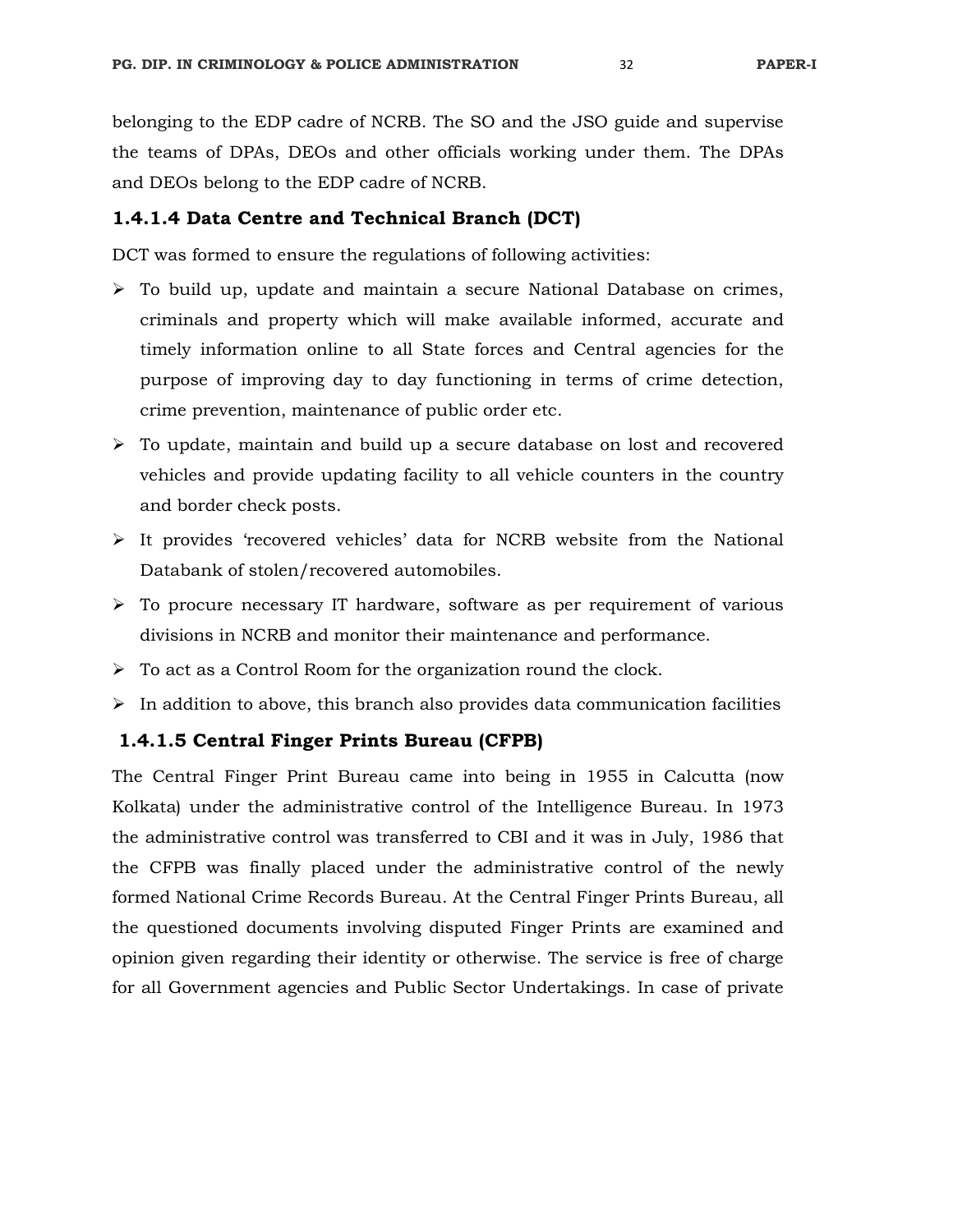belonging to the EDP cadre of NCRB. The SO and the JSO guide and supervise the teams of DPAs, DEOs and other officials working under them. The DPAs and DEOs belong to the EDP cadre of NCRB.

### 1.4.1.4 Data Centre and Technical Branch (DCT)

DCT was formed to ensure the regulations of following activities:

- To build up, update and maintain a secure National Database on crimes, criminals and property which will make available informed, accurate and timely information online to all State forces and Central agencies for the purpose of improving day to day functioning in terms of crime detection, crime prevention, maintenance of public order etc.
- To update, maintain and build up a secure database on lost and recovered vehicles and provide updating facility to all vehicle counters in the country and border check posts.
- It provides 'recovered vehicles' data for NCRB website from the National Databank of stolen/recovered automobiles.
- To procure necessary IT hardware, software as per requirement of various divisions in NCRB and monitor their maintenance and performance.
- To act as a Control Room for the organization round the clock.
- In addition to above, this branch also provides data communication facilities

### 1.4.1.5 Central Finger Prints Bureau (CFPB)

The Central Finger Print Bureau came into being in 1955 in Calcutta (now Kolkata) under the administrative control of the Intelligence Bureau. In 1973 the administrative control was transferred to CBI and it was in July, 1986 that the CFPB was finally placed under the administrative control of the newly formed National Crime Records Bureau. At the Central Finger Prints Bureau, all the questioned documents involving disputed Finger Prints are examined and opinion given regarding their identity or otherwise. The service is free of charge for all Government agencies and Public Sector Undertakings. In case of private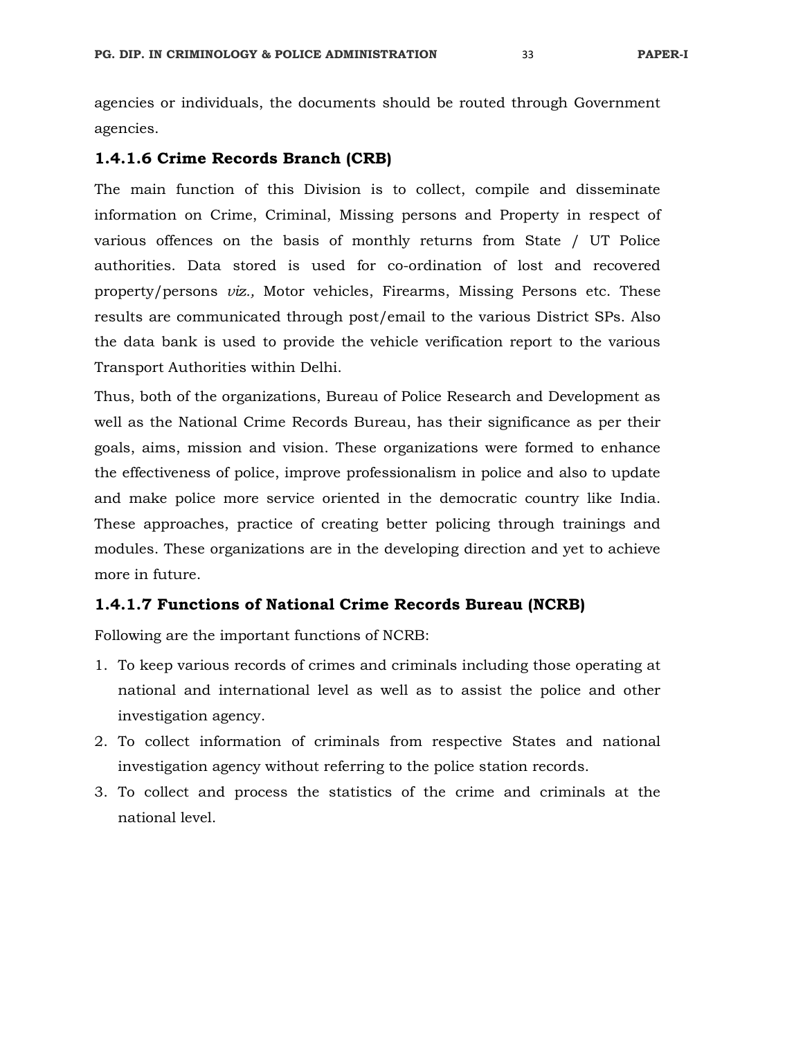agencies or individuals, the documents should be routed through Government agencies.

### 1.4.1.6 Crime Records Branch (CRB)

The main function of this Division is to collect, compile and disseminate information on Crime, Criminal, Missing persons and Property in respect of various offences on the basis of monthly returns from State / UT Police authorities. Data stored is used for co-ordination of lost and recovered property/persons *viz.,* Motor vehicles, Firearms, Missing Persons etc. These results are communicated through post/email to the various District SPs. Also the data bank is used to provide the vehicle verification report to the various Transport Authorities within Delhi.

Thus, both of the organizations, Bureau of Police Research and Development as well as the National Crime Records Bureau, has their significance as per their goals, aims, mission and vision. These organizations were formed to enhance the effectiveness of police, improve professionalism in police and also to update and make police more service oriented in the democratic country like India. These approaches, practice of creating better policing through trainings and modules. These organizations are in the developing direction and yet to achieve more in future.

### 1.4.1.7 Functions of National Crime Records Bureau (NCRB)

Following are the important functions of NCRB:

1. To keep various records of crimes and criminals including those operating at national and international level as well as to assist the police and other investigation agency.
2. To collect information of criminals from respective States and national investigation agency without referring to the police station records.
3. To collect and process the statistics of the crime and criminals at the national level.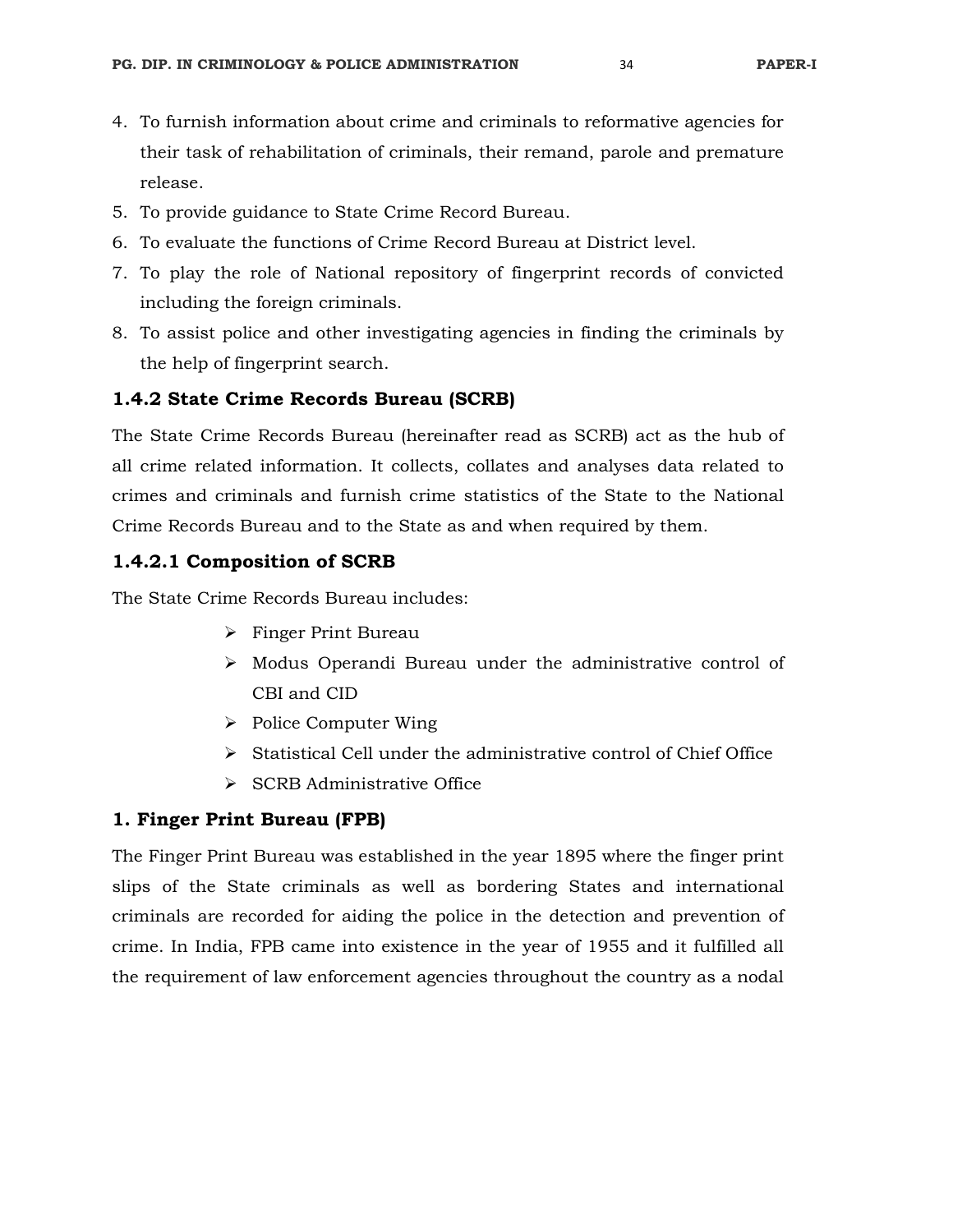4. To furnish information about crime and criminals to reformative agencies for their task of rehabilitation of criminals, their remand, parole and premature release.
5. To provide guidance to State Crime Record Bureau.
6. To evaluate the functions of Crime Record Bureau at District level.
7. To play the role of National repository of fingerprint records of convicted including the foreign criminals.
8. To assist police and other investigating agencies in finding the criminals by the help of fingerprint search.

### 1.4.2 State Crime Records Bureau (SCRB)

The State Crime Records Bureau (hereinafter read as SCRB) act as the hub of all crime related information. It collects, collates and analyses data related to crimes and criminals and furnish crime statistics of the State to the National Crime Records Bureau and to the State as and when required by them.

### 1.4.2.1 Composition of SCRB

The State Crime Records Bureau includes:

- Finger Print Bureau
- Modus Operandi Bureau under the administrative control of CBI and CID
- Police Computer Wing
- Statistical Cell under the administrative control of Chief Office
- SCRB Administrative Office

### 1. Finger Print Bureau (FPB)

The Finger Print Bureau was established in the year 1895 where the finger print slips of the State criminals as well as bordering States and international criminals are recorded for aiding the police in the detection and prevention of crime. In India, FPB came into existence in the year of 1955 and it fulfilled all the requirement of law enforcement agencies throughout the country as a nodal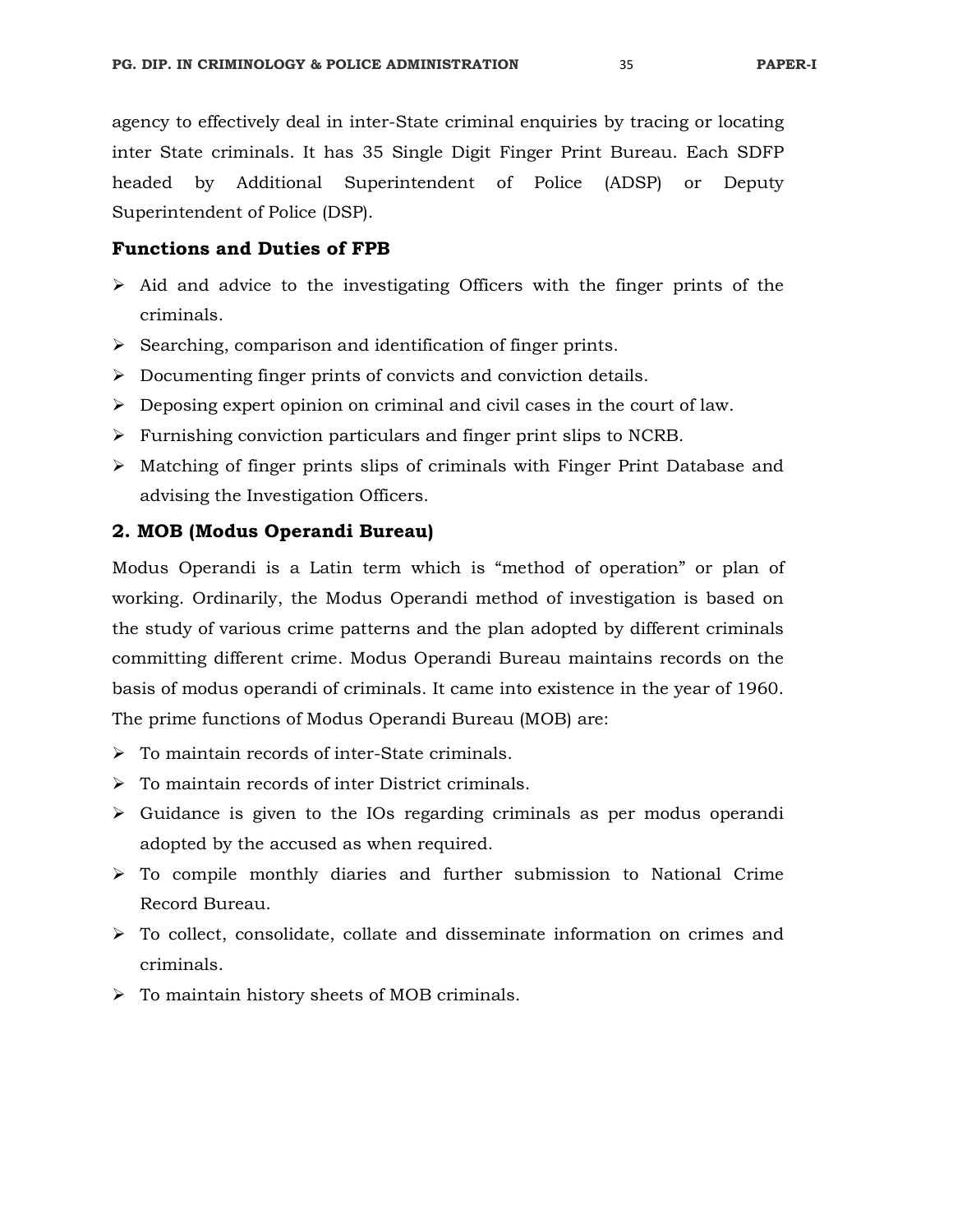agency to effectively deal in inter-State criminal enquiries by tracing or locating inter State criminals. It has 35 Single Digit Finger Print Bureau. Each SDFP headed by Additional Superintendent of Police (ADSP) or Deputy Superintendent of Police (DSP).

### Functions and Duties of FPB

- Aid and advice to the investigating Officers with the finger prints of the criminals.
- Searching, comparison and identification of finger prints.
- Documenting finger prints of convicts and conviction details.
- Deposing expert opinion on criminal and civil cases in the court of law.
- Furnishing conviction particulars and finger print slips to NCRB.
- Matching of finger prints slips of criminals with Finger Print Database and advising the Investigation Officers.

## 2. MOB (Modus Operandi Bureau)

Modus Operandi is a Latin term which is "method of operation" or plan of working. Ordinarily, the Modus Operandi method of investigation is based on the study of various crime patterns and the plan adopted by different criminals committing different crime. Modus Operandi Bureau maintains records on the basis of modus operandi of criminals. It came into existence in the year of 1960. The prime functions of Modus Operandi Bureau (MOB) are:

- To maintain records of inter-State criminals.
- To maintain records of inter District criminals.
- Guidance is given to the IOs regarding criminals as per modus operandi adopted by the accused as when required.
- To compile monthly diaries and further submission to National Crime Record Bureau.
- To collect, consolidate, collate and disseminate information on crimes and criminals.
- To maintain history sheets of MOB criminals.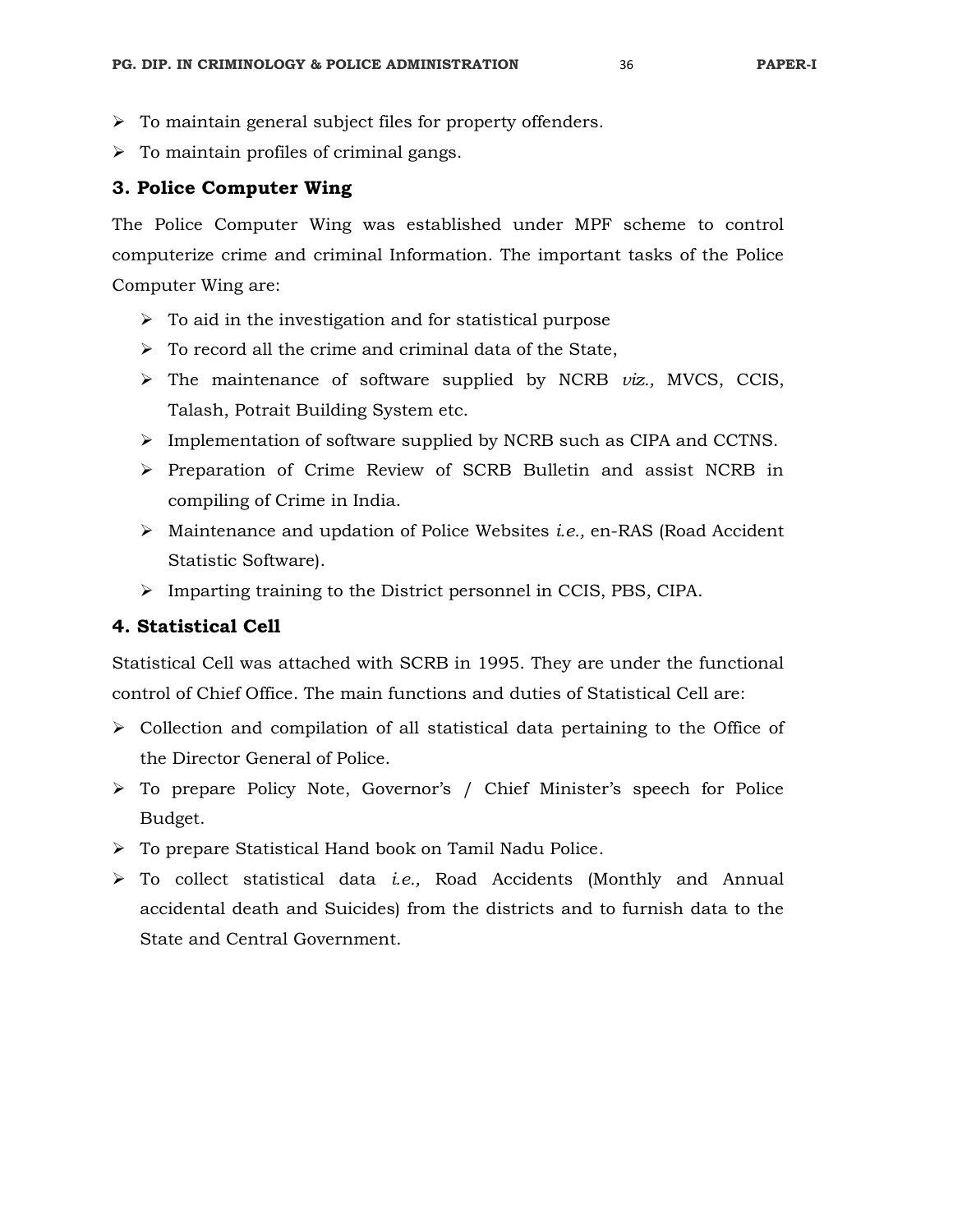- To maintain general subject files for property offenders.
- To maintain profiles of criminal gangs.

### 3. Police Computer Wing

The Police Computer Wing was established under MPF scheme to control computerize crime and criminal Information. The important tasks of the Police Computer Wing are:

- To aid in the investigation and for statistical purpose
- To record all the crime and criminal data of the State,
- The maintenance of software supplied by NCRB *viz.,* MVCS, CCIS, Talash, Potrait Building System etc.
- Implementation of software supplied by NCRB such as CIPA and CCTNS.
- Preparation of Crime Review of SCRB Bulletin and assist NCRB in compiling of Crime in India.
- Maintenance and updation of Police Websites *i.e.,* en-RAS (Road Accident Statistic Software).
- Imparting training to the District personnel in CCIS, PBS, CIPA.

### 4. Statistical Cell

Statistical Cell was attached with SCRB in 1995. They are under the functional control of Chief Office. The main functions and duties of Statistical Cell are:

- Collection and compilation of all statistical data pertaining to the Office of the Director General of Police.
- To prepare Policy Note, Governor's / Chief Minister's speech for Police Budget.
- To prepare Statistical Hand book on Tamil Nadu Police.
- To collect statistical data *i.e.,* Road Accidents (Monthly and Annual accidental death and Suicides) from the districts and to furnish data to the State and Central Government.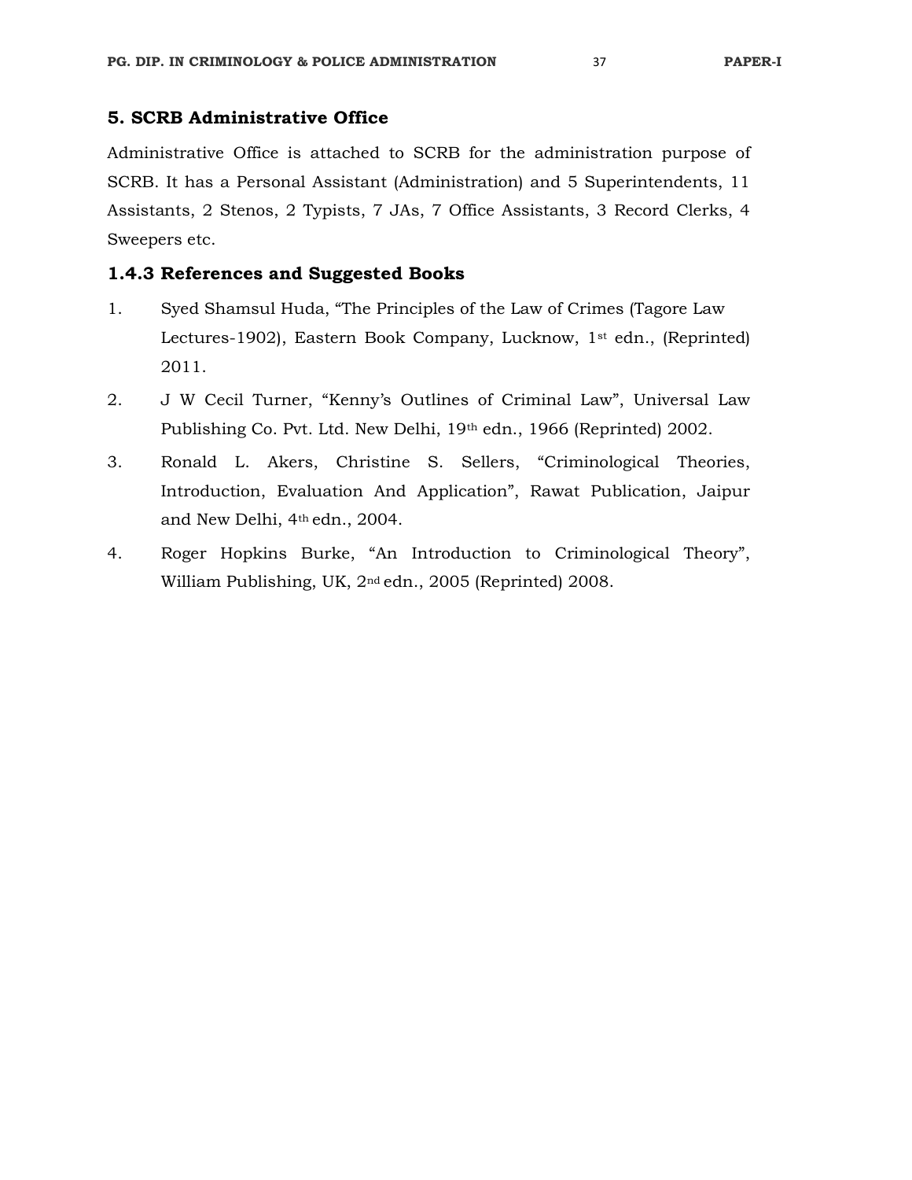### 5. SCRB Administrative Office

Administrative Office is attached to SCRB for the administration purpose of SCRB. It has a Personal Assistant (Administration) and 5 Superintendents, 11 Assistants, 2 Stenos, 2 Typists, 7 JAs, 7 Office Assistants, 3 Record Clerks, 4 Sweepers etc.

### 1.4.3 References and Suggested Books

1. Syed Shamsul Huda, "The Principles of the Law of Crimes (Tagore Law Lectures-1902), Eastern Book Company, Lucknow, 1st edn., (Reprinted) 2011.
2. J W Cecil Turner, "Kenny's Outlines of Criminal Law", Universal Law Publishing Co. Pvt. Ltd. New Delhi, 19th edn., 1966 (Reprinted) 2002.
3. Ronald L. Akers, Christine S. Sellers, "Criminological Theories, Introduction, Evaluation And Application", Rawat Publication, Jaipur and New Delhi, 4th edn., 2004.
4. Roger Hopkins Burke, "An Introduction to Criminological Theory", William Publishing, UK, 2nd edn., 2005 (Reprinted) 2008.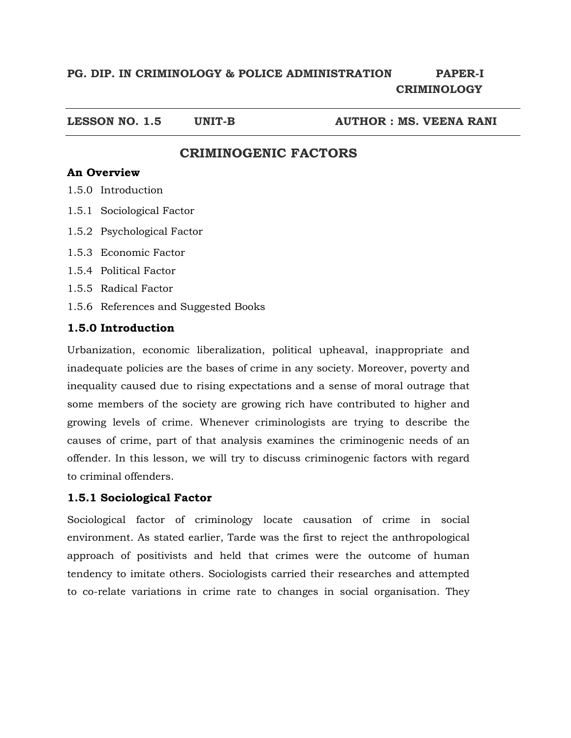**PG. DIP. IN CRIMINOLOGY & POLICE ADMINISTRATION** **PAPER-I CRIMINOLOGY**

**LESSON NO. 1.5** **UNIT-B** **AUTHOR : MS. VEENA RANI**

# CRIMINOGENIC FACTORS

**An Overview**

1.5.0 Introduction

1.5.1 Sociological Factor

1.5.2 Psychological Factor

1.5.3 Economic Factor

1.5.4 Political Factor

1.5.5 Radical Factor

1.5.6 References and Suggested Books

## 1.5.0 Introduction

Urbanization, economic liberalization, political upheaval, inappropriate and inadequate policies are the bases of crime in any society. Moreover, poverty and inequality caused due to rising expectations and a sense of moral outrage that some members of the society are growing rich have contributed to higher and growing levels of crime. Whenever criminologists are trying to describe the causes of crime, part of that analysis examines the criminogenic needs of an offender. In this lesson, we will try to discuss criminogenic factors with regard to criminal offenders.

## 1.5.1 Sociological Factor

Sociological factor of criminology locate causation of crime in social environment. As stated earlier, Tarde was the first to reject the anthropological approach of positivists and held that crimes were the outcome of human tendency to imitate others. Sociologists carried their researches and attempted to co-relate variations in crime rate to changes in social organisation. They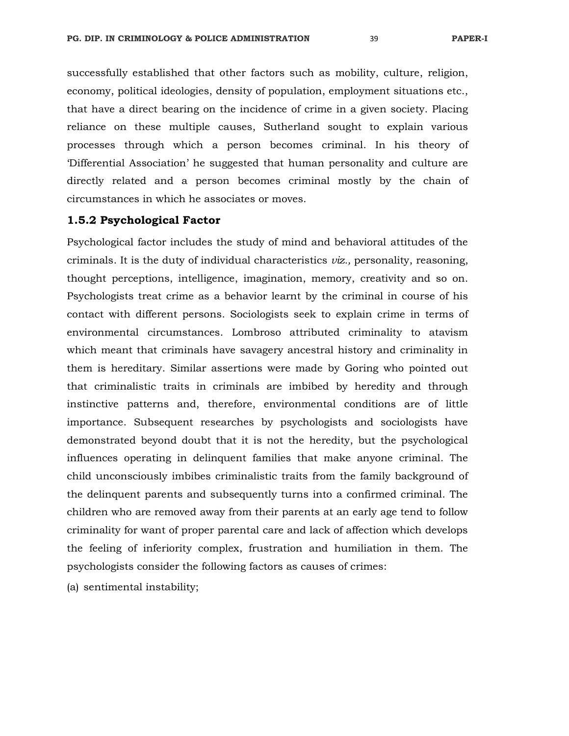successfully established that other factors such as mobility, culture, religion, economy, political ideologies, density of population, employment situations etc., that have a direct bearing on the incidence of crime in a given society. Placing reliance on these multiple causes, Sutherland sought to explain various processes through which a person becomes criminal. In his theory of 'Differential Association' he suggested that human personality and culture are directly related and a person becomes criminal mostly by the chain of circumstances in which he associates or moves.

### 1.5.2 Psychological Factor

Psychological factor includes the study of mind and behavioral attitudes of the criminals. It is the duty of individual characteristics *viz.,* personality, reasoning, thought perceptions, intelligence, imagination, memory, creativity and so on. Psychologists treat crime as a behavior learnt by the criminal in course of his contact with different persons. Sociologists seek to explain crime in terms of environmental circumstances. Lombroso attributed criminality to atavism which meant that criminals have savagery ancestral history and criminality in them is hereditary. Similar assertions were made by Goring who pointed out that criminalistic traits in criminals are imbibed by heredity and through instinctive patterns and, therefore, environmental conditions are of little importance. Subsequent researches by psychologists and sociologists have demonstrated beyond doubt that it is not the heredity, but the psychological influences operating in delinquent families that make anyone criminal. The child unconsciously imbibes criminalistic traits from the family background of the delinquent parents and subsequently turns into a confirmed criminal. The children who are removed away from their parents at an early age tend to follow criminality for want of proper parental care and lack of affection which develops the feeling of inferiority complex, frustration and humiliation in them. The psychologists consider the following factors as causes of crimes:

(a) sentimental instability;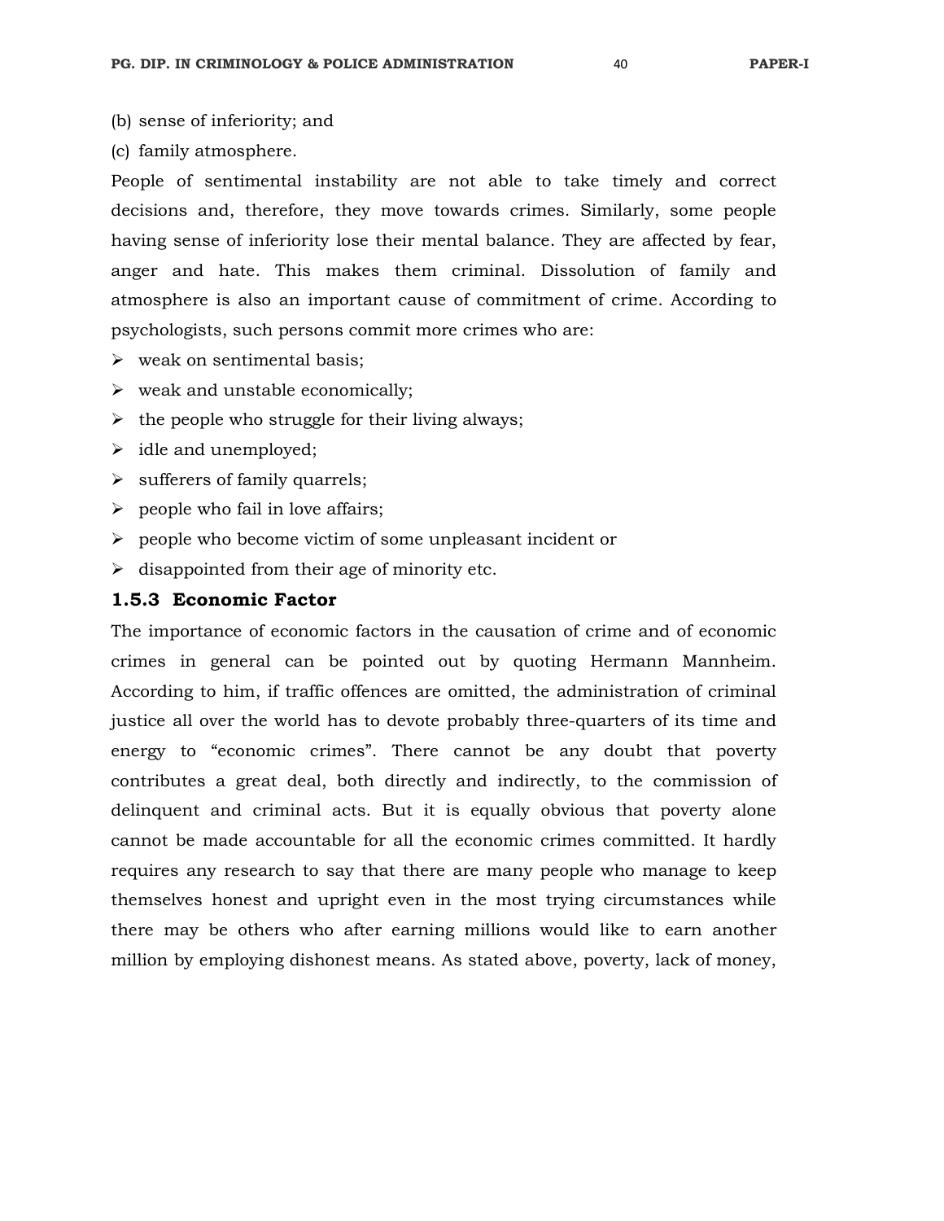(b) sense of inferiority; and

(c) family atmosphere.

People of sentimental instability are not able to take timely and correct decisions and, therefore, they move towards crimes. Similarly, some people having sense of inferiority lose their mental balance. They are affected by fear, anger and hate. This makes them criminal. Dissolution of family and atmosphere is also an important cause of commitment of crime. According to psychologists, such persons commit more crimes who are:

- weak on sentimental basis;
- weak and unstable economically;
- the people who struggle for their living always;
- idle and unemployed;
- sufferers of family quarrels;
- people who fail in love affairs;
- people who become victim of some unpleasant incident or
- disappointed from their age of minority etc.

### 1.5.3 Economic Factor

The importance of economic factors in the causation of crime and of economic crimes in general can be pointed out by quoting Hermann Mannheim. According to him, if traffic offences are omitted, the administration of criminal justice all over the world has to devote probably three-quarters of its time and energy to "economic crimes". There cannot be any doubt that poverty contributes a great deal, both directly and indirectly, to the commission of delinquent and criminal acts. But it is equally obvious that poverty alone cannot be made accountable for all the economic crimes committed. It hardly requires any research to say that there are many people who manage to keep themselves honest and upright even in the most trying circumstances while there may be others who after earning millions would like to earn another million by employing dishonest means. As stated above, poverty, lack of money,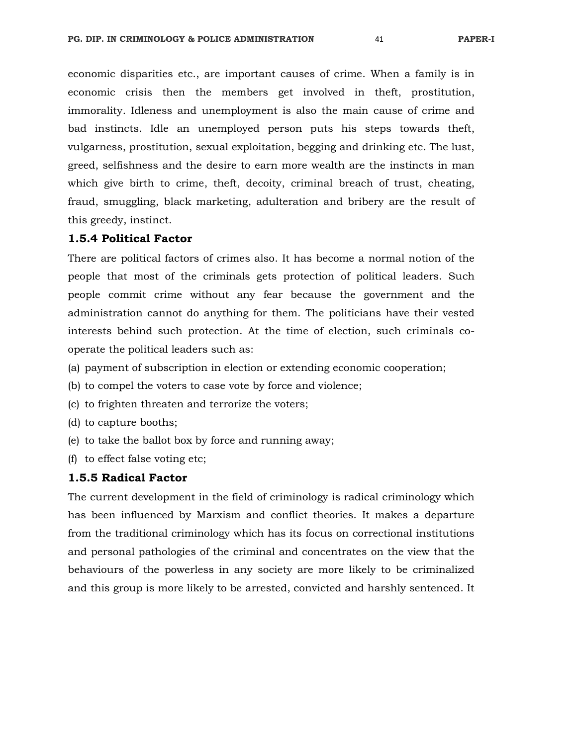economic disparities etc., are important causes of crime. When a family is in economic crisis then the members get involved in theft, prostitution, immorality. Idleness and unemployment is also the main cause of crime and bad instincts. Idle an unemployed person puts his steps towards theft, vulgarness, prostitution, sexual exploitation, begging and drinking etc. The lust, greed, selfishness and the desire to earn more wealth are the instincts in man which give birth to crime, theft, decoity, criminal breach of trust, cheating, fraud, smuggling, black marketing, adulteration and bribery are the result of this greedy, instinct.

### 1.5.4 Political Factor

There are political factors of crimes also. It has become a normal notion of the people that most of the criminals gets protection of political leaders. Such people commit crime without any fear because the government and the administration cannot do anything for them. The politicians have their vested interests behind such protection. At the time of election, such criminals co-operate the political leaders such as:

(a) payment of subscription in election or extending economic cooperation;

(b) to compel the voters to case vote by force and violence;

(c) to frighten threaten and terrorize the voters;

(d) to capture booths;

(e) to take the ballot box by force and running away;

(f) to effect false voting etc;

### 1.5.5 Radical Factor

The current development in the field of criminology is radical criminology which has been influenced by Marxism and conflict theories. It makes a departure from the traditional criminology which has its focus on correctional institutions and personal pathologies of the criminal and concentrates on the view that the behaviours of the powerless in any society are more likely to be criminalized and this group is more likely to be arrested, convicted and harshly sentenced. It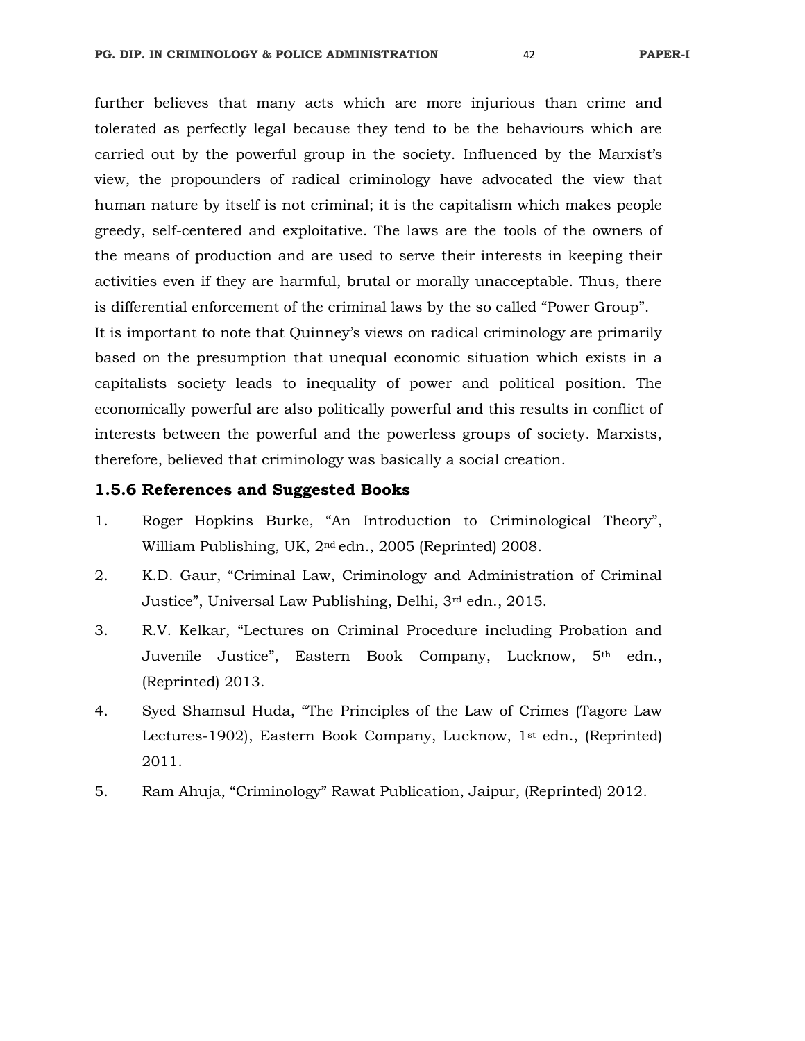further believes that many acts which are more injurious than crime and tolerated as perfectly legal because they tend to be the behaviours which are carried out by the powerful group in the society. Influenced by the Marxist's view, the propounders of radical criminology have advocated the view that human nature by itself is not criminal; it is the capitalism which makes people greedy, self-centered and exploitative. The laws are the tools of the owners of the means of production and are used to serve their interests in keeping their activities even if they are harmful, brutal or morally unacceptable. Thus, there is differential enforcement of the criminal laws by the so called "Power Group".

It is important to note that Quinney's views on radical criminology are primarily based on the presumption that unequal economic situation which exists in a capitalists society leads to inequality of power and political position. The economically powerful are also politically powerful and this results in conflict of interests between the powerful and the powerless groups of society. Marxists, therefore, believed that criminology was basically a social creation.

### 1.5.6 References and Suggested Books

1. Roger Hopkins Burke, "An Introduction to Criminological Theory", William Publishing, UK, 2nd edn., 2005 (Reprinted) 2008.
2. K.D. Gaur, "Criminal Law, Criminology and Administration of Criminal Justice", Universal Law Publishing, Delhi, 3rd edn., 2015.
3. R.V. Kelkar, "Lectures on Criminal Procedure including Probation and Juvenile Justice", Eastern Book Company, Lucknow, 5th edn., (Reprinted) 2013.
4. Syed Shamsul Huda, "The Principles of the Law of Crimes (Tagore Law Lectures-1902), Eastern Book Company, Lucknow, 1st edn., (Reprinted) 2011.
5. Ram Ahuja, "Criminology" Rawat Publication, Jaipur, (Reprinted) 2012.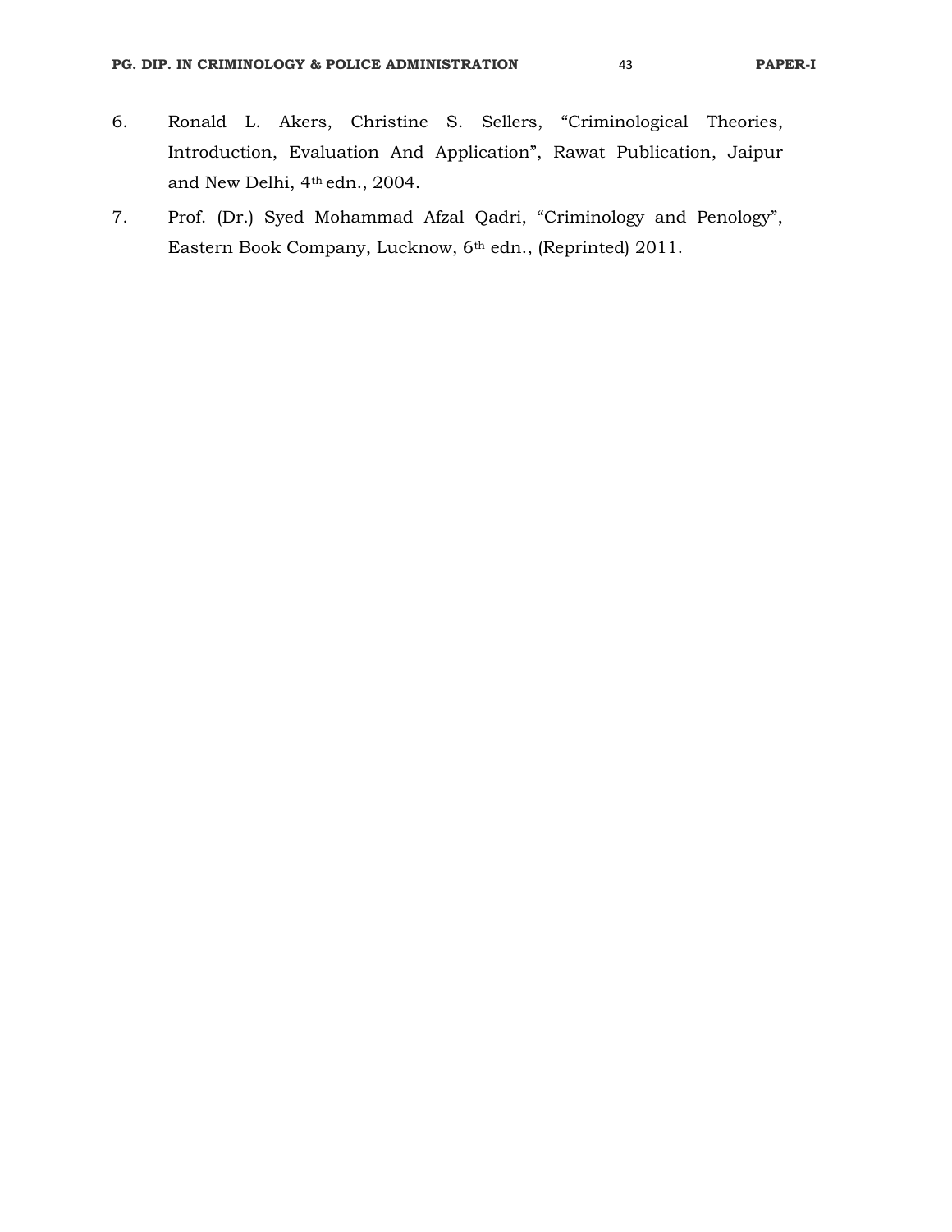6. Ronald L. Akers, Christine S. Sellers, "Criminological Theories, Introduction, Evaluation And Application", Rawat Publication, Jaipur and New Delhi, 4th edn., 2004.
7. Prof. (Dr.) Syed Mohammad Afzal Qadri, "Criminology and Penology", Eastern Book Company, Lucknow, 6th edn., (Reprinted) 2011.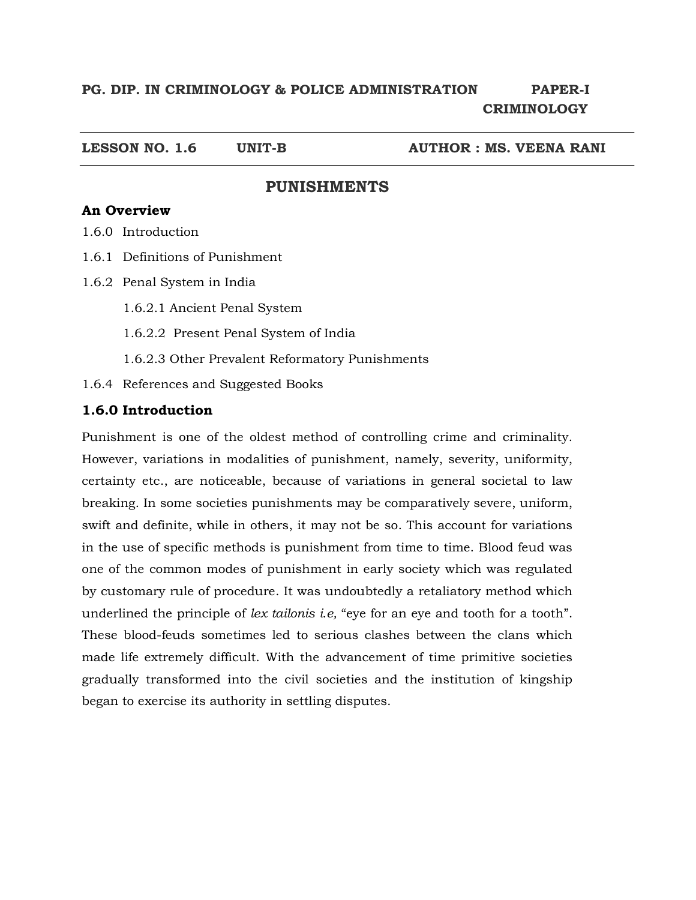**PG. DIP. IN CRIMINOLOGY & POLICE ADMINISTRATION PAPER-I CRIMINOLOGY**

**LESSON NO. 1.6 UNIT-B AUTHOR : MS. VEENA RANI**

# PUNISHMENTS

**An Overview**

1.6.0 Introduction

1.6.1 Definitions of Punishment

1.6.2 Penal System in India

  1.6.2.1 Ancient Penal System

  1.6.2.2 Present Penal System of India

  1.6.2.3 Other Prevalent Reformatory Punishments

1.6.4 References and Suggested Books

## 1.6.0 Introduction

Punishment is one of the oldest method of controlling crime and criminality. However, variations in modalities of punishment, namely, severity, uniformity, certainty etc., are noticeable, because of variations in general societal to law breaking. In some societies punishments may be comparatively severe, uniform, swift and definite, while in others, it may not be so. This account for variations in the use of specific methods is punishment from time to time. Blood feud was one of the common modes of punishment in early society which was regulated by customary rule of procedure. It was undoubtedly a retaliatory method which underlined the principle of *lex tailonis i.e,* "eye for an eye and tooth for a tooth". These blood-feuds sometimes led to serious clashes between the clans which made life extremely difficult. With the advancement of time primitive societies gradually transformed into the civil societies and the institution of kingship began to exercise its authority in settling disputes.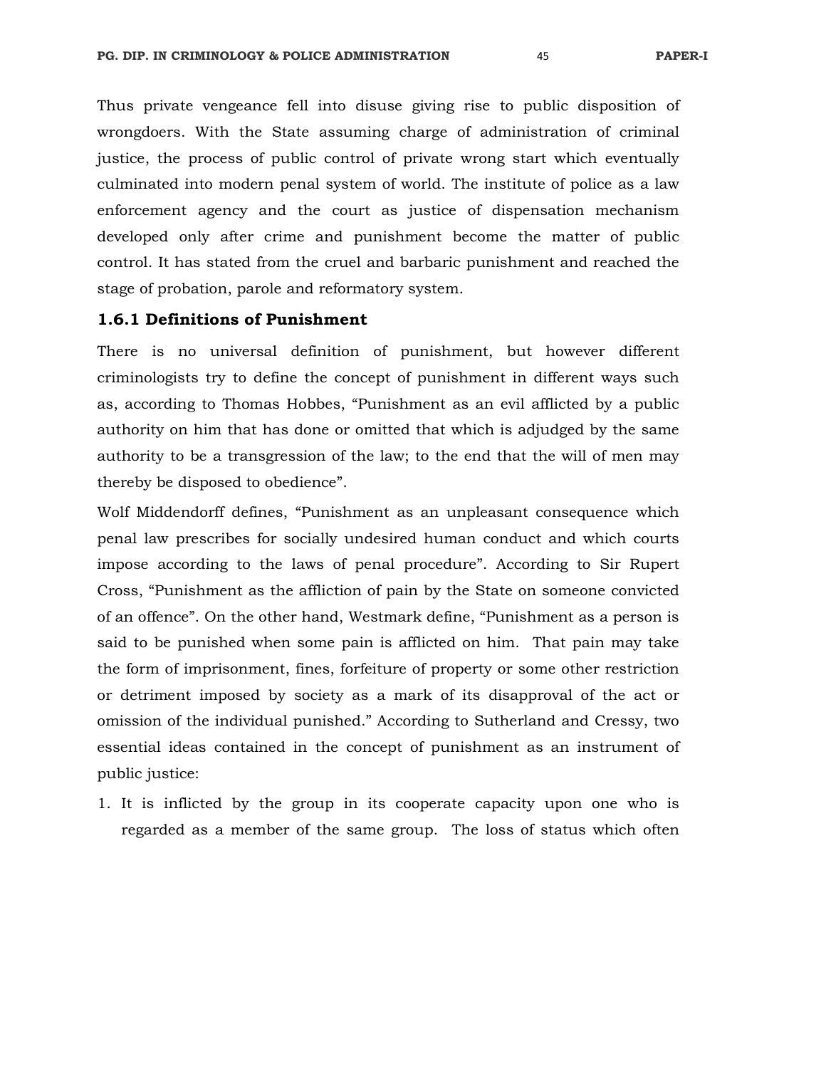Thus private vengeance fell into disuse giving rise to public disposition of wrongdoers. With the State assuming charge of administration of criminal justice, the process of public control of private wrong start which eventually culminated into modern penal system of world. The institute of police as a law enforcement agency and the court as justice of dispensation mechanism developed only after crime and punishment become the matter of public control. It has stated from the cruel and barbaric punishment and reached the stage of probation, parole and reformatory system.

### 1.6.1 Definitions of Punishment

There is no universal definition of punishment, but however different criminologists try to define the concept of punishment in different ways such as, according to Thomas Hobbes, "Punishment as an evil afflicted by a public authority on him that has done or omitted that which is adjudged by the same authority to be a transgression of the law; to the end that the will of men may thereby be disposed to obedience".

Wolf Middendorff defines, "Punishment as an unpleasant consequence which penal law prescribes for socially undesired human conduct and which courts impose according to the laws of penal procedure". According to Sir Rupert Cross, "Punishment as the affliction of pain by the State on someone convicted of an offence". On the other hand, Westmark define, "Punishment as a person is said to be punished when some pain is afflicted on him. That pain may take the form of imprisonment, fines, forfeiture of property or some other restriction or detriment imposed by society as a mark of its disapproval of the act or omission of the individual punished." According to Sutherland and Cressy, two essential ideas contained in the concept of punishment as an instrument of public justice:

1. It is inflicted by the group in its cooperate capacity upon one who is regarded as a member of the same group. The loss of status which often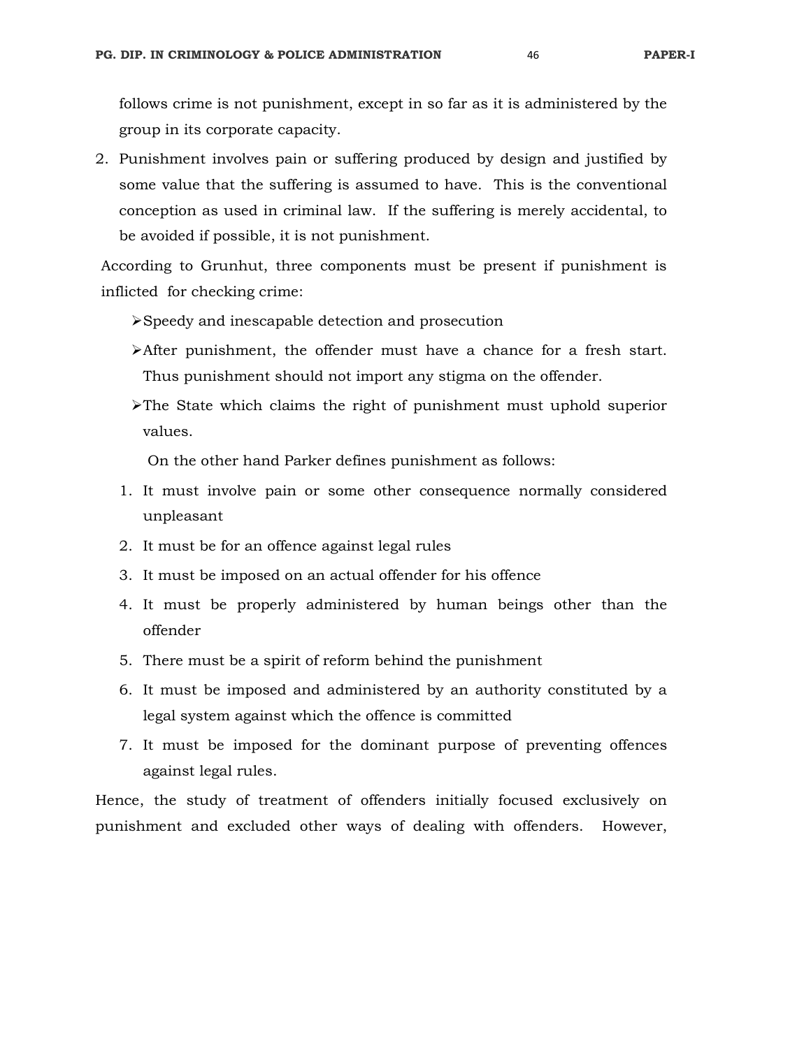follows crime is not punishment, except in so far as it is administered by the group in its corporate capacity.

2. Punishment involves pain or suffering produced by design and justified by some value that the suffering is assumed to have. This is the conventional conception as used in criminal law. If the suffering is merely accidental, to be avoided if possible, it is not punishment.

According to Grunhut, three components must be present if punishment is inflicted for checking crime:

- Speedy and inescapable detection and prosecution
- After punishment, the offender must have a chance for a fresh start. Thus punishment should not import any stigma on the offender.
- The State which claims the right of punishment must uphold superior values.

On the other hand Parker defines punishment as follows:

1. It must involve pain or some other consequence normally considered unpleasant
2. It must be for an offence against legal rules
3. It must be imposed on an actual offender for his offence
4. It must be properly administered by human beings other than the offender
5. There must be a spirit of reform behind the punishment
6. It must be imposed and administered by an authority constituted by a legal system against which the offence is committed
7. It must be imposed for the dominant purpose of preventing offences against legal rules.

Hence, the study of treatment of offenders initially focused exclusively on punishment and excluded other ways of dealing with offenders. However,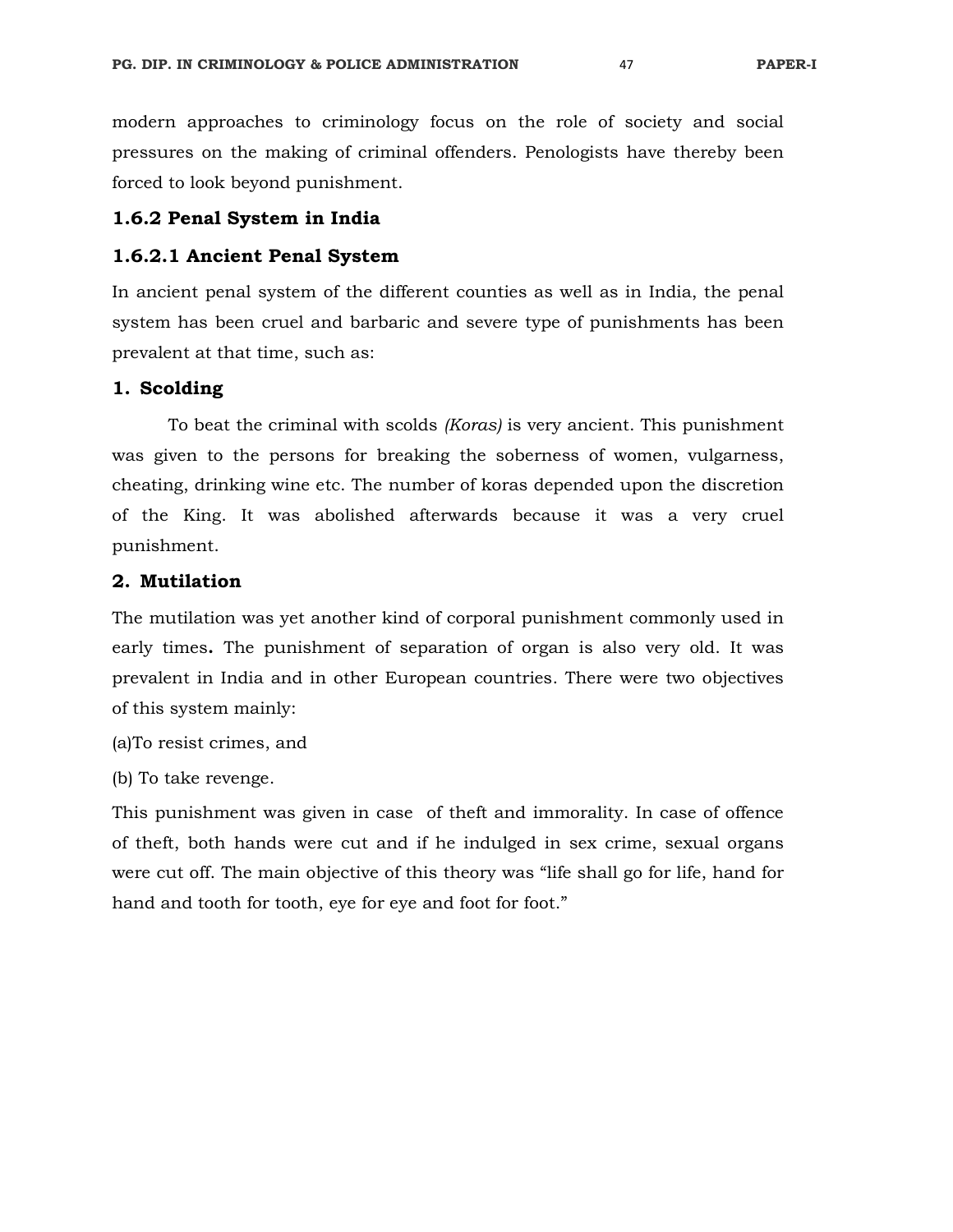modern approaches to criminology focus on the role of society and social pressures on the making of criminal offenders. Penologists have thereby been forced to look beyond punishment.

### 1.6.2 Penal System in India

#### 1.6.2.1 Ancient Penal System

In ancient penal system of the different counties as well as in India, the penal system has been cruel and barbaric and severe type of punishments has been prevalent at that time, such as:

**1. Scolding**

To beat the criminal with scolds *(Koras)* is very ancient. This punishment was given to the persons for breaking the soberness of women, vulgarness, cheating, drinking wine etc. The number of koras depended upon the discretion of the King. It was abolished afterwards because it was a very cruel punishment.

**2. Mutilation**

The mutilation was yet another kind of corporal punishment commonly used in early times**.** The punishment of separation of organ is also very old. It was prevalent in India and in other European countries. There were two objectives of this system mainly:

(a)To resist crimes, and

(b) To take revenge.

This punishment was given in case of theft and immorality. In case of offence of theft, both hands were cut and if he indulged in sex crime, sexual organs were cut off. The main objective of this theory was "life shall go for life, hand for hand and tooth for tooth, eye for eye and foot for foot."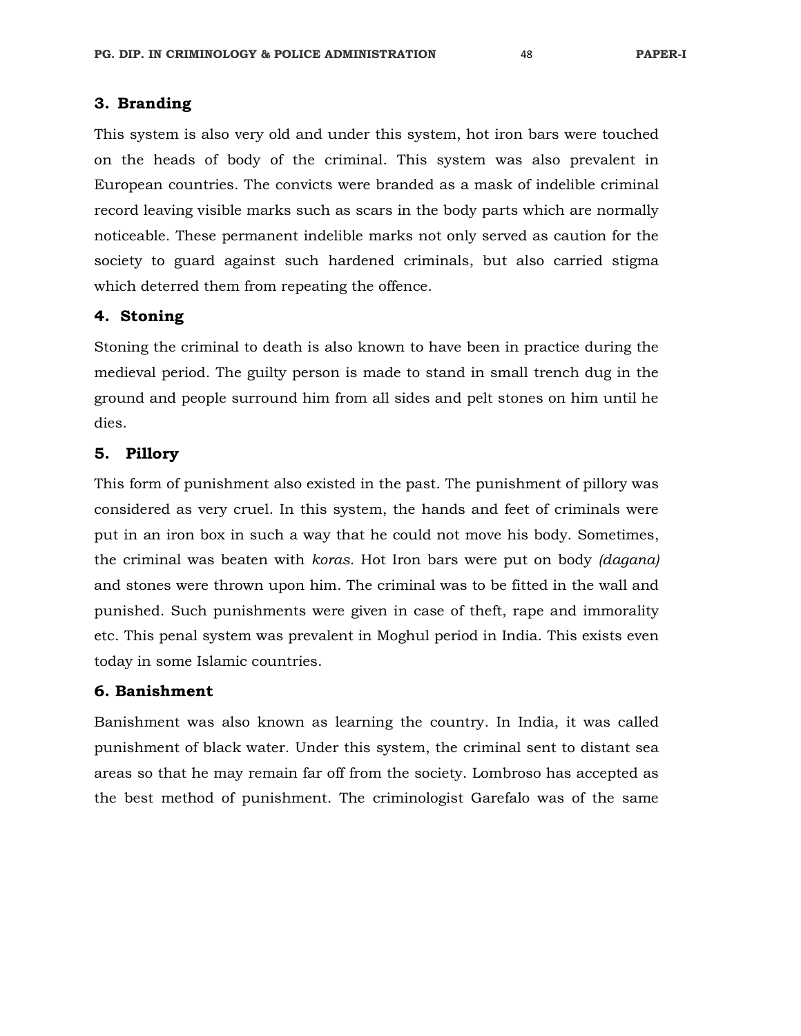### 3. Branding

This system is also very old and under this system, hot iron bars were touched on the heads of body of the criminal. This system was also prevalent in European countries. The convicts were branded as a mask of indelible criminal record leaving visible marks such as scars in the body parts which are normally noticeable. These permanent indelible marks not only served as caution for the society to guard against such hardened criminals, but also carried stigma which deterred them from repeating the offence.

### 4. Stoning

Stoning the criminal to death is also known to have been in practice during the medieval period. The guilty person is made to stand in small trench dug in the ground and people surround him from all sides and pelt stones on him until he dies.

### 5. Pillory

This form of punishment also existed in the past. The punishment of pillory was considered as very cruel. In this system, the hands and feet of criminals were put in an iron box in such a way that he could not move his body. Sometimes, the criminal was beaten with *koras*. Hot Iron bars were put on body *(dagana)* and stones were thrown upon him. The criminal was to be fitted in the wall and punished. Such punishments were given in case of theft, rape and immorality etc. This penal system was prevalent in Moghul period in India. This exists even today in some Islamic countries.

### 6. Banishment

Banishment was also known as learning the country. In India, it was called punishment of black water. Under this system, the criminal sent to distant sea areas so that he may remain far off from the society. Lombroso has accepted as the best method of punishment. The criminologist Garefalo was of the same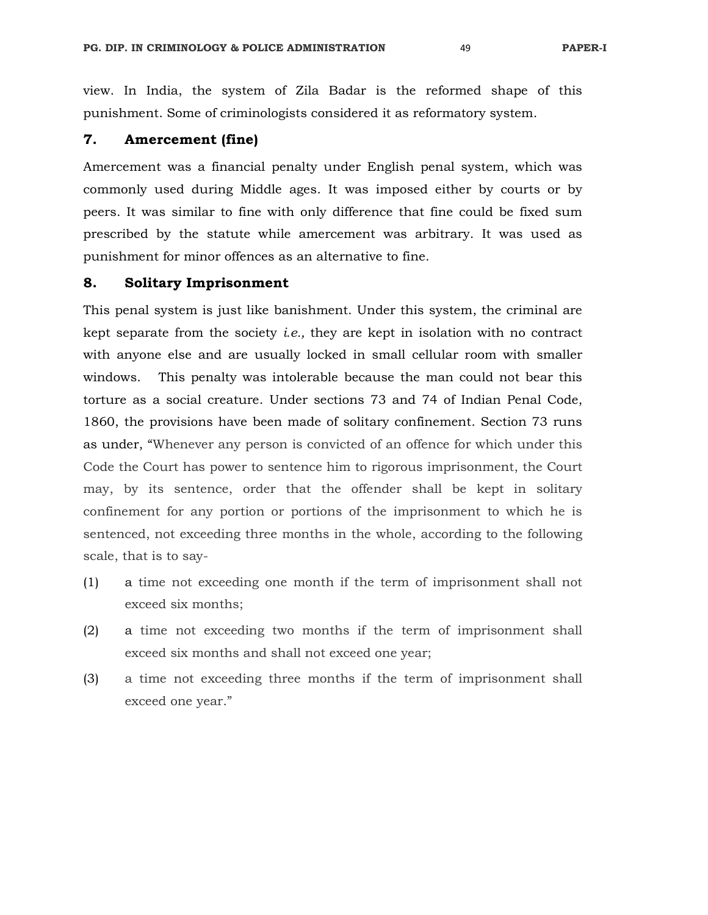view. In India, the system of Zila Badar is the reformed shape of this punishment. Some of criminologists considered it as reformatory system.

### 7. Amercement (fine)

Amercement was a financial penalty under English penal system, which was commonly used during Middle ages. It was imposed either by courts or by peers. It was similar to fine with only difference that fine could be fixed sum prescribed by the statute while amercement was arbitrary. It was used as punishment for minor offences as an alternative to fine.

### 8. Solitary Imprisonment

This penal system is just like banishment. Under this system, the criminal are kept separate from the society *i.e.,* they are kept in isolation with no contract with anyone else and are usually locked in small cellular room with smaller windows. This penalty was intolerable because the man could not bear this torture as a social creature. Under sections 73 and 74 of Indian Penal Code, 1860, the provisions have been made of solitary confinement. Section 73 runs as under, "Whenever any person is convicted of an offence for which under this Code the Court has power to sentence him to rigorous imprisonment, the Court may, by its sentence, order that the offender shall be kept in solitary confinement for any portion or portions of the imprisonment to which he is sentenced, not exceeding three months in the whole, according to the following scale, that is to say-

(1) a time not exceeding one month if the term of imprisonment shall not exceed six months;

(2) a time not exceeding two months if the term of imprisonment shall exceed six months and shall not exceed one year;

(3) a time not exceeding three months if the term of imprisonment shall exceed one year."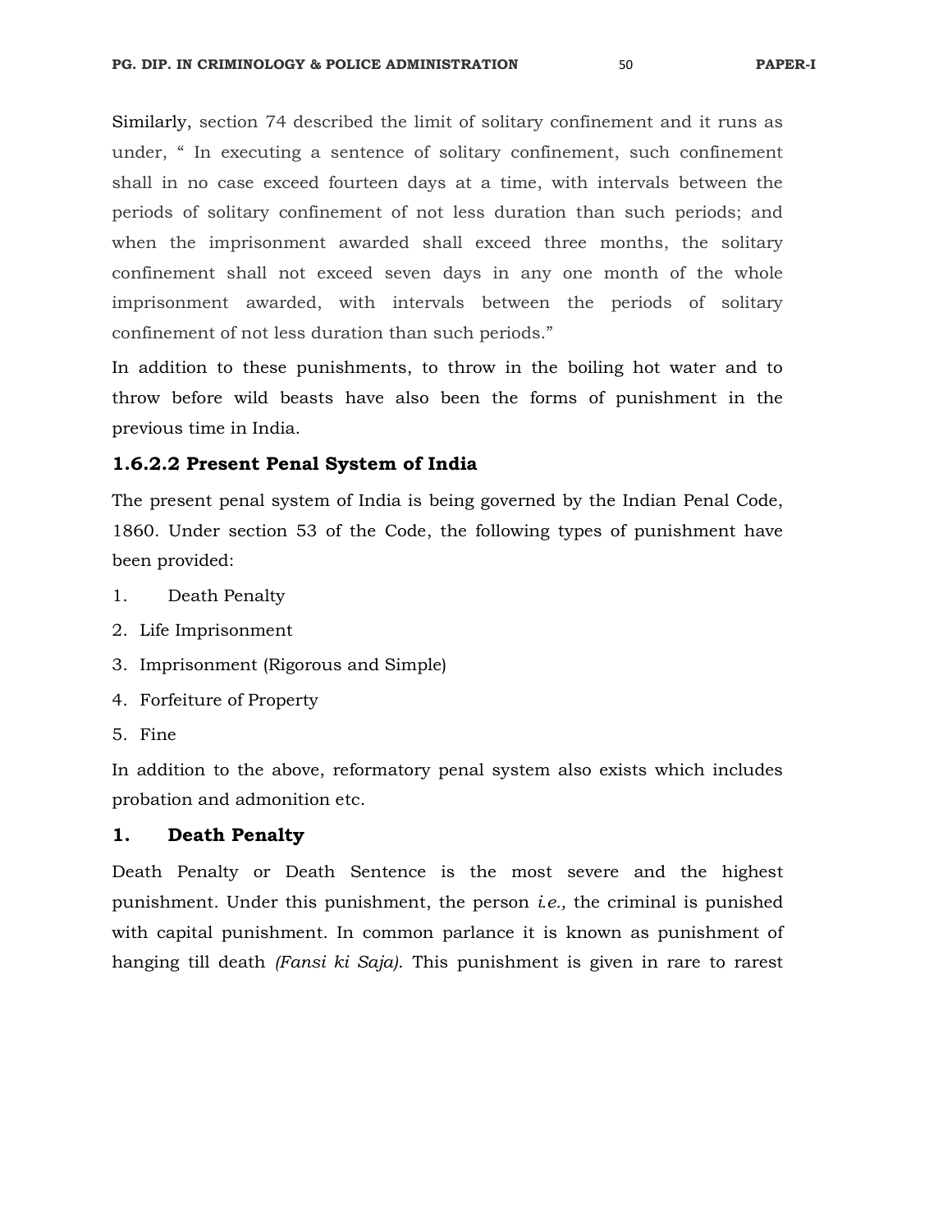Similarly, section 74 described the limit of solitary confinement and it runs as under, " In executing a sentence of solitary confinement, such confinement shall in no case exceed fourteen days at a time, with intervals between the periods of solitary confinement of not less duration than such periods; and when the imprisonment awarded shall exceed three months, the solitary confinement shall not exceed seven days in any one month of the whole imprisonment awarded, with intervals between the periods of solitary confinement of not less duration than such periods."

In addition to these punishments, to throw in the boiling hot water and to throw before wild beasts have also been the forms of punishment in the previous time in India.

### 1.6.2.2 Present Penal System of India

The present penal system of India is being governed by the Indian Penal Code, 1860. Under section 53 of the Code, the following types of punishment have been provided:

1. Death Penalty
2. Life Imprisonment
3. Imprisonment (Rigorous and Simple)
4. Forfeiture of Property
5. Fine

In addition to the above, reformatory penal system also exists which includes probation and admonition etc.

### 1. Death Penalty

Death Penalty or Death Sentence is the most severe and the highest punishment. Under this punishment, the person *i.e.,* the criminal is punished with capital punishment. In common parlance it is known as punishment of hanging till death *(Fansi ki Saja)*. This punishment is given in rare to rarest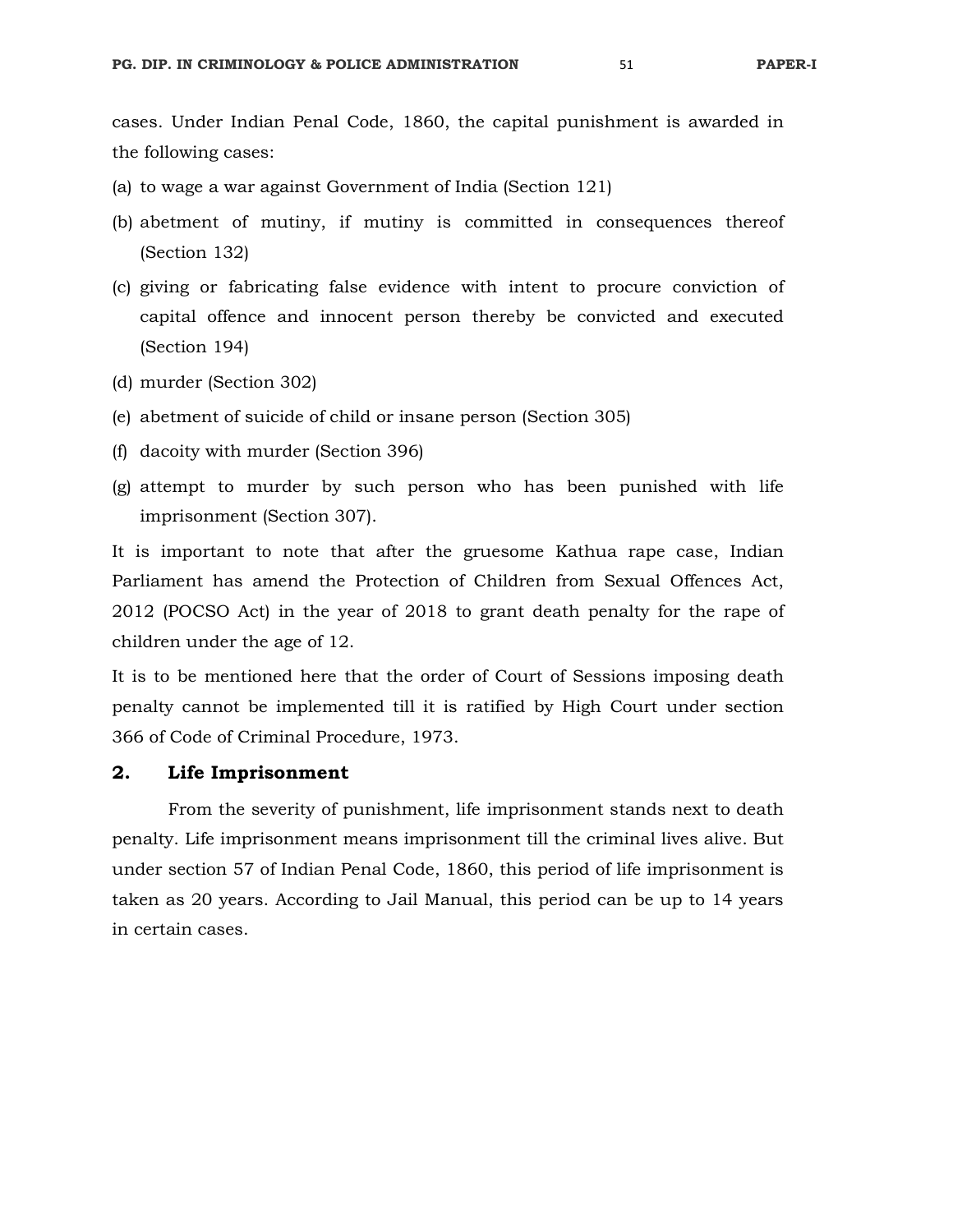cases. Under Indian Penal Code, 1860, the capital punishment is awarded in the following cases:

(a) to wage a war against Government of India (Section 121)

(b) abetment of mutiny, if mutiny is committed in consequences thereof (Section 132)

(c) giving or fabricating false evidence with intent to procure conviction of capital offence and innocent person thereby be convicted and executed (Section 194)

(d) murder (Section 302)

(e) abetment of suicide of child or insane person (Section 305)

(f) dacoity with murder (Section 396)

(g) attempt to murder by such person who has been punished with life imprisonment (Section 307).

It is important to note that after the gruesome Kathua rape case, Indian Parliament has amend the Protection of Children from Sexual Offences Act, 2012 (POCSO Act) in the year of 2018 to grant death penalty for the rape of children under the age of 12.

It is to be mentioned here that the order of Court of Sessions imposing death penalty cannot be implemented till it is ratified by High Court under section 366 of Code of Criminal Procedure, 1973.

## 2. Life Imprisonment

From the severity of punishment, life imprisonment stands next to death penalty. Life imprisonment means imprisonment till the criminal lives alive. But under section 57 of Indian Penal Code, 1860, this period of life imprisonment is taken as 20 years. According to Jail Manual, this period can be up to 14 years in certain cases.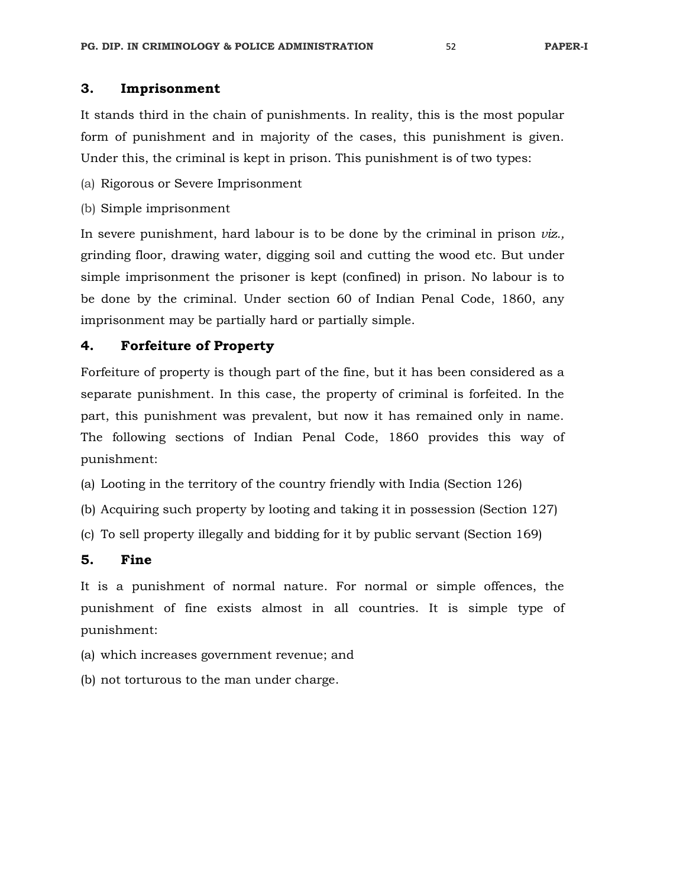### 3. Imprisonment

It stands third in the chain of punishments. In reality, this is the most popular form of punishment and in majority of the cases, this punishment is given. Under this, the criminal is kept in prison. This punishment is of two types:

(a) Rigorous or Severe Imprisonment

(b) Simple imprisonment

In severe punishment, hard labour is to be done by the criminal in prison *viz.,* grinding floor, drawing water, digging soil and cutting the wood etc. But under simple imprisonment the prisoner is kept (confined) in prison. No labour is to be done by the criminal. Under section 60 of Indian Penal Code, 1860, any imprisonment may be partially hard or partially simple.

### 4. Forfeiture of Property

Forfeiture of property is though part of the fine, but it has been considered as a separate punishment. In this case, the property of criminal is forfeited. In the part, this punishment was prevalent, but now it has remained only in name. The following sections of Indian Penal Code, 1860 provides this way of punishment:

(a) Looting in the territory of the country friendly with India (Section 126)

(b) Acquiring such property by looting and taking it in possession (Section 127)

(c) To sell property illegally and bidding for it by public servant (Section 169)

### 5. Fine

It is a punishment of normal nature. For normal or simple offences, the punishment of fine exists almost in all countries. It is simple type of punishment:

(a) which increases government revenue; and

(b) not torturous to the man under charge.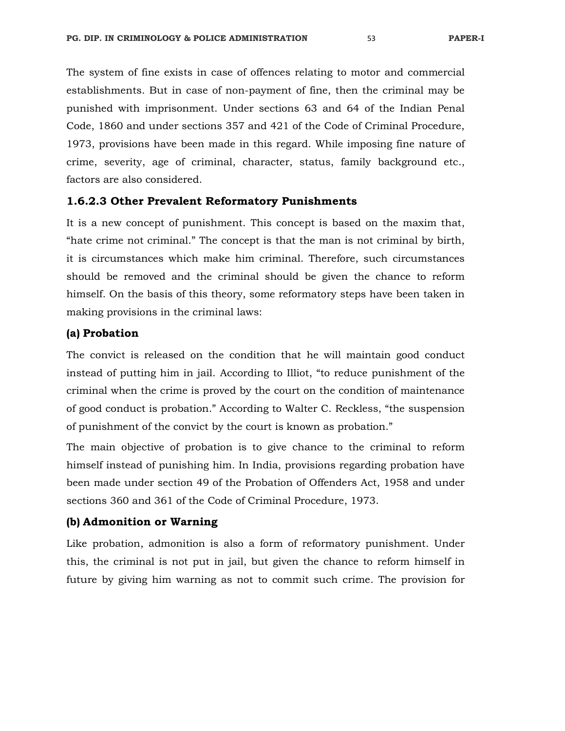The system of fine exists in case of offences relating to motor and commercial establishments. But in case of non-payment of fine, then the criminal may be punished with imprisonment. Under sections 63 and 64 of the Indian Penal Code, 1860 and under sections 357 and 421 of the Code of Criminal Procedure, 1973, provisions have been made in this regard. While imposing fine nature of crime, severity, age of criminal, character, status, family background etc., factors are also considered.

### 1.6.2.3 Other Prevalent Reformatory Punishments

It is a new concept of punishment. This concept is based on the maxim that, "hate crime not criminal." The concept is that the man is not criminal by birth, it is circumstances which make him criminal. Therefore, such circumstances should be removed and the criminal should be given the chance to reform himself. On the basis of this theory, some reformatory steps have been taken in making provisions in the criminal laws:

#### (a) Probation

The convict is released on the condition that he will maintain good conduct instead of putting him in jail. According to Illiot, "to reduce punishment of the criminal when the crime is proved by the court on the condition of maintenance of good conduct is probation." According to Walter C. Reckless, "the suspension of punishment of the convict by the court is known as probation."

The main objective of probation is to give chance to the criminal to reform himself instead of punishing him. In India, provisions regarding probation have been made under section 49 of the Probation of Offenders Act, 1958 and under sections 360 and 361 of the Code of Criminal Procedure, 1973.

#### (b) Admonition or Warning

Like probation, admonition is also a form of reformatory punishment. Under this, the criminal is not put in jail, but given the chance to reform himself in future by giving him warning as not to commit such crime. The provision for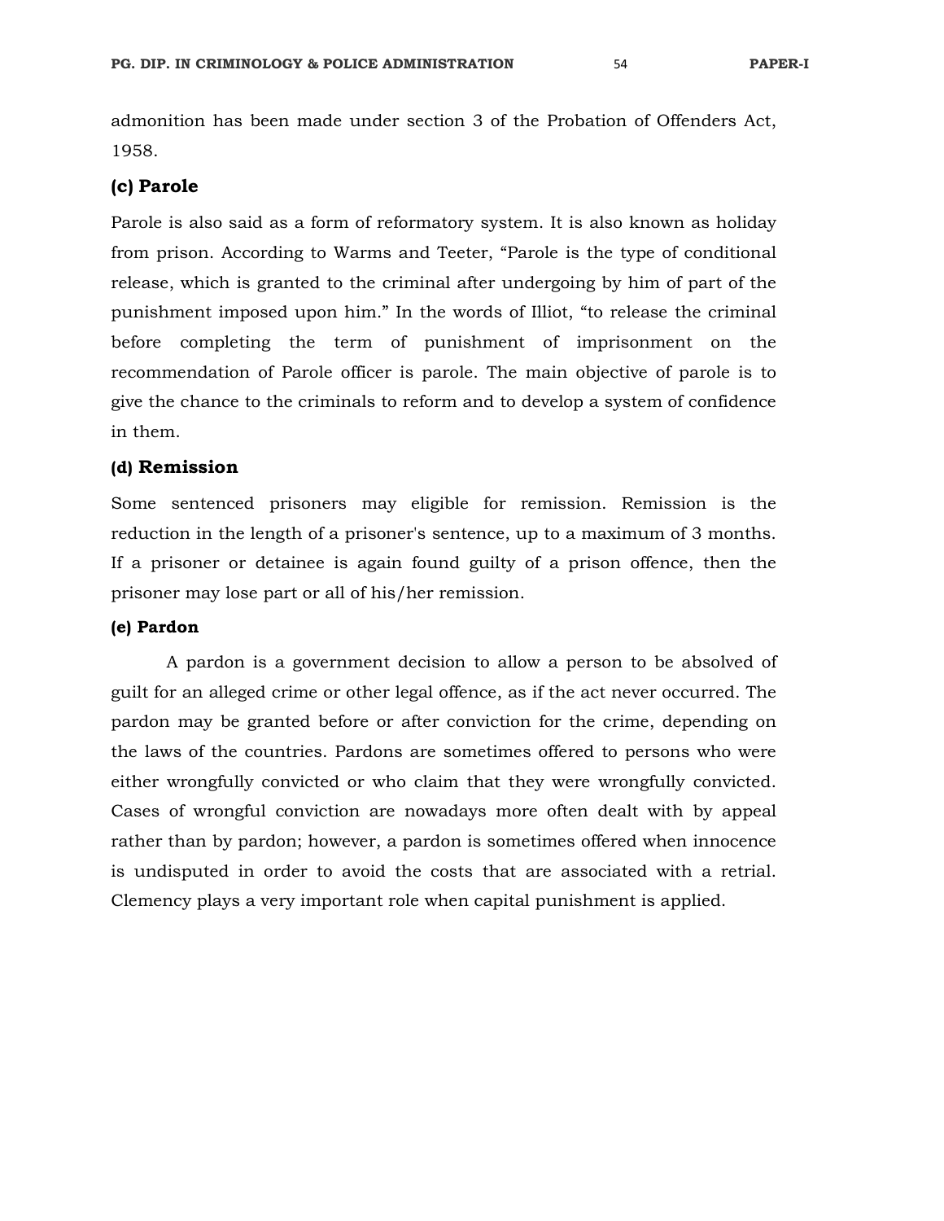admonition has been made under section 3 of the Probation of Offenders Act, 1958.

### (c) Parole

Parole is also said as a form of reformatory system. It is also known as holiday from prison. According to Warms and Teeter, "Parole is the type of conditional release, which is granted to the criminal after undergoing by him of part of the punishment imposed upon him." In the words of Illiot, "to release the criminal before completing the term of punishment of imprisonment on the recommendation of Parole officer is parole. The main objective of parole is to give the chance to the criminals to reform and to develop a system of confidence in them.

### (d) Remission

Some sentenced prisoners may eligible for remission. Remission is the reduction in the length of a prisoner's sentence, up to a maximum of 3 months. If a prisoner or detainee is again found guilty of a prison offence, then the prisoner may lose part or all of his/her remission.

### (e) Pardon

A pardon is a government decision to allow a person to be absolved of guilt for an alleged crime or other legal offence, as if the act never occurred. The pardon may be granted before or after conviction for the crime, depending on the laws of the countries. Pardons are sometimes offered to persons who were either wrongfully convicted or who claim that they were wrongfully convicted. Cases of wrongful conviction are nowadays more often dealt with by appeal rather than by pardon; however, a pardon is sometimes offered when innocence is undisputed in order to avoid the costs that are associated with a retrial. Clemency plays a very important role when capital punishment is applied.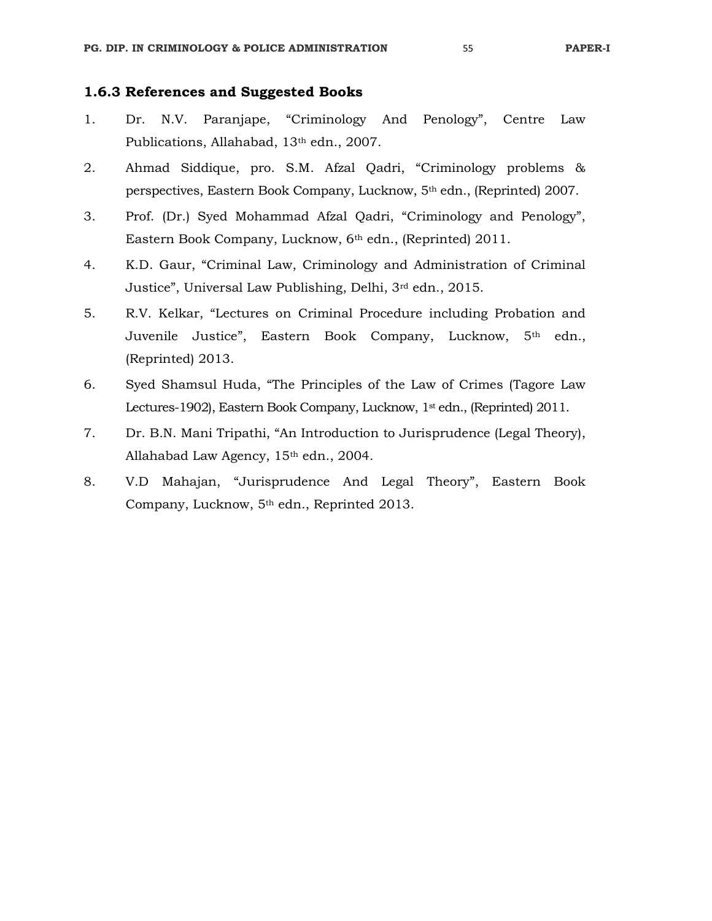### 1.6.3 References and Suggested Books

1. Dr. N.V. Paranjape, "Criminology And Penology", Centre Law Publications, Allahabad, 13th edn., 2007.
2. Ahmad Siddique, pro. S.M. Afzal Qadri, "Criminology problems & perspectives, Eastern Book Company, Lucknow, 5th edn., (Reprinted) 2007.
3. Prof. (Dr.) Syed Mohammad Afzal Qadri, "Criminology and Penology", Eastern Book Company, Lucknow, 6th edn., (Reprinted) 2011.
4. K.D. Gaur, "Criminal Law, Criminology and Administration of Criminal Justice", Universal Law Publishing, Delhi, 3rd edn., 2015.
5. R.V. Kelkar, "Lectures on Criminal Procedure including Probation and Juvenile Justice", Eastern Book Company, Lucknow, 5th edn., (Reprinted) 2013.
6. Syed Shamsul Huda, "The Principles of the Law of Crimes (Tagore Law Lectures-1902), Eastern Book Company, Lucknow, 1st edn., (Reprinted) 2011.
7. Dr. B.N. Mani Tripathi, "An Introduction to Jurisprudence (Legal Theory), Allahabad Law Agency, 15th edn., 2004.
8. V.D Mahajan, "Jurisprudence And Legal Theory", Eastern Book Company, Lucknow, 5th edn., Reprinted 2013.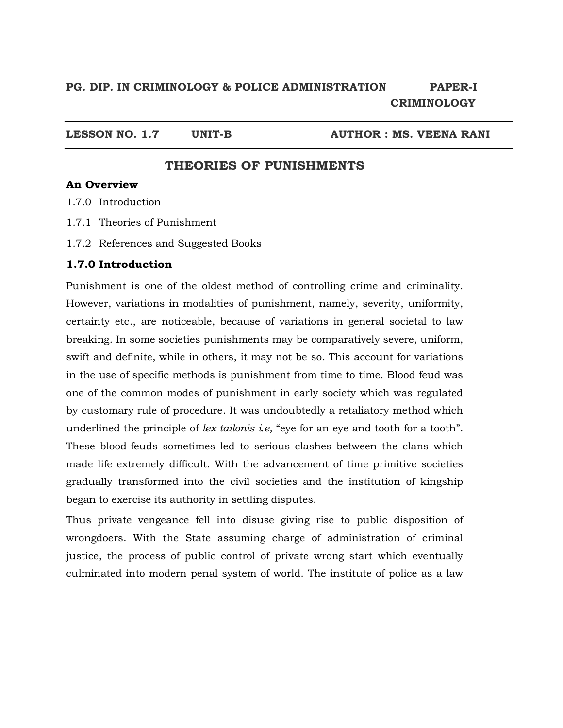**PG. DIP. IN CRIMINOLOGY & POLICE ADMINISTRATION PAPER-I CRIMINOLOGY**

**LESSON NO. 1.7 UNIT-B AUTHOR : MS. VEENA RANI**

# THEORIES OF PUNISHMENTS

**An Overview**

1.7.0 Introduction

1.7.1 Theories of Punishment

1.7.2 References and Suggested Books

## 1.7.0 Introduction

Punishment is one of the oldest method of controlling crime and criminality. However, variations in modalities of punishment, namely, severity, uniformity, certainty etc., are noticeable, because of variations in general societal to law breaking. In some societies punishments may be comparatively severe, uniform, swift and definite, while in others, it may not be so. This account for variations in the use of specific methods is punishment from time to time. Blood feud was one of the common modes of punishment in early society which was regulated by customary rule of procedure. It was undoubtedly a retaliatory method which underlined the principle of *lex tailonis i.e,* "eye for an eye and tooth for a tooth". These blood-feuds sometimes led to serious clashes between the clans which made life extremely difficult. With the advancement of time primitive societies gradually transformed into the civil societies and the institution of kingship began to exercise its authority in settling disputes.

Thus private vengeance fell into disuse giving rise to public disposition of wrongdoers. With the State assuming charge of administration of criminal justice, the process of public control of private wrong start which eventually culminated into modern penal system of world. The institute of police as a law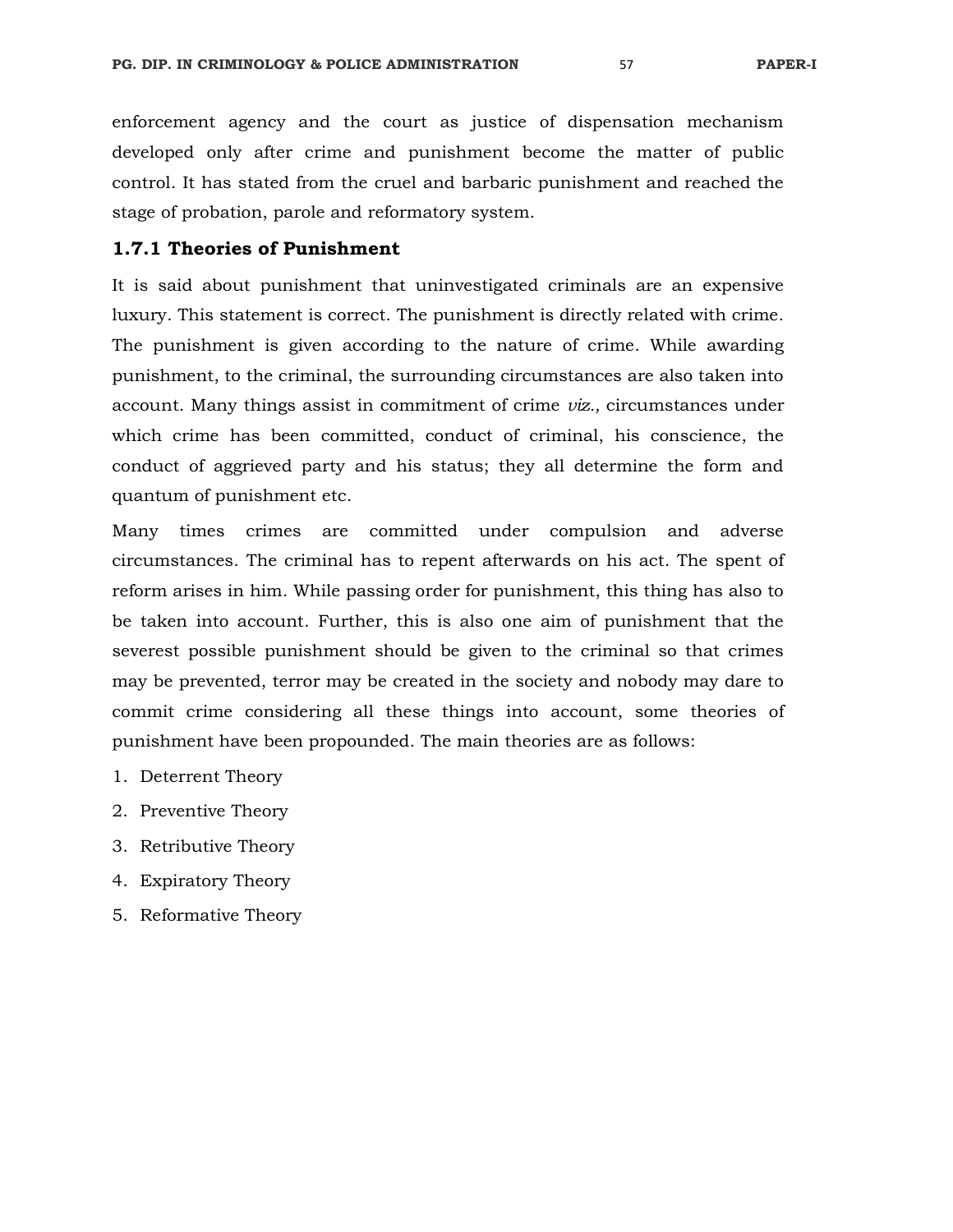enforcement agency and the court as justice of dispensation mechanism developed only after crime and punishment become the matter of public control. It has stated from the cruel and barbaric punishment and reached the stage of probation, parole and reformatory system.

### 1.7.1 Theories of Punishment

It is said about punishment that uninvestigated criminals are an expensive luxury. This statement is correct. The punishment is directly related with crime. The punishment is given according to the nature of crime. While awarding punishment, to the criminal, the surrounding circumstances are also taken into account. Many things assist in commitment of crime *viz.,* circumstances under which crime has been committed, conduct of criminal, his conscience, the conduct of aggrieved party and his status; they all determine the form and quantum of punishment etc.

Many times crimes are committed under compulsion and adverse circumstances. The criminal has to repent afterwards on his act. The spent of reform arises in him. While passing order for punishment, this thing has also to be taken into account. Further, this is also one aim of punishment that the severest possible punishment should be given to the criminal so that crimes may be prevented, terror may be created in the society and nobody may dare to commit crime considering all these things into account, some theories of punishment have been propounded. The main theories are as follows:

1. Deterrent Theory
2. Preventive Theory
3. Retributive Theory
4. Expiratory Theory
5. Reformative Theory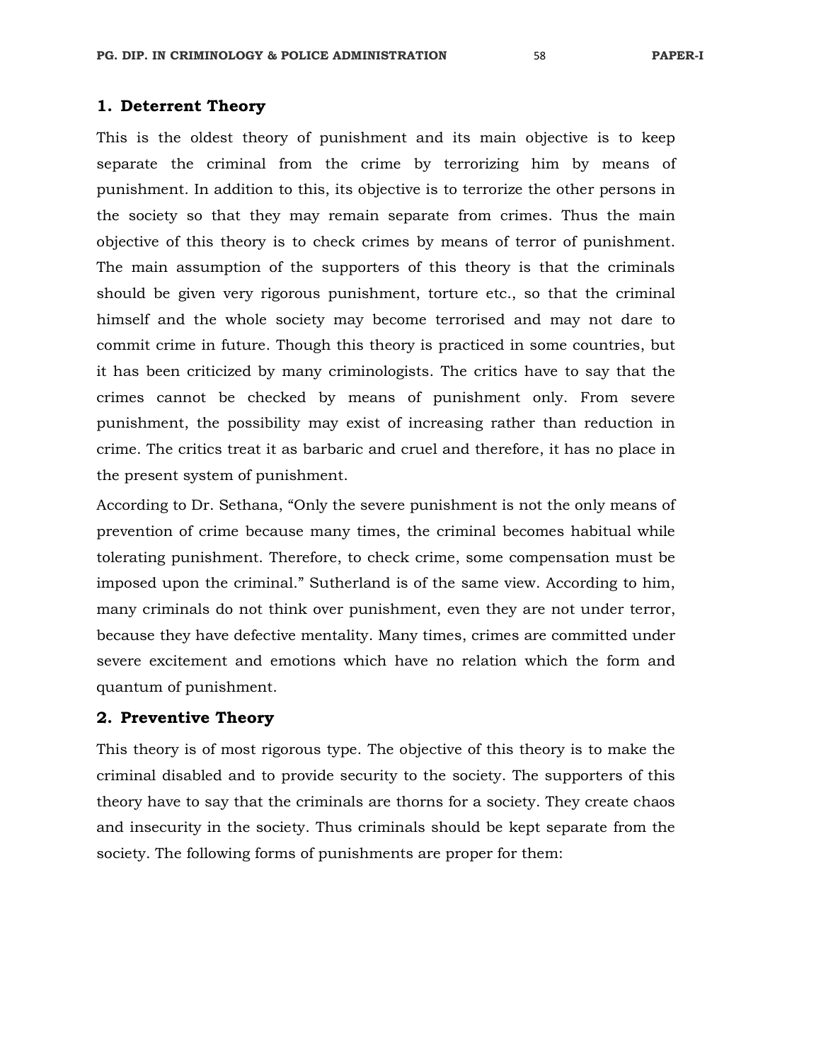## 1. Deterrent Theory

This is the oldest theory of punishment and its main objective is to keep separate the criminal from the crime by terrorizing him by means of punishment. In addition to this, its objective is to terrorize the other persons in the society so that they may remain separate from crimes. Thus the main objective of this theory is to check crimes by means of terror of punishment. The main assumption of the supporters of this theory is that the criminals should be given very rigorous punishment, torture etc., so that the criminal himself and the whole society may become terrorised and may not dare to commit crime in future. Though this theory is practiced in some countries, but it has been criticized by many criminologists. The critics have to say that the crimes cannot be checked by means of punishment only. From severe punishment, the possibility may exist of increasing rather than reduction in crime. The critics treat it as barbaric and cruel and therefore, it has no place in the present system of punishment.

According to Dr. Sethana, "Only the severe punishment is not the only means of prevention of crime because many times, the criminal becomes habitual while tolerating punishment. Therefore, to check crime, some compensation must be imposed upon the criminal." Sutherland is of the same view. According to him, many criminals do not think over punishment, even they are not under terror, because they have defective mentality. Many times, crimes are committed under severe excitement and emotions which have no relation which the form and quantum of punishment.

## 2. Preventive Theory

This theory is of most rigorous type. The objective of this theory is to make the criminal disabled and to provide security to the society. The supporters of this theory have to say that the criminals are thorns for a society. They create chaos and insecurity in the society. Thus criminals should be kept separate from the society. The following forms of punishments are proper for them: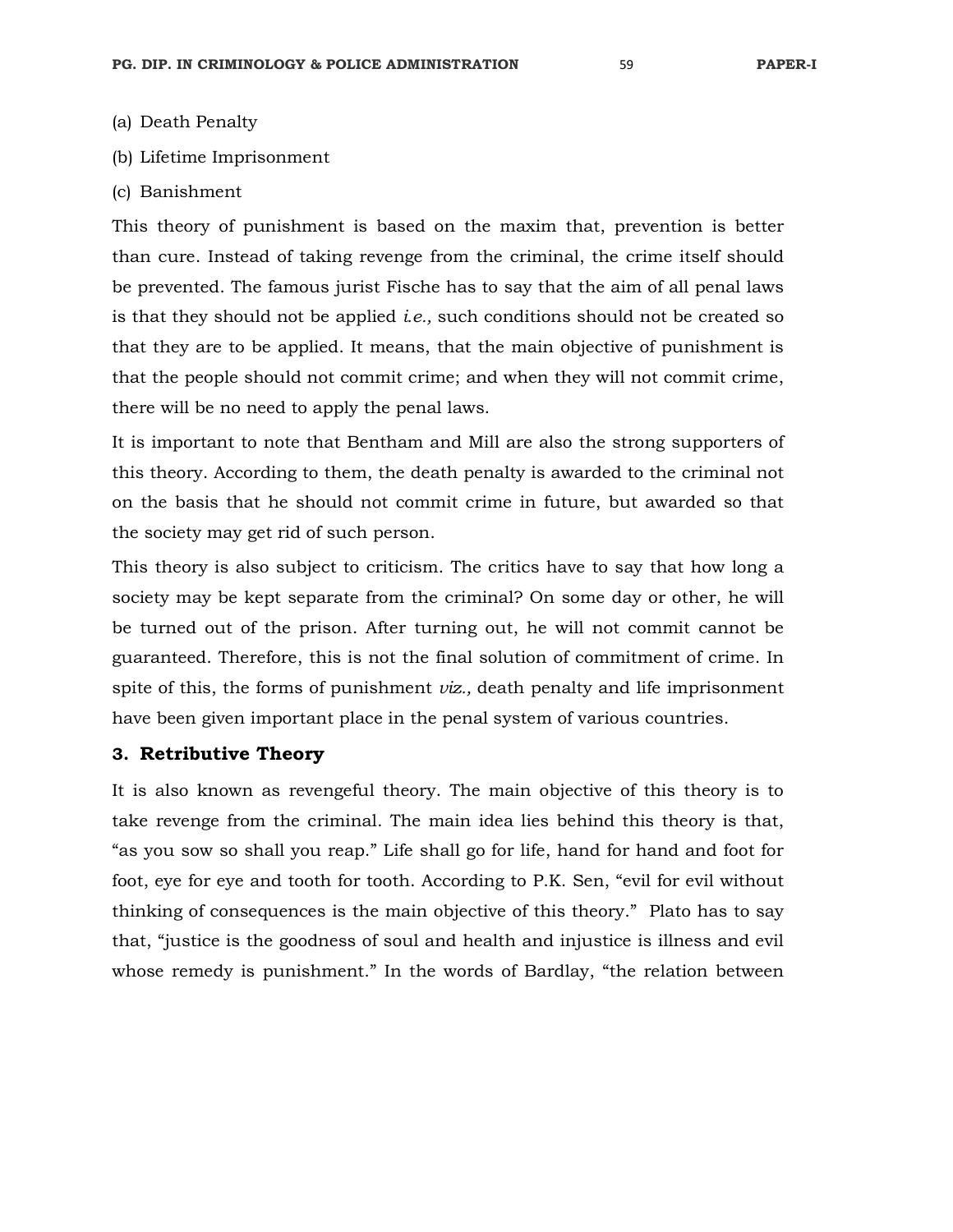(a) Death Penalty

(b) Lifetime Imprisonment

(c) Banishment

This theory of punishment is based on the maxim that, prevention is better than cure. Instead of taking revenge from the criminal, the crime itself should be prevented. The famous jurist Fische has to say that the aim of all penal laws is that they should not be applied *i.e.,* such conditions should not be created so that they are to be applied. It means, that the main objective of punishment is that the people should not commit crime; and when they will not commit crime, there will be no need to apply the penal laws.

It is important to note that Bentham and Mill are also the strong supporters of this theory. According to them, the death penalty is awarded to the criminal not on the basis that he should not commit crime in future, but awarded so that the society may get rid of such person.

This theory is also subject to criticism. The critics have to say that how long a society may be kept separate from the criminal? On some day or other, he will be turned out of the prison. After turning out, he will not commit cannot be guaranteed. Therefore, this is not the final solution of commitment of crime. In spite of this, the forms of punishment *viz.,* death penalty and life imprisonment have been given important place in the penal system of various countries.

### 3. Retributive Theory

It is also known as revengeful theory. The main objective of this theory is to take revenge from the criminal. The main idea lies behind this theory is that, "as you sow so shall you reap." Life shall go for life, hand for hand and foot for foot, eye for eye and tooth for tooth. According to P.K. Sen, "evil for evil without thinking of consequences is the main objective of this theory." Plato has to say that, "justice is the goodness of soul and health and injustice is illness and evil whose remedy is punishment." In the words of Bardlay, "the relation between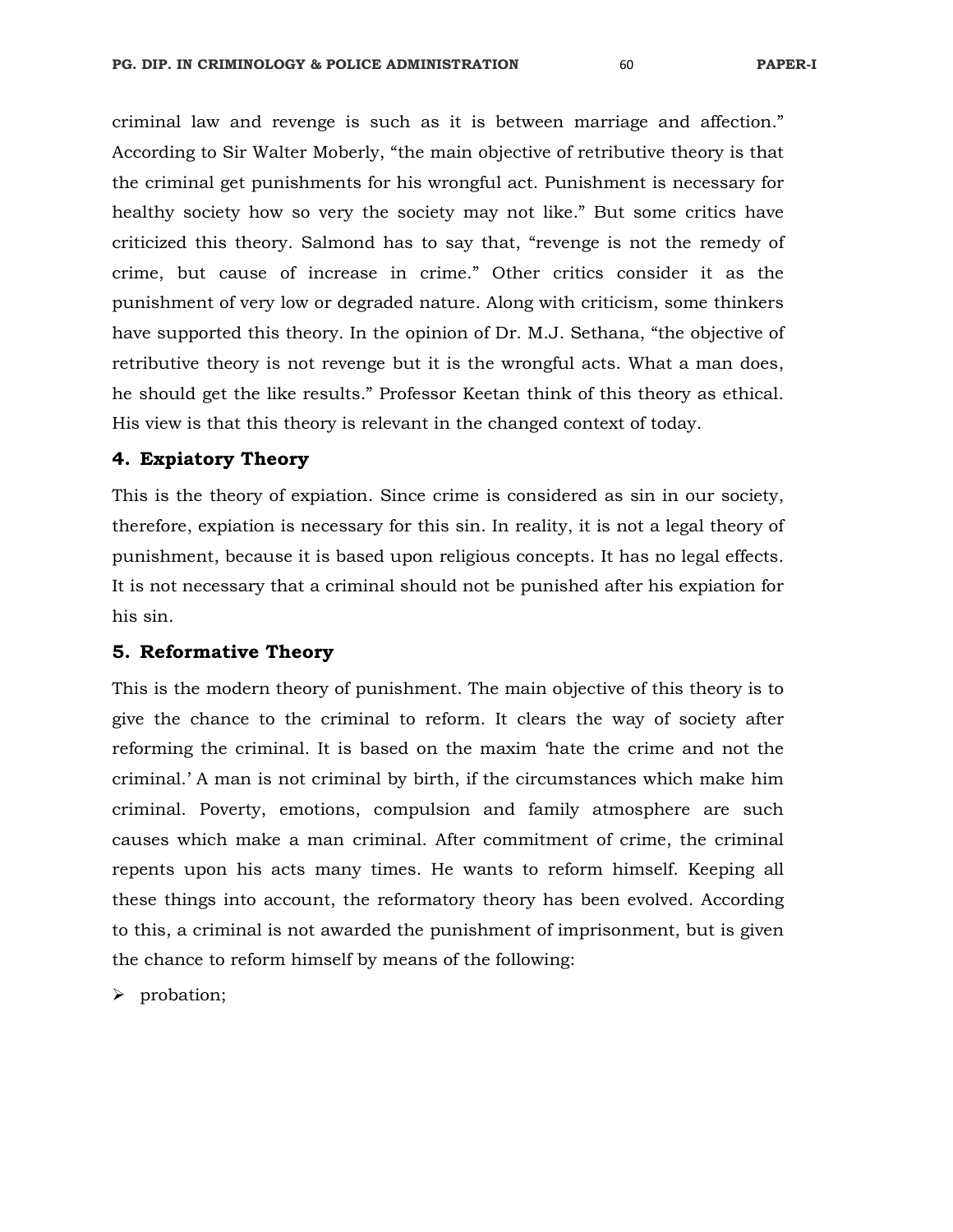criminal law and revenge is such as it is between marriage and affection." According to Sir Walter Moberly, "the main objective of retributive theory is that the criminal get punishments for his wrongful act. Punishment is necessary for healthy society how so very the society may not like." But some critics have criticized this theory. Salmond has to say that, "revenge is not the remedy of crime, but cause of increase in crime." Other critics consider it as the punishment of very low or degraded nature. Along with criticism, some thinkers have supported this theory. In the opinion of Dr. M.J. Sethana, "the objective of retributive theory is not revenge but it is the wrongful acts. What a man does, he should get the like results." Professor Keetan think of this theory as ethical. His view is that this theory is relevant in the changed context of today.

### 4. Expiatory Theory

This is the theory of expiation. Since crime is considered as sin in our society, therefore, expiation is necessary for this sin. In reality, it is not a legal theory of punishment, because it is based upon religious concepts. It has no legal effects. It is not necessary that a criminal should not be punished after his expiation for his sin.

### 5. Reformative Theory

This is the modern theory of punishment. The main objective of this theory is to give the chance to the criminal to reform. It clears the way of society after reforming the criminal. It is based on the maxim 'hate the crime and not the criminal.' A man is not criminal by birth, if the circumstances which make him criminal. Poverty, emotions, compulsion and family atmosphere are such causes which make a man criminal. After commitment of crime, the criminal repents upon his acts many times. He wants to reform himself. Keeping all these things into account, the reformatory theory has been evolved. According to this, a criminal is not awarded the punishment of imprisonment, but is given the chance to reform himself by means of the following:

- probation;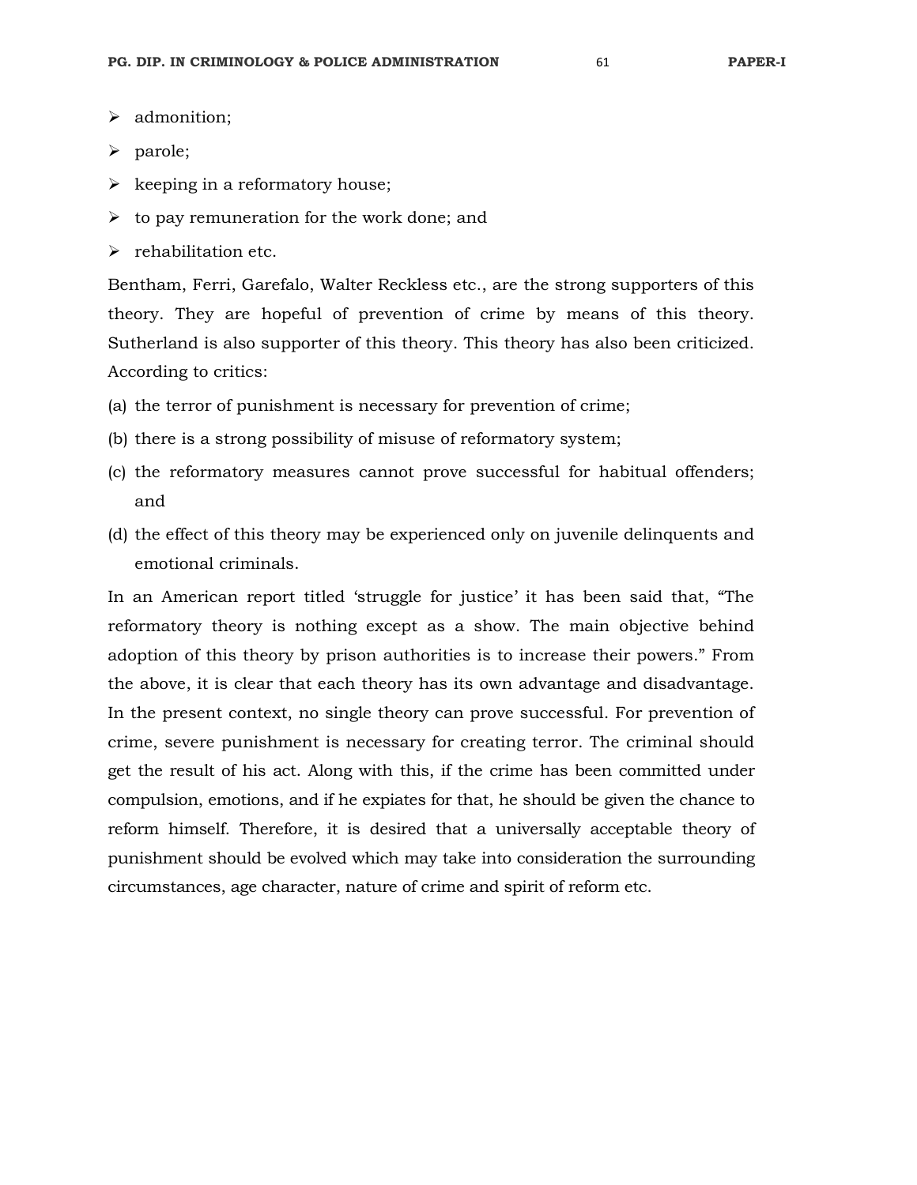- admonition;
- parole;
- keeping in a reformatory house;
- to pay remuneration for the work done; and
- rehabilitation etc.

Bentham, Ferri, Garefalo, Walter Reckless etc., are the strong supporters of this theory. They are hopeful of prevention of crime by means of this theory. Sutherland is also supporter of this theory. This theory has also been criticized. According to critics:

(a) the terror of punishment is necessary for prevention of crime;

(b) there is a strong possibility of misuse of reformatory system;

(c) the reformatory measures cannot prove successful for habitual offenders; and

(d) the effect of this theory may be experienced only on juvenile delinquents and emotional criminals.

In an American report titled 'struggle for justice' it has been said that, "The reformatory theory is nothing except as a show. The main objective behind adoption of this theory by prison authorities is to increase their powers." From the above, it is clear that each theory has its own advantage and disadvantage. In the present context, no single theory can prove successful. For prevention of crime, severe punishment is necessary for creating terror. The criminal should get the result of his act. Along with this, if the crime has been committed under compulsion, emotions, and if he expiates for that, he should be given the chance to reform himself. Therefore, it is desired that a universally acceptable theory of punishment should be evolved which may take into consideration the surrounding circumstances, age character, nature of crime and spirit of reform etc.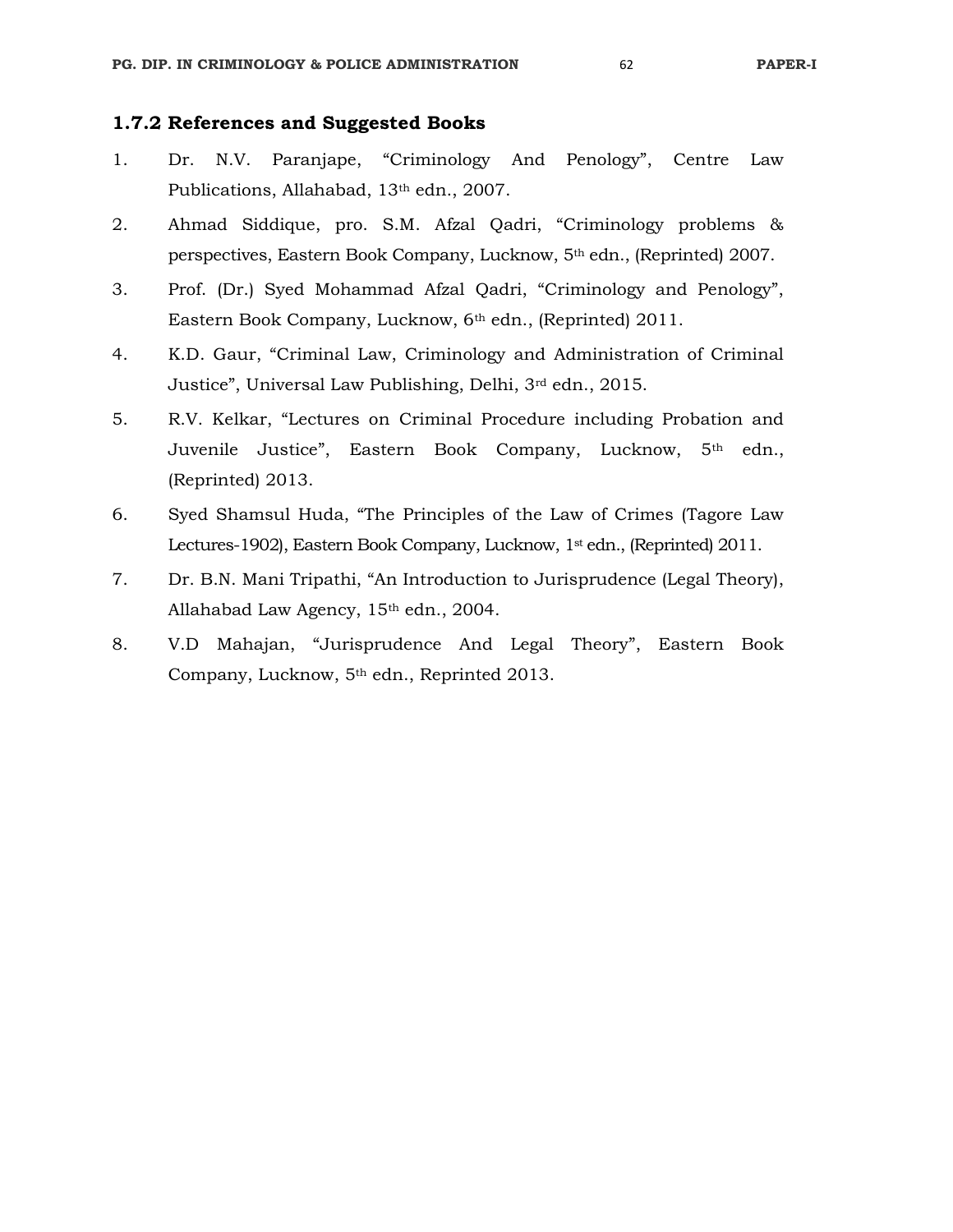### 1.7.2 References and Suggested Books

1. Dr. N.V. Paranjape, "Criminology And Penology", Centre Law Publications, Allahabad, 13th edn., 2007.
2. Ahmad Siddique, pro. S.M. Afzal Qadri, "Criminology problems & perspectives, Eastern Book Company, Lucknow, 5th edn., (Reprinted) 2007.
3. Prof. (Dr.) Syed Mohammad Afzal Qadri, "Criminology and Penology", Eastern Book Company, Lucknow, 6th edn., (Reprinted) 2011.
4. K.D. Gaur, "Criminal Law, Criminology and Administration of Criminal Justice", Universal Law Publishing, Delhi, 3rd edn., 2015.
5. R.V. Kelkar, "Lectures on Criminal Procedure including Probation and Juvenile Justice", Eastern Book Company, Lucknow, 5th edn., (Reprinted) 2013.
6. Syed Shamsul Huda, "The Principles of the Law of Crimes (Tagore Law Lectures-1902), Eastern Book Company, Lucknow, 1st edn., (Reprinted) 2011.
7. Dr. B.N. Mani Tripathi, "An Introduction to Jurisprudence (Legal Theory), Allahabad Law Agency, 15th edn., 2004.
8. V.D Mahajan, "Jurisprudence And Legal Theory", Eastern Book Company, Lucknow, 5th edn., Reprinted 2013.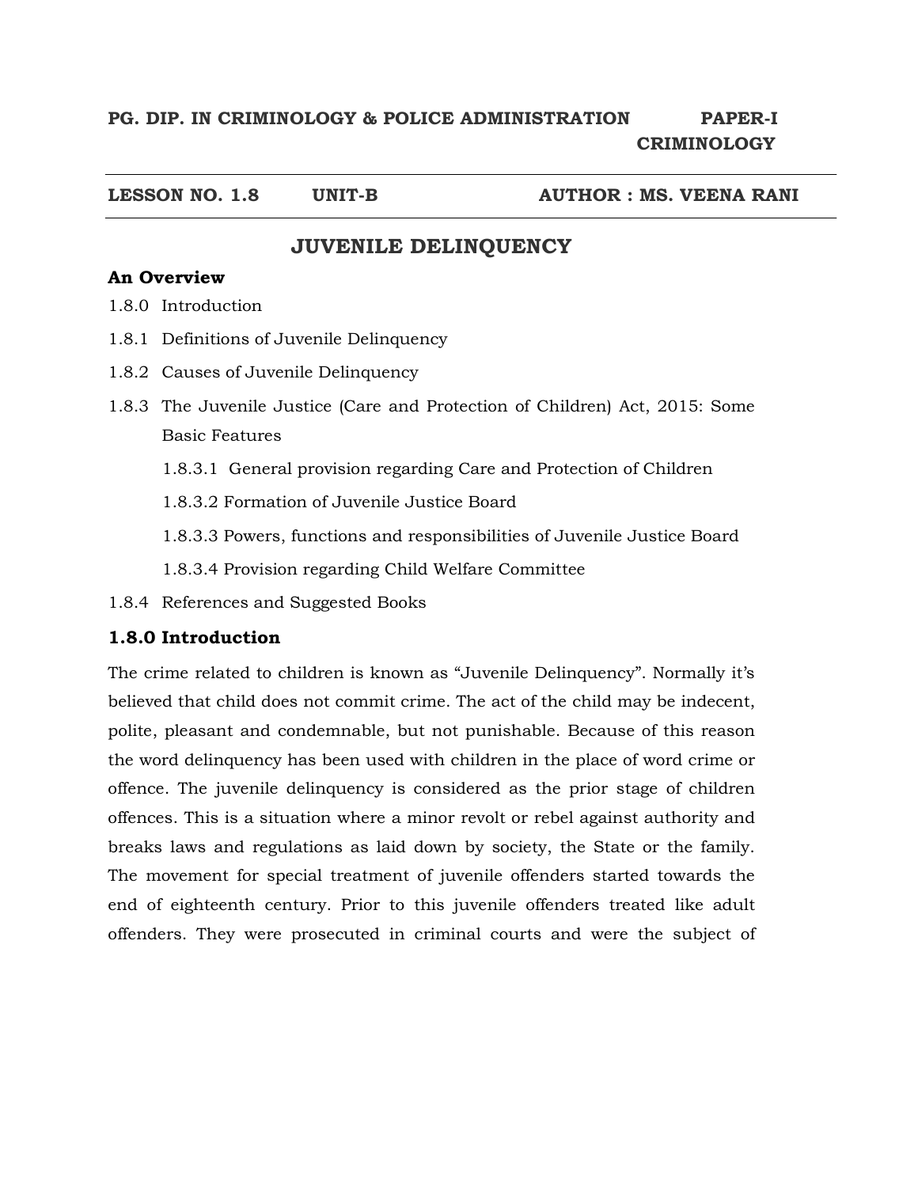**PG. DIP. IN CRIMINOLOGY & POLICE ADMINISTRATION PAPER-I CRIMINOLOGY**

**LESSON NO. 1.8 UNIT-B AUTHOR : MS. VEENA RANI**

# JUVENILE DELINQUENCY

**An Overview**

1.8.0 Introduction

1.8.1 Definitions of Juvenile Delinquency

1.8.2 Causes of Juvenile Delinquency

1.8.3 The Juvenile Justice (Care and Protection of Children) Act, 2015: Some Basic Features

- 1.8.3.1 General provision regarding Care and Protection of Children
- 1.8.3.2 Formation of Juvenile Justice Board
- 1.8.3.3 Powers, functions and responsibilities of Juvenile Justice Board
- 1.8.3.4 Provision regarding Child Welfare Committee

1.8.4 References and Suggested Books

## 1.8.0 Introduction

The crime related to children is known as "Juvenile Delinquency". Normally it's believed that child does not commit crime. The act of the child may be indecent, polite, pleasant and condemnable, but not punishable. Because of this reason the word delinquency has been used with children in the place of word crime or offence. The juvenile delinquency is considered as the prior stage of children offences. This is a situation where a minor revolt or rebel against authority and breaks laws and regulations as laid down by society, the State or the family. The movement for special treatment of juvenile offenders started towards the end of eighteenth century. Prior to this juvenile offenders treated like adult offenders. They were prosecuted in criminal courts and were the subject of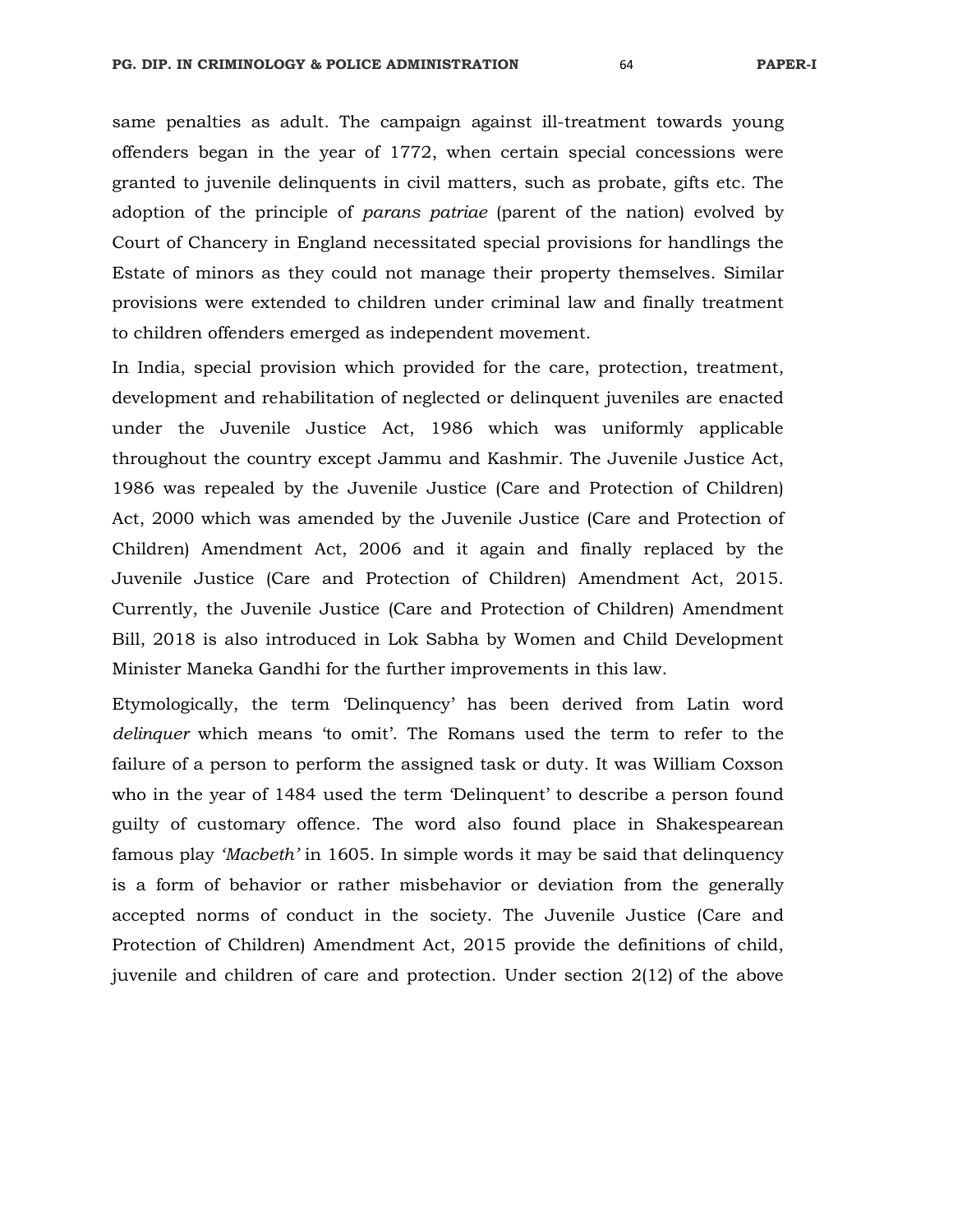same penalties as adult. The campaign against ill-treatment towards young offenders began in the year of 1772, when certain special concessions were granted to juvenile delinquents in civil matters, such as probate, gifts etc. The adoption of the principle of *parans patriae* (parent of the nation) evolved by Court of Chancery in England necessitated special provisions for handlings the Estate of minors as they could not manage their property themselves. Similar provisions were extended to children under criminal law and finally treatment to children offenders emerged as independent movement.

In India, special provision which provided for the care, protection, treatment, development and rehabilitation of neglected or delinquent juveniles are enacted under the Juvenile Justice Act, 1986 which was uniformly applicable throughout the country except Jammu and Kashmir. The Juvenile Justice Act, 1986 was repealed by the Juvenile Justice (Care and Protection of Children) Act, 2000 which was amended by the Juvenile Justice (Care and Protection of Children) Amendment Act, 2006 and it again and finally replaced by the Juvenile Justice (Care and Protection of Children) Amendment Act, 2015. Currently, the Juvenile Justice (Care and Protection of Children) Amendment Bill, 2018 is also introduced in Lok Sabha by Women and Child Development Minister Maneka Gandhi for the further improvements in this law.

Etymologically, the term 'Delinquency' has been derived from Latin word *delinquer* which means 'to omit'. The Romans used the term to refer to the failure of a person to perform the assigned task or duty. It was William Coxson who in the year of 1484 used the term 'Delinquent' to describe a person found guilty of customary offence. The word also found place in Shakespearean famous play *'Macbeth'* in 1605. In simple words it may be said that delinquency is a form of behavior or rather misbehavior or deviation from the generally accepted norms of conduct in the society. The Juvenile Justice (Care and Protection of Children) Amendment Act, 2015 provide the definitions of child, juvenile and children of care and protection. Under section 2(12) of the above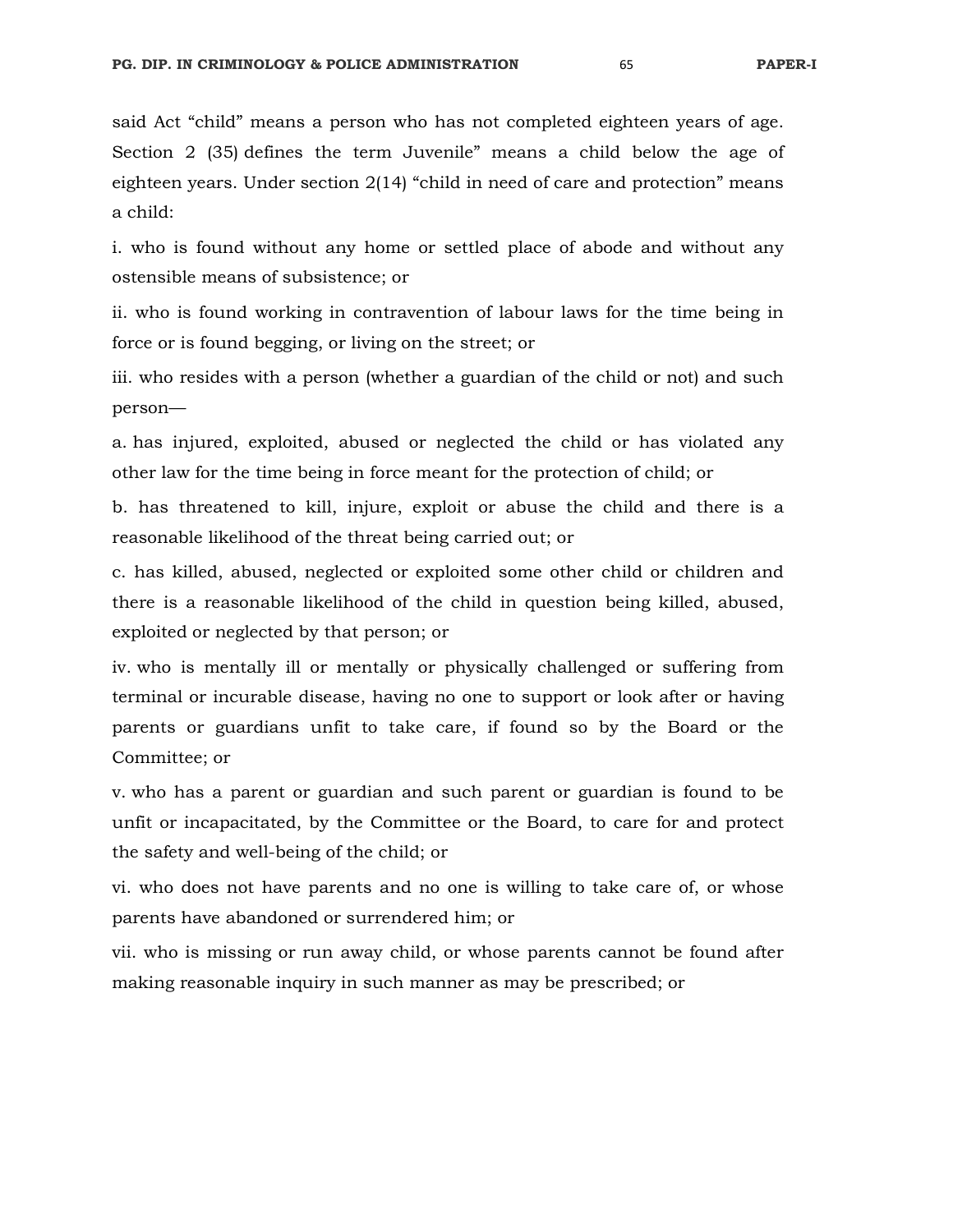said Act "child" means a person who has not completed eighteen years of age. Section 2 (35) defines the term Juvenile" means a child below the age of eighteen years. Under section 2(14) "child in need of care and protection" means a child:

i. who is found without any home or settled place of abode and without any ostensible means of subsistence; or

ii. who is found working in contravention of labour laws for the time being in force or is found begging, or living on the street; or

iii. who resides with a person (whether a guardian of the child or not) and such person—

a. has injured, exploited, abused or neglected the child or has violated any other law for the time being in force meant for the protection of child; or

b. has threatened to kill, injure, exploit or abuse the child and there is a reasonable likelihood of the threat being carried out; or

c. has killed, abused, neglected or exploited some other child or children and there is a reasonable likelihood of the child in question being killed, abused, exploited or neglected by that person; or

iv. who is mentally ill or mentally or physically challenged or suffering from terminal or incurable disease, having no one to support or look after or having parents or guardians unfit to take care, if found so by the Board or the Committee; or

v. who has a parent or guardian and such parent or guardian is found to be unfit or incapacitated, by the Committee or the Board, to care for and protect the safety and well-being of the child; or

vi. who does not have parents and no one is willing to take care of, or whose parents have abandoned or surrendered him; or

vii. who is missing or run away child, or whose parents cannot be found after making reasonable inquiry in such manner as may be prescribed; or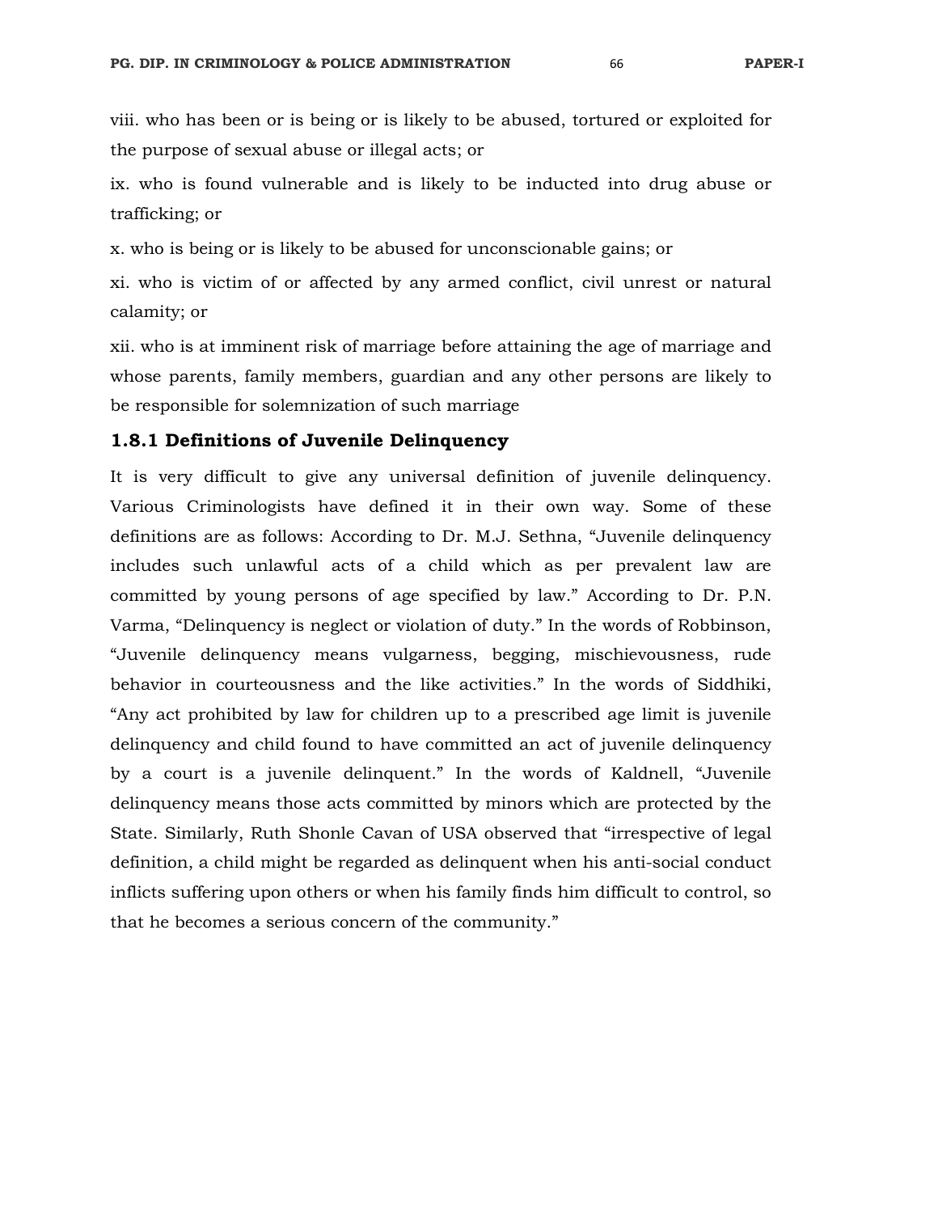viii. who has been or is being or is likely to be abused, tortured or exploited for the purpose of sexual abuse or illegal acts; or

ix. who is found vulnerable and is likely to be inducted into drug abuse or trafficking; or

x. who is being or is likely to be abused for unconscionable gains; or

xi. who is victim of or affected by any armed conflict, civil unrest or natural calamity; or

xii. who is at imminent risk of marriage before attaining the age of marriage and whose parents, family members, guardian and any other persons are likely to be responsible for solemnization of such marriage

### 1.8.1 Definitions of Juvenile Delinquency

It is very difficult to give any universal definition of juvenile delinquency. Various Criminologists have defined it in their own way. Some of these definitions are as follows: According to Dr. M.J. Sethna, "Juvenile delinquency includes such unlawful acts of a child which as per prevalent law are committed by young persons of age specified by law." According to Dr. P.N. Varma, "Delinquency is neglect or violation of duty." In the words of Robbinson, "Juvenile delinquency means vulgarness, begging, mischievousness, rude behavior in courteousness and the like activities." In the words of Siddhiki, "Any act prohibited by law for children up to a prescribed age limit is juvenile delinquency and child found to have committed an act of juvenile delinquency by a court is a juvenile delinquent." In the words of Kaldnell, "Juvenile delinquency means those acts committed by minors which are protected by the State. Similarly, Ruth Shonle Cavan of USA observed that "irrespective of legal definition, a child might be regarded as delinquent when his anti-social conduct inflicts suffering upon others or when his family finds him difficult to control, so that he becomes a serious concern of the community."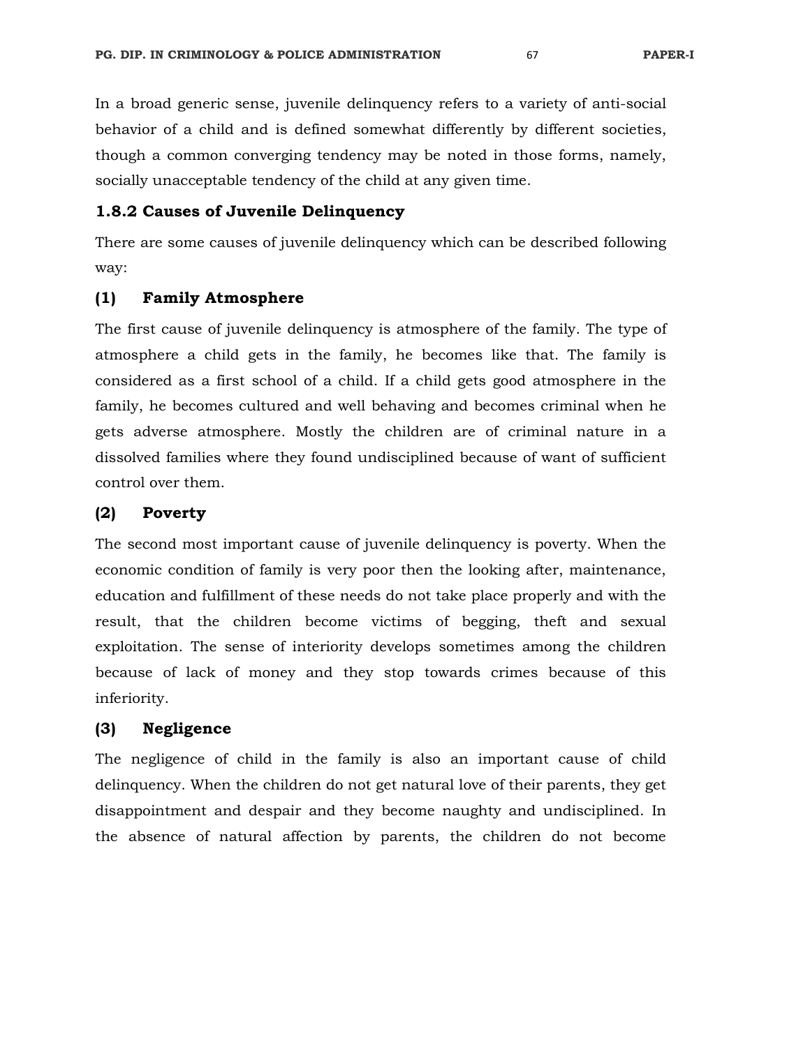In a broad generic sense, juvenile delinquency refers to a variety of anti-social behavior of a child and is defined somewhat differently by different societies, though a common converging tendency may be noted in those forms, namely, socially unacceptable tendency of the child at any given time.

### 1.8.2 Causes of Juvenile Delinquency

There are some causes of juvenile delinquency which can be described following way:

#### (1) Family Atmosphere

The first cause of juvenile delinquency is atmosphere of the family. The type of atmosphere a child gets in the family, he becomes like that. The family is considered as a first school of a child. If a child gets good atmosphere in the family, he becomes cultured and well behaving and becomes criminal when he gets adverse atmosphere. Mostly the children are of criminal nature in a dissolved families where they found undisciplined because of want of sufficient control over them.

#### (2) Poverty

The second most important cause of juvenile delinquency is poverty. When the economic condition of family is very poor then the looking after, maintenance, education and fulfillment of these needs do not take place properly and with the result, that the children become victims of begging, theft and sexual exploitation. The sense of interiority develops sometimes among the children because of lack of money and they stop towards crimes because of this inferiority.

#### (3) Negligence

The negligence of child in the family is also an important cause of child delinquency. When the children do not get natural love of their parents, they get disappointment and despair and they become naughty and undisciplined. In the absence of natural affection by parents, the children do not become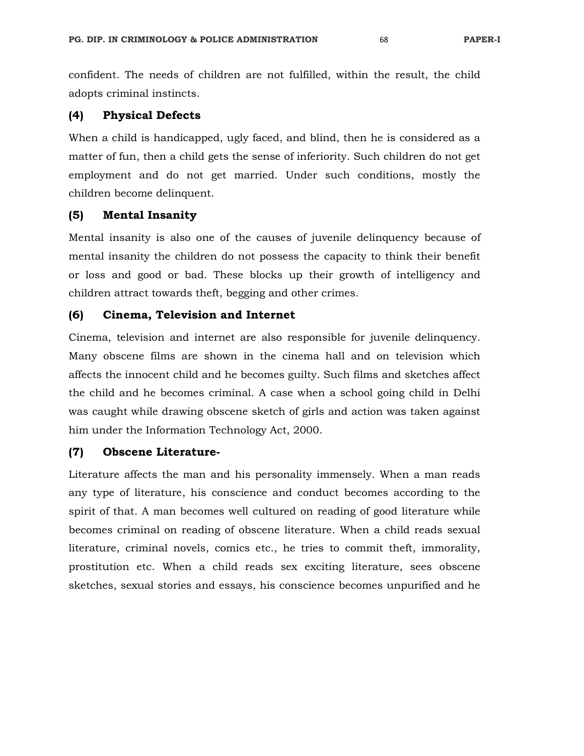confident. The needs of children are not fulfilled, within the result, the child adopts criminal instincts.

### (4) Physical Defects

When a child is handicapped, ugly faced, and blind, then he is considered as a matter of fun, then a child gets the sense of inferiority. Such children do not get employment and do not get married. Under such conditions, mostly the children become delinquent.

### (5) Mental Insanity

Mental insanity is also one of the causes of juvenile delinquency because of mental insanity the children do not possess the capacity to think their benefit or loss and good or bad. These blocks up their growth of intelligency and children attract towards theft, begging and other crimes.

### (6) Cinema, Television and Internet

Cinema, television and internet are also responsible for juvenile delinquency. Many obscene films are shown in the cinema hall and on television which affects the innocent child and he becomes guilty. Such films and sketches affect the child and he becomes criminal. A case when a school going child in Delhi was caught while drawing obscene sketch of girls and action was taken against him under the Information Technology Act, 2000.

### (7) Obscene Literature-

Literature affects the man and his personality immensely. When a man reads any type of literature, his conscience and conduct becomes according to the spirit of that. A man becomes well cultured on reading of good literature while becomes criminal on reading of obscene literature. When a child reads sexual literature, criminal novels, comics etc., he tries to commit theft, immorality, prostitution etc. When a child reads sex exciting literature, sees obscene sketches, sexual stories and essays, his conscience becomes unpurified and he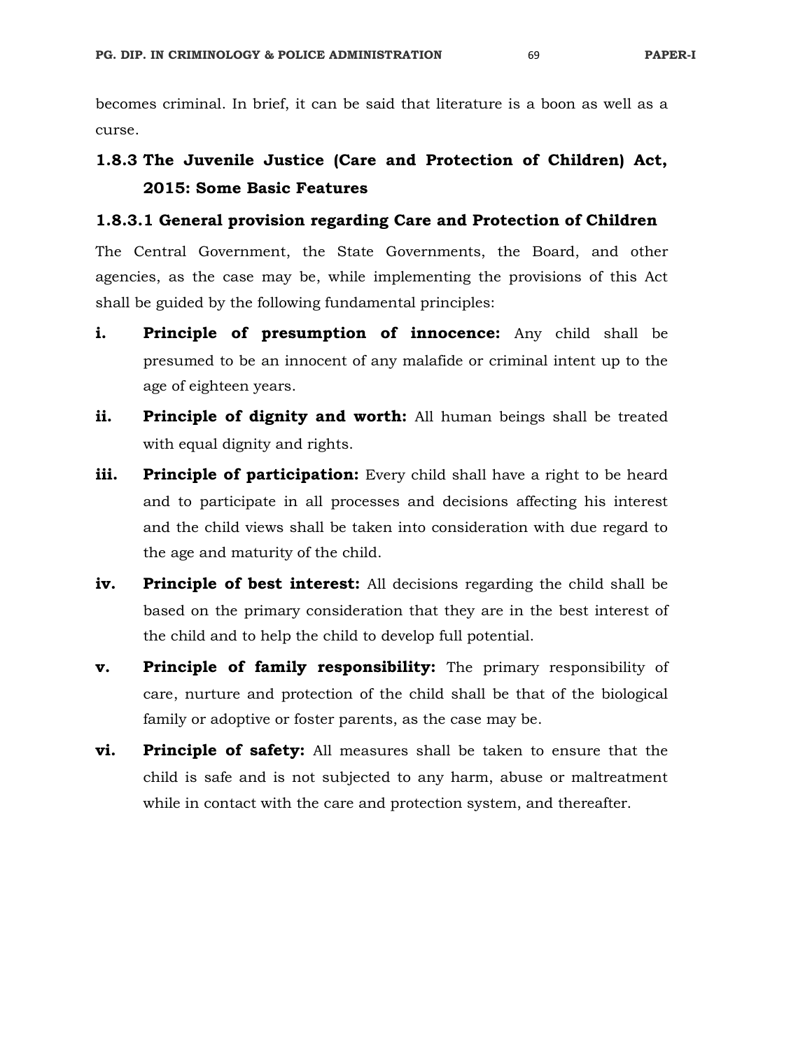becomes criminal. In brief, it can be said that literature is a boon as well as a curse.

### 1.8.3 The Juvenile Justice (Care and Protection of Children) Act, 2015: Some Basic Features

#### 1.8.3.1 General provision regarding Care and Protection of Children

The Central Government, the State Governments, the Board, and other agencies, as the case may be, while implementing the provisions of this Act shall be guided by the following fundamental principles:

i. **Principle of presumption of innocence:** Any child shall be presumed to be an innocent of any malafide or criminal intent up to the age of eighteen years.

ii. **Principle of dignity and worth:** All human beings shall be treated with equal dignity and rights.

iii. **Principle of participation:** Every child shall have a right to be heard and to participate in all processes and decisions affecting his interest and the child views shall be taken into consideration with due regard to the age and maturity of the child.

iv. **Principle of best interest:** All decisions regarding the child shall be based on the primary consideration that they are in the best interest of the child and to help the child to develop full potential.

v. **Principle of family responsibility:** The primary responsibility of care, nurture and protection of the child shall be that of the biological family or adoptive or foster parents, as the case may be.

vi. **Principle of safety:** All measures shall be taken to ensure that the child is safe and is not subjected to any harm, abuse or maltreatment while in contact with the care and protection system, and thereafter.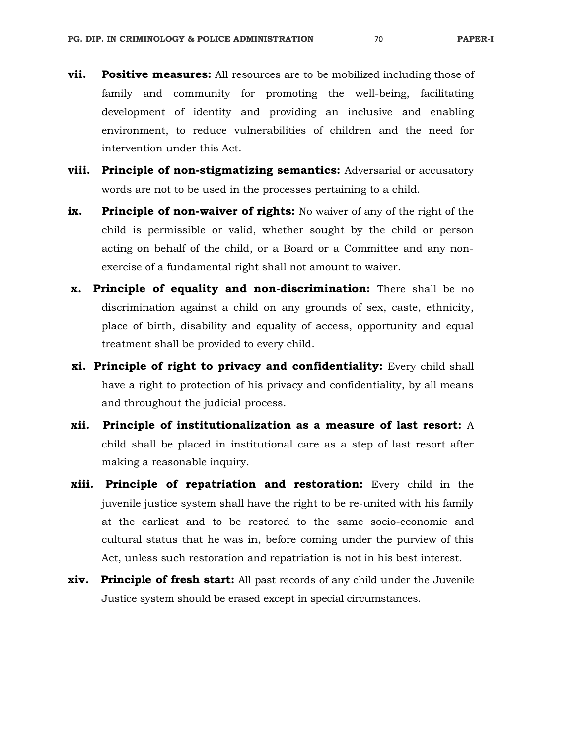vii. **Positive measures:** All resources are to be mobilized including those of family and community for promoting the well-being, facilitating development of identity and providing an inclusive and enabling environment, to reduce vulnerabilities of children and the need for intervention under this Act.

viii. **Principle of non-stigmatizing semantics:** Adversarial or accusatory words are not to be used in the processes pertaining to a child.

ix. **Principle of non-waiver of rights:** No waiver of any of the right of the child is permissible or valid, whether sought by the child or person acting on behalf of the child, or a Board or a Committee and any non-exercise of a fundamental right shall not amount to waiver.

x. **Principle of equality and non-discrimination:** There shall be no discrimination against a child on any grounds of sex, caste, ethnicity, place of birth, disability and equality of access, opportunity and equal treatment shall be provided to every child.

xi. **Principle of right to privacy and confidentiality:** Every child shall have a right to protection of his privacy and confidentiality, by all means and throughout the judicial process.

xii. **Principle of institutionalization as a measure of last resort:** A child shall be placed in institutional care as a step of last resort after making a reasonable inquiry.

xiii. **Principle of repatriation and restoration:** Every child in the juvenile justice system shall have the right to be re-united with his family at the earliest and to be restored to the same socio-economic and cultural status that he was in, before coming under the purview of this Act, unless such restoration and repatriation is not in his best interest.

xiv. **Principle of fresh start:** All past records of any child under the Juvenile Justice system should be erased except in special circumstances.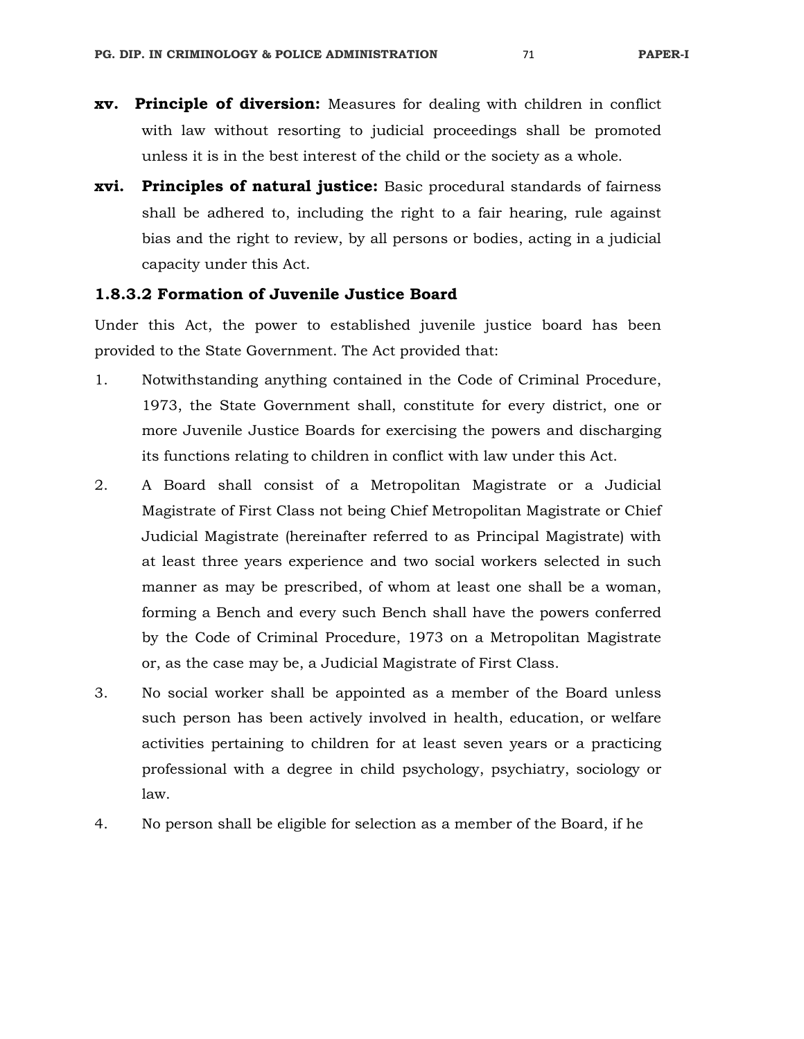**xv. Principle of diversion:** Measures for dealing with children in conflict with law without resorting to judicial proceedings shall be promoted unless it is in the best interest of the child or the society as a whole.

**xvi. Principles of natural justice:** Basic procedural standards of fairness shall be adhered to, including the right to a fair hearing, rule against bias and the right to review, by all persons or bodies, acting in a judicial capacity under this Act.

### 1.8.3.2 Formation of Juvenile Justice Board

Under this Act, the power to established juvenile justice board has been provided to the State Government. The Act provided that:

1. Notwithstanding anything contained in the Code of Criminal Procedure, 1973, the State Government shall, constitute for every district, one or more Juvenile Justice Boards for exercising the powers and discharging its functions relating to children in conflict with law under this Act.
2. A Board shall consist of a Metropolitan Magistrate or a Judicial Magistrate of First Class not being Chief Metropolitan Magistrate or Chief Judicial Magistrate (hereinafter referred to as Principal Magistrate) with at least three years experience and two social workers selected in such manner as may be prescribed, of whom at least one shall be a woman, forming a Bench and every such Bench shall have the powers conferred by the Code of Criminal Procedure, 1973 on a Metropolitan Magistrate or, as the case may be, a Judicial Magistrate of First Class.
3. No social worker shall be appointed as a member of the Board unless such person has been actively involved in health, education, or welfare activities pertaining to children for at least seven years or a practicing professional with a degree in child psychology, psychiatry, sociology or law.
4. No person shall be eligible for selection as a member of the Board, if he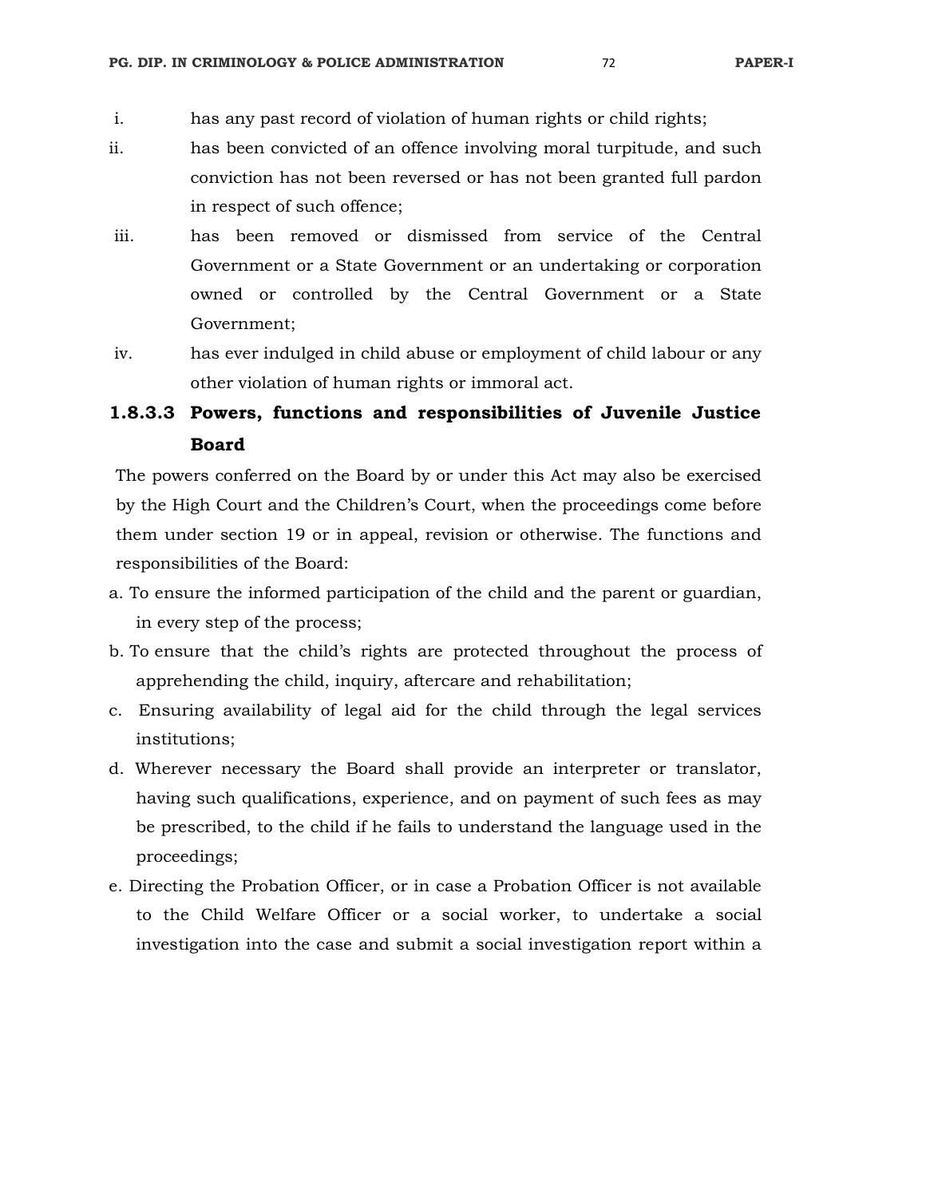i. has any past record of violation of human rights or child rights;

ii. has been convicted of an offence involving moral turpitude, and such conviction has not been reversed or has not been granted full pardon in respect of such offence;

iii. has been removed or dismissed from service of the Central Government or a State Government or an undertaking or corporation owned or controlled by the Central Government or a State Government;

iv. has ever indulged in child abuse or employment of child labour or any other violation of human rights or immoral act.

### 1.8.3.3 Powers, functions and responsibilities of Juvenile Justice Board

The powers conferred on the Board by or under this Act may also be exercised by the High Court and the Children's Court, when the proceedings come before them under section 19 or in appeal, revision or otherwise. The functions and responsibilities of the Board:

a. To ensure the informed participation of the child and the parent or guardian, in every step of the process;

b. To ensure that the child's rights are protected throughout the process of apprehending the child, inquiry, aftercare and rehabilitation;

c. Ensuring availability of legal aid for the child through the legal services institutions;

d. Wherever necessary the Board shall provide an interpreter or translator, having such qualifications, experience, and on payment of such fees as may be prescribed, to the child if he fails to understand the language used in the proceedings;

e. Directing the Probation Officer, or in case a Probation Officer is not available to the Child Welfare Officer or a social worker, to undertake a social investigation into the case and submit a social investigation report within a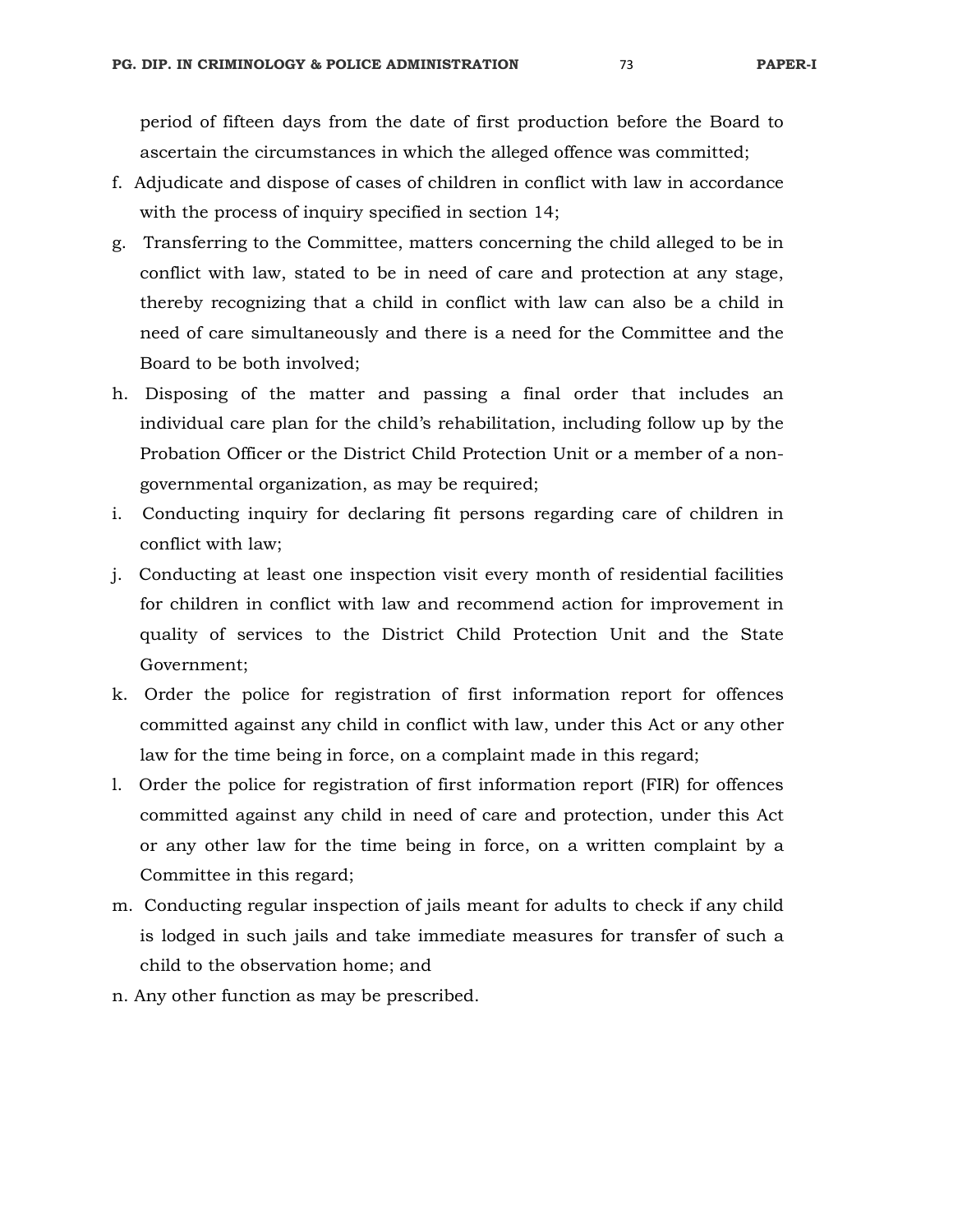period of fifteen days from the date of first production before the Board to ascertain the circumstances in which the alleged offence was committed;

f. Adjudicate and dispose of cases of children in conflict with law in accordance with the process of inquiry specified in section 14;

g. Transferring to the Committee, matters concerning the child alleged to be in conflict with law, stated to be in need of care and protection at any stage, thereby recognizing that a child in conflict with law can also be a child in need of care simultaneously and there is a need for the Committee and the Board to be both involved;

h. Disposing of the matter and passing a final order that includes an individual care plan for the child's rehabilitation, including follow up by the Probation Officer or the District Child Protection Unit or a member of a non-governmental organization, as may be required;

i. Conducting inquiry for declaring fit persons regarding care of children in conflict with law;

j. Conducting at least one inspection visit every month of residential facilities for children in conflict with law and recommend action for improvement in quality of services to the District Child Protection Unit and the State Government;

k. Order the police for registration of first information report for offences committed against any child in conflict with law, under this Act or any other law for the time being in force, on a complaint made in this regard;

l. Order the police for registration of first information report (FIR) for offences committed against any child in need of care and protection, under this Act or any other law for the time being in force, on a written complaint by a Committee in this regard;

m. Conducting regular inspection of jails meant for adults to check if any child is lodged in such jails and take immediate measures for transfer of such a child to the observation home; and

n. Any other function as may be prescribed.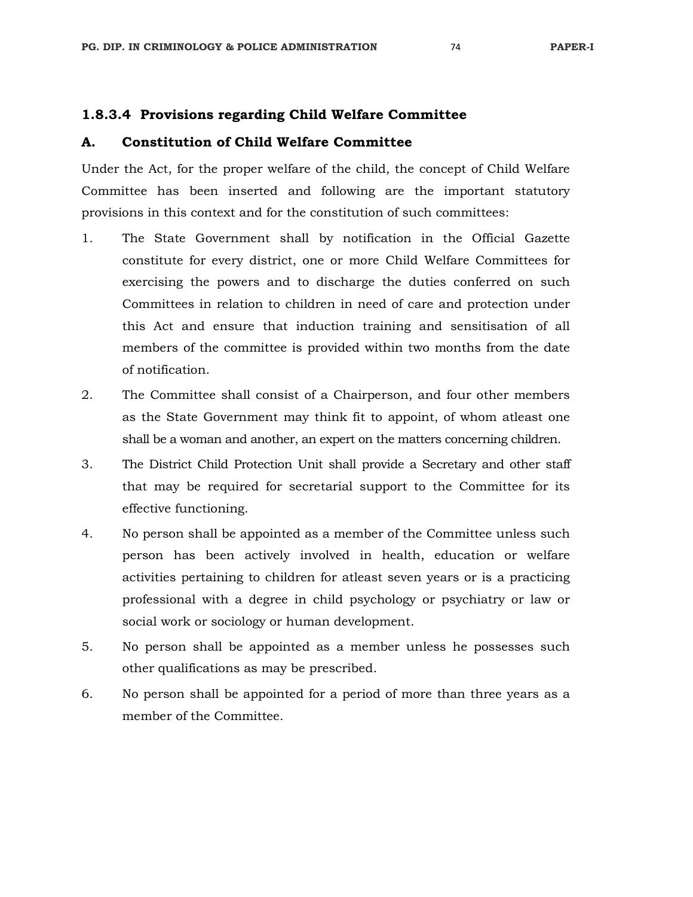### 1.8.3.4 Provisions regarding Child Welfare Committee

### A. Constitution of Child Welfare Committee

Under the Act, for the proper welfare of the child, the concept of Child Welfare Committee has been inserted and following are the important statutory provisions in this context and for the constitution of such committees:

1. The State Government shall by notification in the Official Gazette constitute for every district, one or more Child Welfare Committees for exercising the powers and to discharge the duties conferred on such Committees in relation to children in need of care and protection under this Act and ensure that induction training and sensitisation of all members of the committee is provided within two months from the date of notification.
2. The Committee shall consist of a Chairperson, and four other members as the State Government may think fit to appoint, of whom atleast one shall be a woman and another, an expert on the matters concerning children.
3. The District Child Protection Unit shall provide a Secretary and other staff that may be required for secretarial support to the Committee for its effective functioning.
4. No person shall be appointed as a member of the Committee unless such person has been actively involved in health, education or welfare activities pertaining to children for atleast seven years or is a practicing professional with a degree in child psychology or psychiatry or law or social work or sociology or human development.
5. No person shall be appointed as a member unless he possesses such other qualifications as may be prescribed.
6. No person shall be appointed for a period of more than three years as a member of the Committee.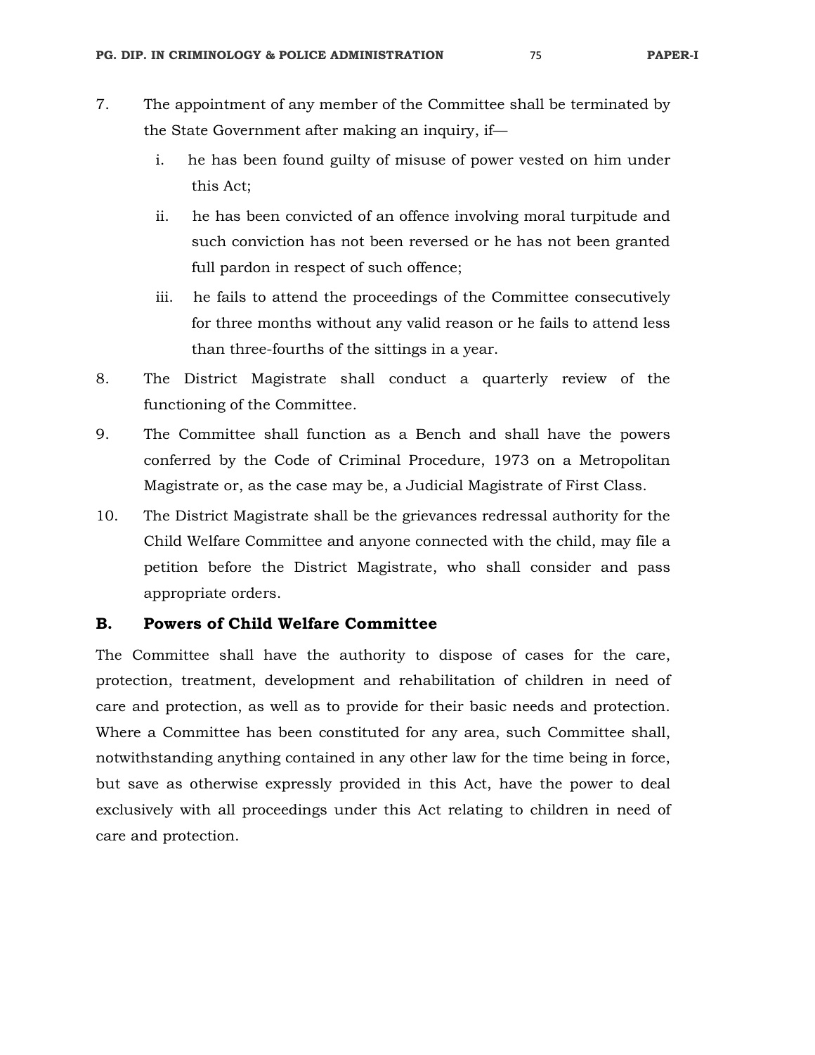7. The appointment of any member of the Committee shall be terminated by the State Government after making an inquiry, if—
   i. he has been found guilty of misuse of power vested on him under this Act;
   ii. he has been convicted of an offence involving moral turpitude and such conviction has not been reversed or he has not been granted full pardon in respect of such offence;
   iii. he fails to attend the proceedings of the Committee consecutively for three months without any valid reason or he fails to attend less than three-fourths of the sittings in a year.
8. The District Magistrate shall conduct a quarterly review of the functioning of the Committee.
9. The Committee shall function as a Bench and shall have the powers conferred by the Code of Criminal Procedure, 1973 on a Metropolitan Magistrate or, as the case may be, a Judicial Magistrate of First Class.
10. The District Magistrate shall be the grievances redressal authority for the Child Welfare Committee and anyone connected with the child, may file a petition before the District Magistrate, who shall consider and pass appropriate orders.

## B. Powers of Child Welfare Committee

The Committee shall have the authority to dispose of cases for the care, protection, treatment, development and rehabilitation of children in need of care and protection, as well as to provide for their basic needs and protection. Where a Committee has been constituted for any area, such Committee shall, notwithstanding anything contained in any other law for the time being in force, but save as otherwise expressly provided in this Act, have the power to deal exclusively with all proceedings under this Act relating to children in need of care and protection.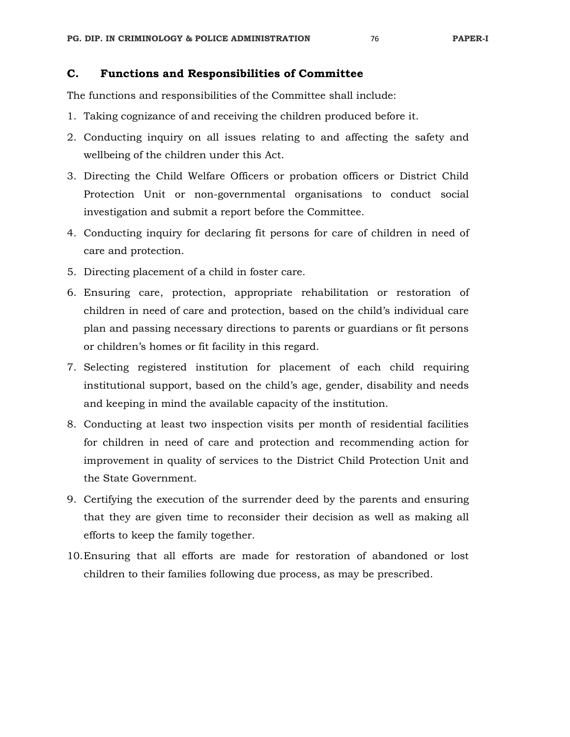## C. Functions and Responsibilities of Committee

The functions and responsibilities of the Committee shall include:

1. Taking cognizance of and receiving the children produced before it.
2. Conducting inquiry on all issues relating to and affecting the safety and wellbeing of the children under this Act.
3. Directing the Child Welfare Officers or probation officers or District Child Protection Unit or non-governmental organisations to conduct social investigation and submit a report before the Committee.
4. Conducting inquiry for declaring fit persons for care of children in need of care and protection.
5. Directing placement of a child in foster care.
6. Ensuring care, protection, appropriate rehabilitation or restoration of children in need of care and protection, based on the child's individual care plan and passing necessary directions to parents or guardians or fit persons or children's homes or fit facility in this regard.
7. Selecting registered institution for placement of each child requiring institutional support, based on the child's age, gender, disability and needs and keeping in mind the available capacity of the institution.
8. Conducting at least two inspection visits per month of residential facilities for children in need of care and protection and recommending action for improvement in quality of services to the District Child Protection Unit and the State Government.
9. Certifying the execution of the surrender deed by the parents and ensuring that they are given time to reconsider their decision as well as making all efforts to keep the family together.
10. Ensuring that all efforts are made for restoration of abandoned or lost children to their families following due process, as may be prescribed.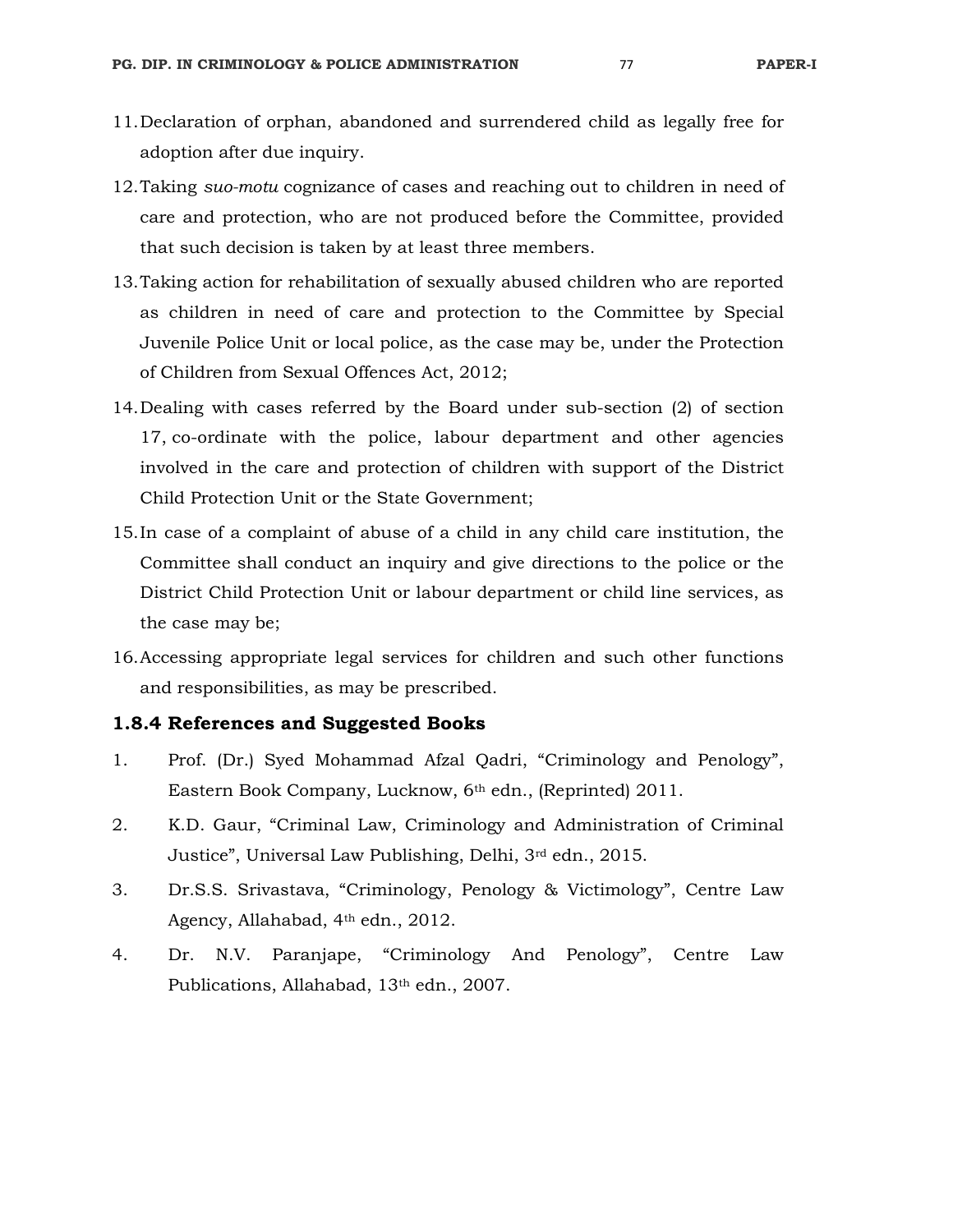11. Declaration of orphan, abandoned and surrendered child as legally free for adoption after due inquiry.
12. Taking *suo-motu* cognizance of cases and reaching out to children in need of care and protection, who are not produced before the Committee, provided that such decision is taken by at least three members.
13. Taking action for rehabilitation of sexually abused children who are reported as children in need of care and protection to the Committee by Special Juvenile Police Unit or local police, as the case may be, under the Protection of Children from Sexual Offences Act, 2012;
14. Dealing with cases referred by the Board under sub-section (2) of section 17, co-ordinate with the police, labour department and other agencies involved in the care and protection of children with support of the District Child Protection Unit or the State Government;
15. In case of a complaint of abuse of a child in any child care institution, the Committee shall conduct an inquiry and give directions to the police or the District Child Protection Unit or labour department or child line services, as the case may be;
16. Accessing appropriate legal services for children and such other functions and responsibilities, as may be prescribed.

### 1.8.4 References and Suggested Books

1. Prof. (Dr.) Syed Mohammad Afzal Qadri, "Criminology and Penology", Eastern Book Company, Lucknow, 6th edn., (Reprinted) 2011.
2. K.D. Gaur, "Criminal Law, Criminology and Administration of Criminal Justice", Universal Law Publishing, Delhi, 3rd edn., 2015.
3. Dr.S.S. Srivastava, "Criminology, Penology & Victimology", Centre Law Agency, Allahabad, 4th edn., 2012.
4. Dr. N.V. Paranjape, "Criminology And Penology", Centre Law Publications, Allahabad, 13th edn., 2007.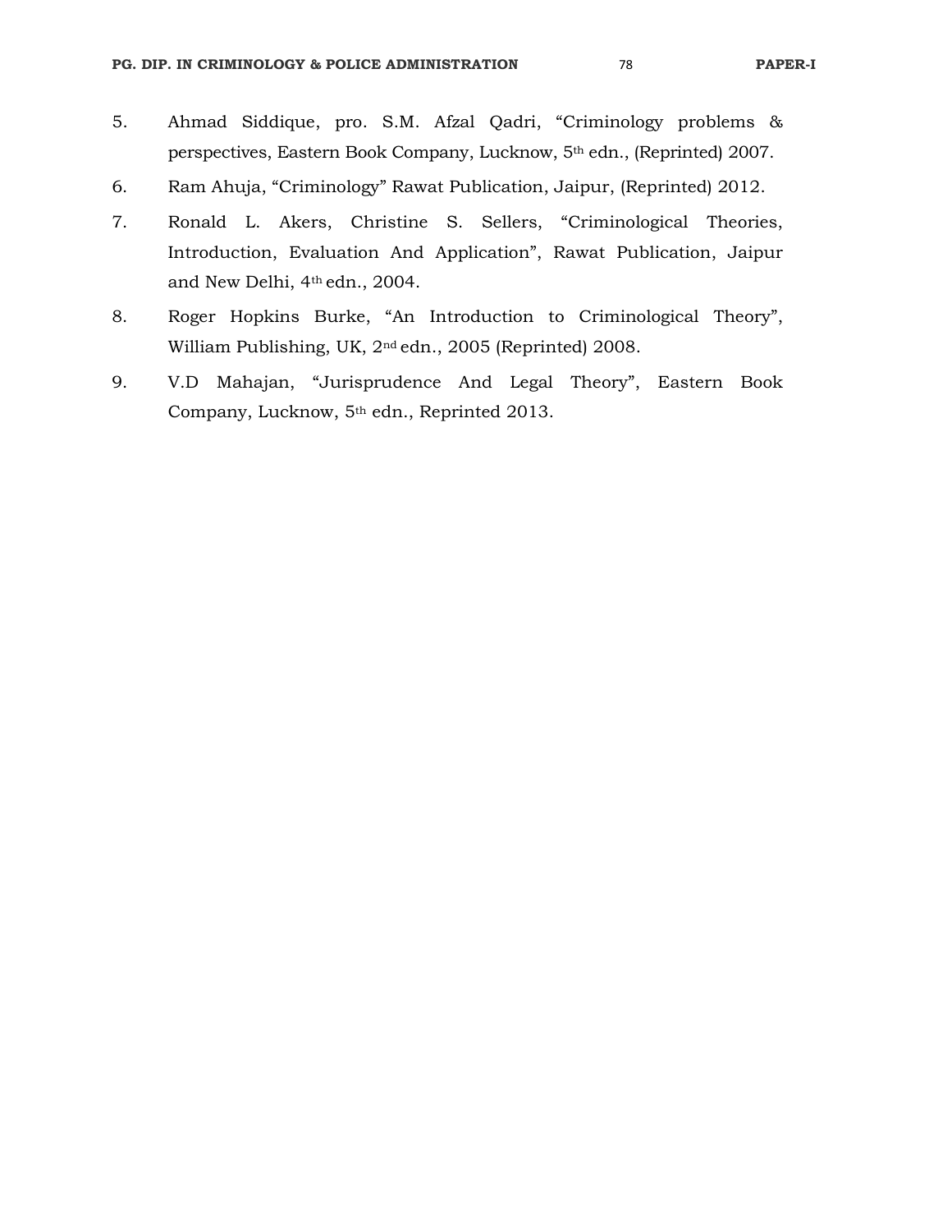5. Ahmad Siddique, pro. S.M. Afzal Qadri, "Criminology problems & perspectives, Eastern Book Company, Lucknow, 5th edn., (Reprinted) 2007.
6. Ram Ahuja, "Criminology" Rawat Publication, Jaipur, (Reprinted) 2012.
7. Ronald L. Akers, Christine S. Sellers, "Criminological Theories, Introduction, Evaluation And Application", Rawat Publication, Jaipur and New Delhi, 4th edn., 2004.
8. Roger Hopkins Burke, "An Introduction to Criminological Theory", William Publishing, UK, 2nd edn., 2005 (Reprinted) 2008.
9. V.D Mahajan, "Jurisprudence And Legal Theory", Eastern Book Company, Lucknow, 5th edn., Reprinted 2013.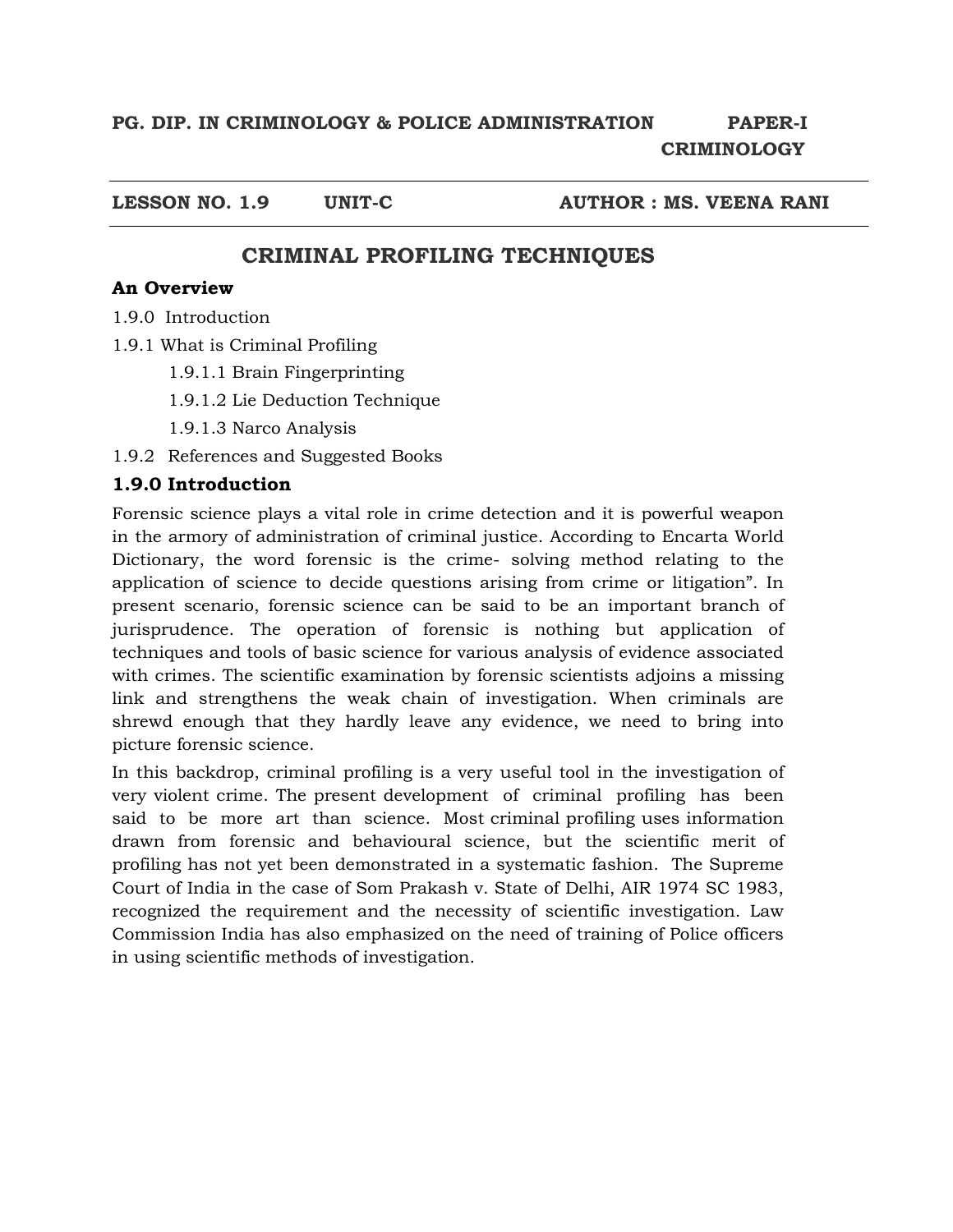**PG. DIP. IN CRIMINOLOGY & POLICE ADMINISTRATION PAPER-I CRIMINOLOGY**

**LESSON NO. 1.9 UNIT-C AUTHOR : MS. VEENA RANI**

# CRIMINAL PROFILING TECHNIQUES

**An Overview**

1.9.0 Introduction

1.9.1 What is Criminal Profiling

- 1.9.1.1 Brain Fingerprinting
- 1.9.1.2 Lie Deduction Technique
- 1.9.1.3 Narco Analysis

1.9.2 References and Suggested Books

## 1.9.0 Introduction

Forensic science plays a vital role in crime detection and it is powerful weapon in the armory of administration of criminal justice. According to Encarta World Dictionary, the word forensic is the crime- solving method relating to the application of science to decide questions arising from crime or litigation". In present scenario, forensic science can be said to be an important branch of jurisprudence. The operation of forensic is nothing but application of techniques and tools of basic science for various analysis of evidence associated with crimes. The scientific examination by forensic scientists adjoins a missing link and strengthens the weak chain of investigation. When criminals are shrewd enough that they hardly leave any evidence, we need to bring into picture forensic science.

In this backdrop, criminal profiling is a very useful tool in the investigation of very violent crime. The present development of criminal profiling has been said to be more art than science. Most criminal profiling uses information drawn from forensic and behavioural science, but the scientific merit of profiling has not yet been demonstrated in a systematic fashion. The Supreme Court of India in the case of Som Prakash v. State of Delhi, AIR 1974 SC 1983, recognized the requirement and the necessity of scientific investigation. Law Commission India has also emphasized on the need of training of Police officers in using scientific methods of investigation.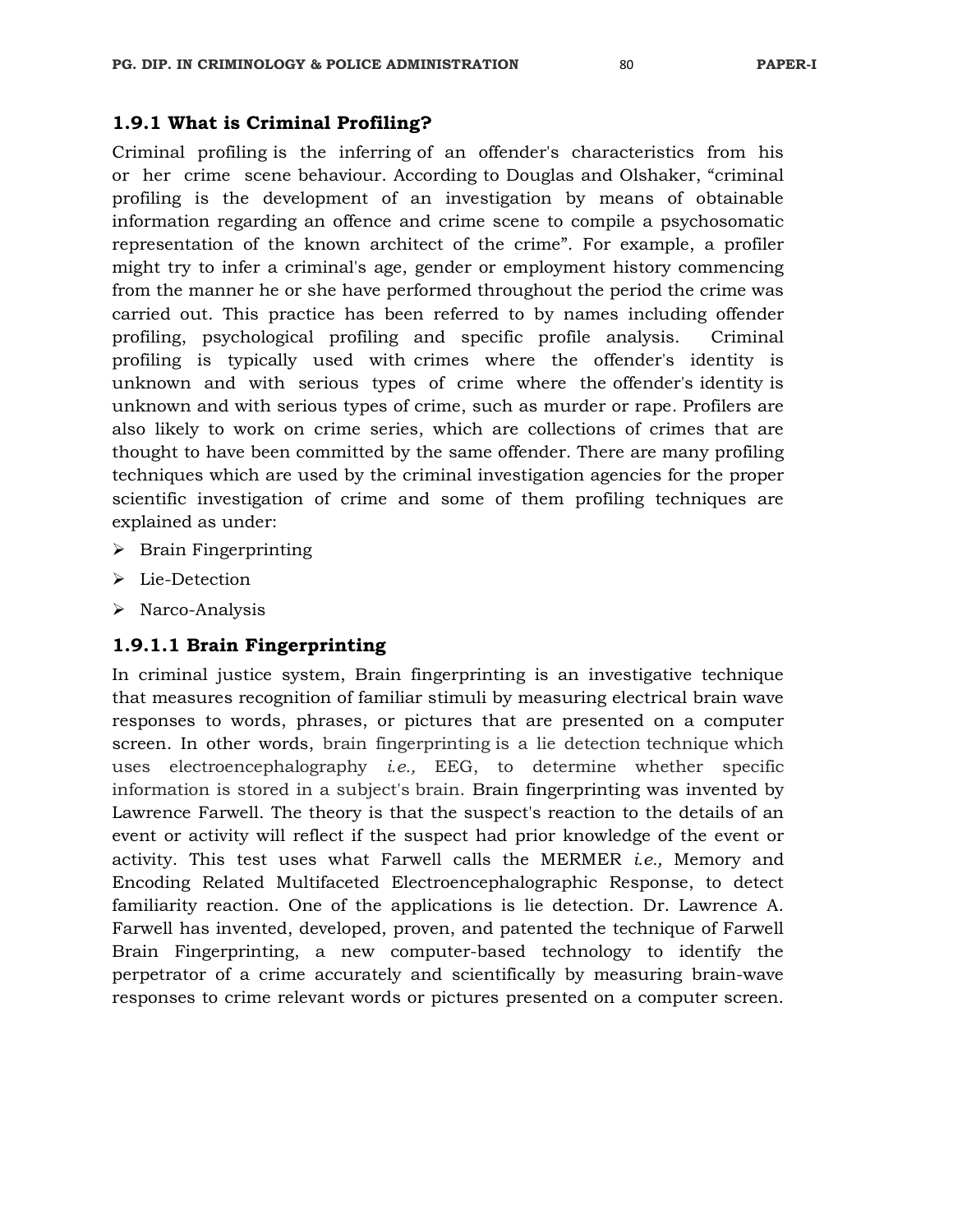### 1.9.1 What is Criminal Profiling?

Criminal profiling is the inferring of an offender's characteristics from his or her crime scene behaviour. According to Douglas and Olshaker, "criminal profiling is the development of an investigation by means of obtainable information regarding an offence and crime scene to compile a psychosomatic representation of the known architect of the crime". For example, a profiler might try to infer a criminal's age, gender or employment history commencing from the manner he or she have performed throughout the period the crime was carried out. This practice has been referred to by names including offender profiling, psychological profiling and specific profile analysis. Criminal profiling is typically used with crimes where the offender's identity is unknown and with serious types of crime where the offender's identity is unknown and with serious types of crime, such as murder or rape. Profilers are also likely to work on crime series, which are collections of crimes that are thought to have been committed by the same offender. There are many profiling techniques which are used by the criminal investigation agencies for the proper scientific investigation of crime and some of them profiling techniques are explained as under:

- Brain Fingerprinting
- Lie-Detection
- Narco-Analysis

#### 1.9.1.1 Brain Fingerprinting

In criminal justice system, Brain fingerprinting is an investigative technique that measures recognition of familiar stimuli by measuring electrical brain wave responses to words, phrases, or pictures that are presented on a computer screen. In other words, brain fingerprinting is a lie detection technique which uses electroencephalography *i.e.,* EEG, to determine whether specific information is stored in a subject's brain. Brain fingerprinting was invented by Lawrence Farwell. The theory is that the suspect's reaction to the details of an event or activity will reflect if the suspect had prior knowledge of the event or activity. This test uses what Farwell calls the MERMER *i.e.,* Memory and Encoding Related Multifaceted Electroencephalographic Response, to detect familiarity reaction. One of the applications is lie detection. Dr. Lawrence A. Farwell has invented, developed, proven, and patented the technique of Farwell Brain Fingerprinting, a new computer-based technology to identify the perpetrator of a crime accurately and scientifically by measuring brain-wave responses to crime relevant words or pictures presented on a computer screen.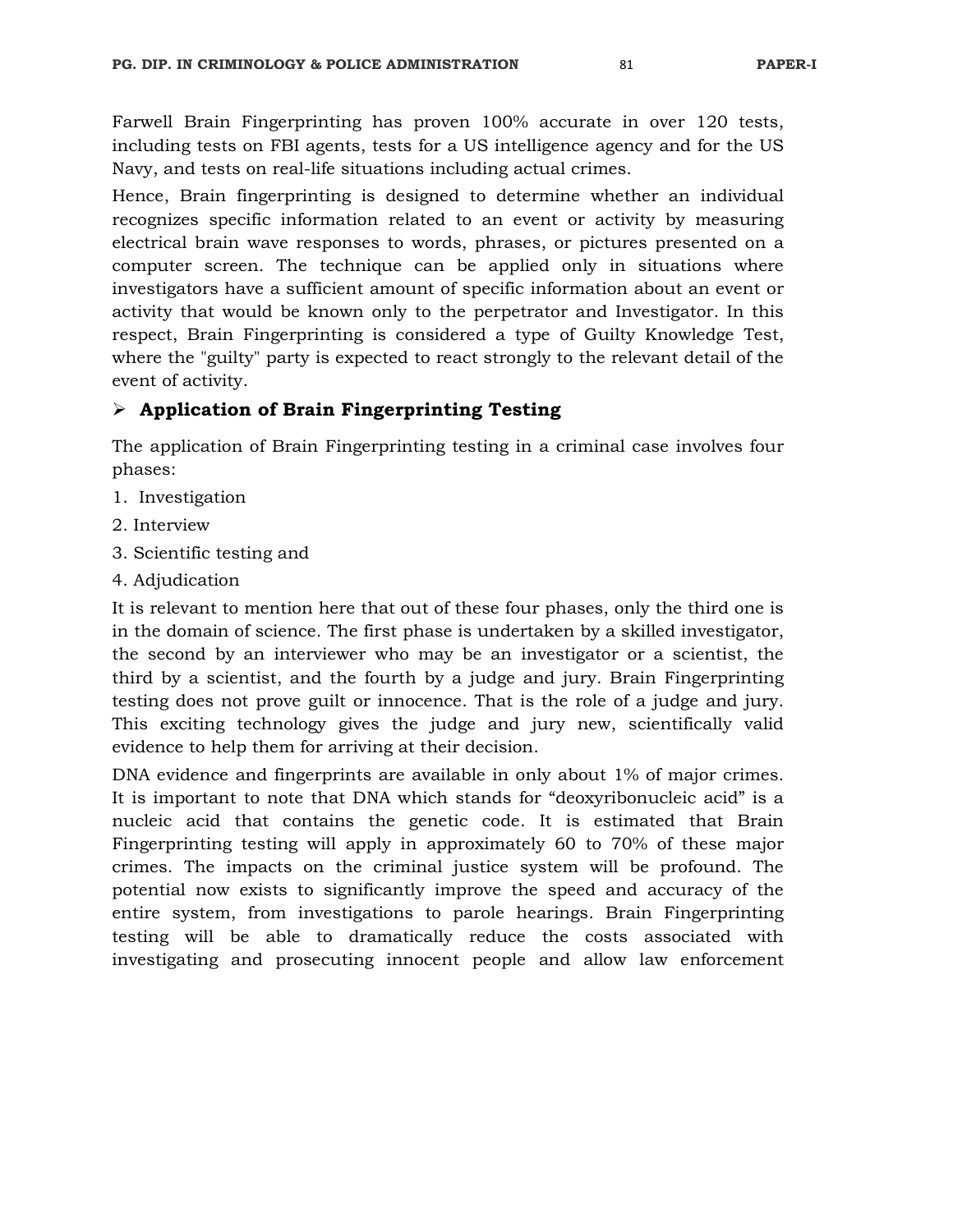Farwell Brain Fingerprinting has proven 100% accurate in over 120 tests, including tests on FBI agents, tests for a US intelligence agency and for the US Navy, and tests on real-life situations including actual crimes.

Hence, Brain fingerprinting is designed to determine whether an individual recognizes specific information related to an event or activity by measuring electrical brain wave responses to words, phrases, or pictures presented on a computer screen. The technique can be applied only in situations where investigators have a sufficient amount of specific information about an event or activity that would be known only to the perpetrator and Investigator. In this respect, Brain Fingerprinting is considered a type of Guilty Knowledge Test, where the "guilty" party is expected to react strongly to the relevant detail of the event of activity.

### ➢ Application of Brain Fingerprinting Testing

The application of Brain Fingerprinting testing in a criminal case involves four phases:

1. Investigation
2. Interview
3. Scientific testing and
4. Adjudication

It is relevant to mention here that out of these four phases, only the third one is in the domain of science. The first phase is undertaken by a skilled investigator, the second by an interviewer who may be an investigator or a scientist, the third by a scientist, and the fourth by a judge and jury. Brain Fingerprinting testing does not prove guilt or innocence. That is the role of a judge and jury. This exciting technology gives the judge and jury new, scientifically valid evidence to help them for arriving at their decision.

DNA evidence and fingerprints are available in only about 1% of major crimes. It is important to note that DNA which stands for "deoxyribonucleic acid" is a nucleic acid that contains the genetic code. It is estimated that Brain Fingerprinting testing will apply in approximately 60 to 70% of these major crimes. The impacts on the criminal justice system will be profound. The potential now exists to significantly improve the speed and accuracy of the entire system, from investigations to parole hearings. Brain Fingerprinting testing will be able to dramatically reduce the costs associated with investigating and prosecuting innocent people and allow law enforcement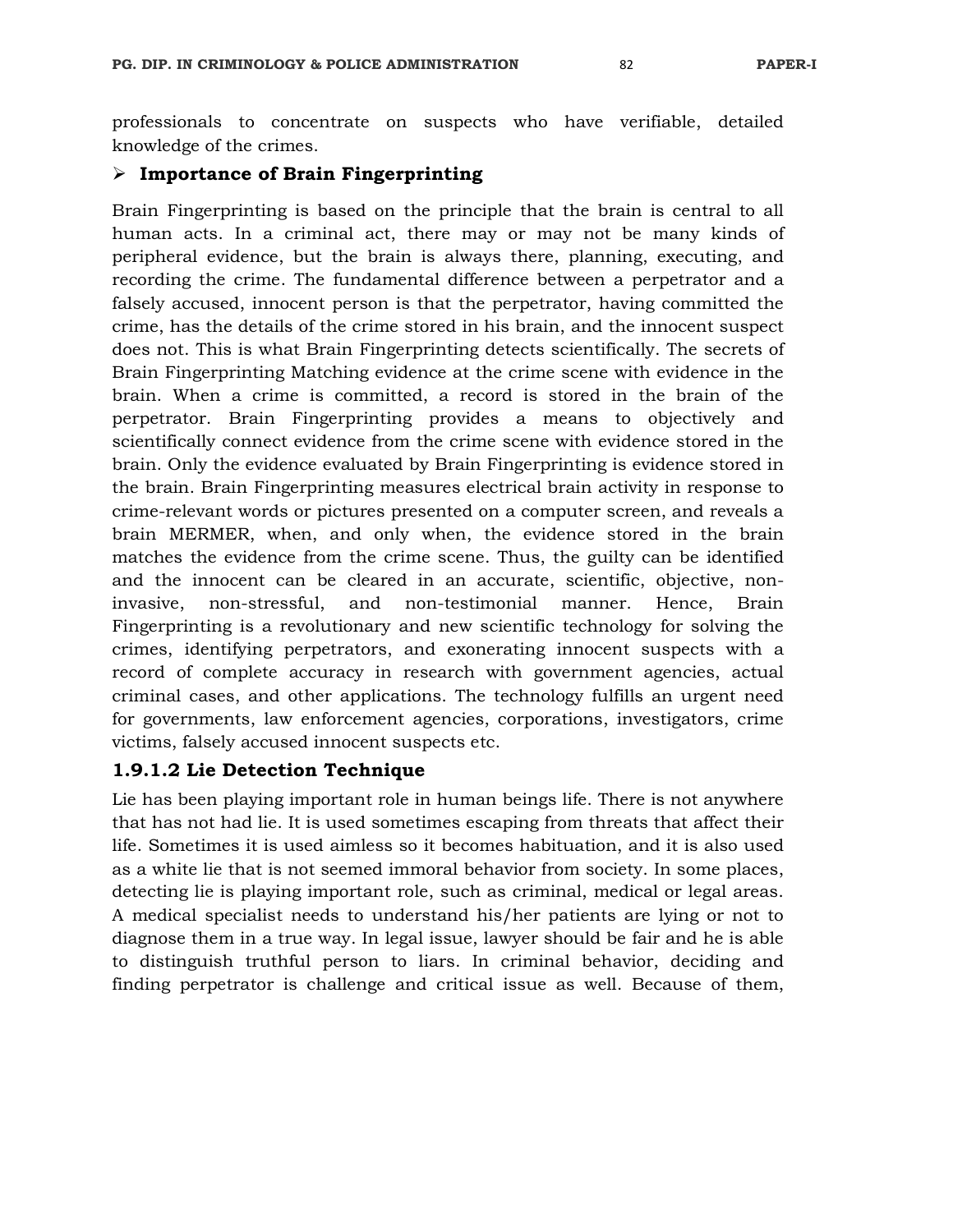professionals to concentrate on suspects who have verifiable, detailed knowledge of the crimes.

- **Importance of Brain Fingerprinting**

Brain Fingerprinting is based on the principle that the brain is central to all human acts. In a criminal act, there may or may not be many kinds of peripheral evidence, but the brain is always there, planning, executing, and recording the crime. The fundamental difference between a perpetrator and a falsely accused, innocent person is that the perpetrator, having committed the crime, has the details of the crime stored in his brain, and the innocent suspect does not. This is what Brain Fingerprinting detects scientifically. The secrets of Brain Fingerprinting Matching evidence at the crime scene with evidence in the brain. When a crime is committed, a record is stored in the brain of the perpetrator. Brain Fingerprinting provides a means to objectively and scientifically connect evidence from the crime scene with evidence stored in the brain. Only the evidence evaluated by Brain Fingerprinting is evidence stored in the brain. Brain Fingerprinting measures electrical brain activity in response to crime-relevant words or pictures presented on a computer screen, and reveals a brain MERMER, when, and only when, the evidence stored in the brain matches the evidence from the crime scene. Thus, the guilty can be identified and the innocent can be cleared in an accurate, scientific, objective, non-invasive, non-stressful, and non-testimonial manner. Hence, Brain Fingerprinting is a revolutionary and new scientific technology for solving the crimes, identifying perpetrators, and exonerating innocent suspects with a record of complete accuracy in research with government agencies, actual criminal cases, and other applications. The technology fulfills an urgent need for governments, law enforcement agencies, corporations, investigators, crime victims, falsely accused innocent suspects etc.

### 1.9.1.2 Lie Detection Technique

Lie has been playing important role in human beings life. There is not anywhere that has not had lie. It is used sometimes escaping from threats that affect their life. Sometimes it is used aimless so it becomes habituation, and it is also used as a white lie that is not seemed immoral behavior from society. In some places, detecting lie is playing important role, such as criminal, medical or legal areas. A medical specialist needs to understand his/her patients are lying or not to diagnose them in a true way. In legal issue, lawyer should be fair and he is able to distinguish truthful person to liars. In criminal behavior, deciding and finding perpetrator is challenge and critical issue as well. Because of them,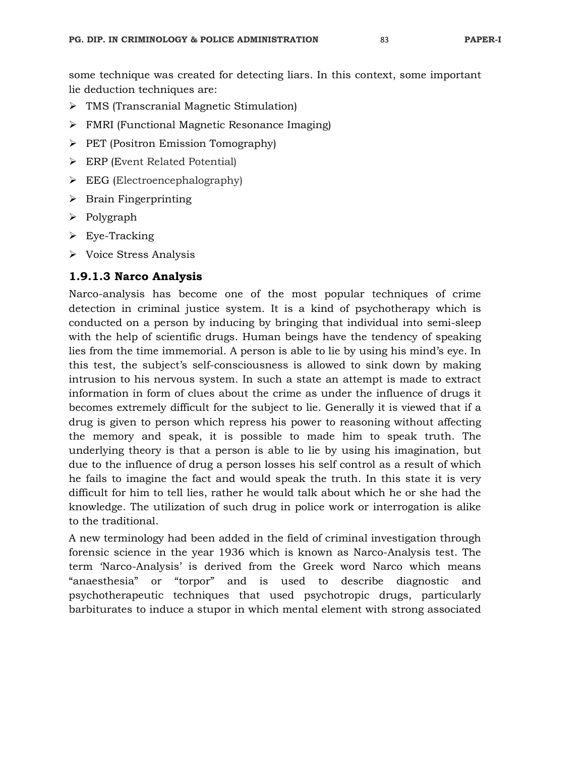some technique was created for detecting liars. In this context, some important lie deduction techniques are:

- TMS (Transcranial Magnetic Stimulation)
- FMRI (Functional Magnetic Resonance Imaging)
- PET (Positron Emission Tomography)
- ERP (Event Related Potential)
- EEG (Electroencephalography)
- Brain Fingerprinting
- Polygraph
- Eye-Tracking
- Voice Stress Analysis

### 1.9.1.3 Narco Analysis

Narco-analysis has become one of the most popular techniques of crime detection in criminal justice system. It is a kind of psychotherapy which is conducted on a person by inducing by bringing that individual into semi-sleep with the help of scientific drugs. Human beings have the tendency of speaking lies from the time immemorial. A person is able to lie by using his mind's eye. In this test, the subject's self-consciousness is allowed to sink down by making intrusion to his nervous system. In such a state an attempt is made to extract information in form of clues about the crime as under the influence of drugs it becomes extremely difficult for the subject to lie. Generally it is viewed that if a drug is given to person which repress his power to reasoning without affecting the memory and speak, it is possible to made him to speak truth. The underlying theory is that a person is able to lie by using his imagination, but due to the influence of drug a person losses his self control as a result of which he fails to imagine the fact and would speak the truth. In this state it is very difficult for him to tell lies, rather he would talk about which he or she had the knowledge. The utilization of such drug in police work or interrogation is alike to the traditional.

A new terminology had been added in the field of criminal investigation through forensic science in the year 1936 which is known as Narco-Analysis test. The term 'Narco-Analysis' is derived from the Greek word Narco which means "anaesthesia" or "torpor" and is used to describe diagnostic and psychotherapeutic techniques that used psychotropic drugs, particularly barbiturates to induce a stupor in which mental element with strong associated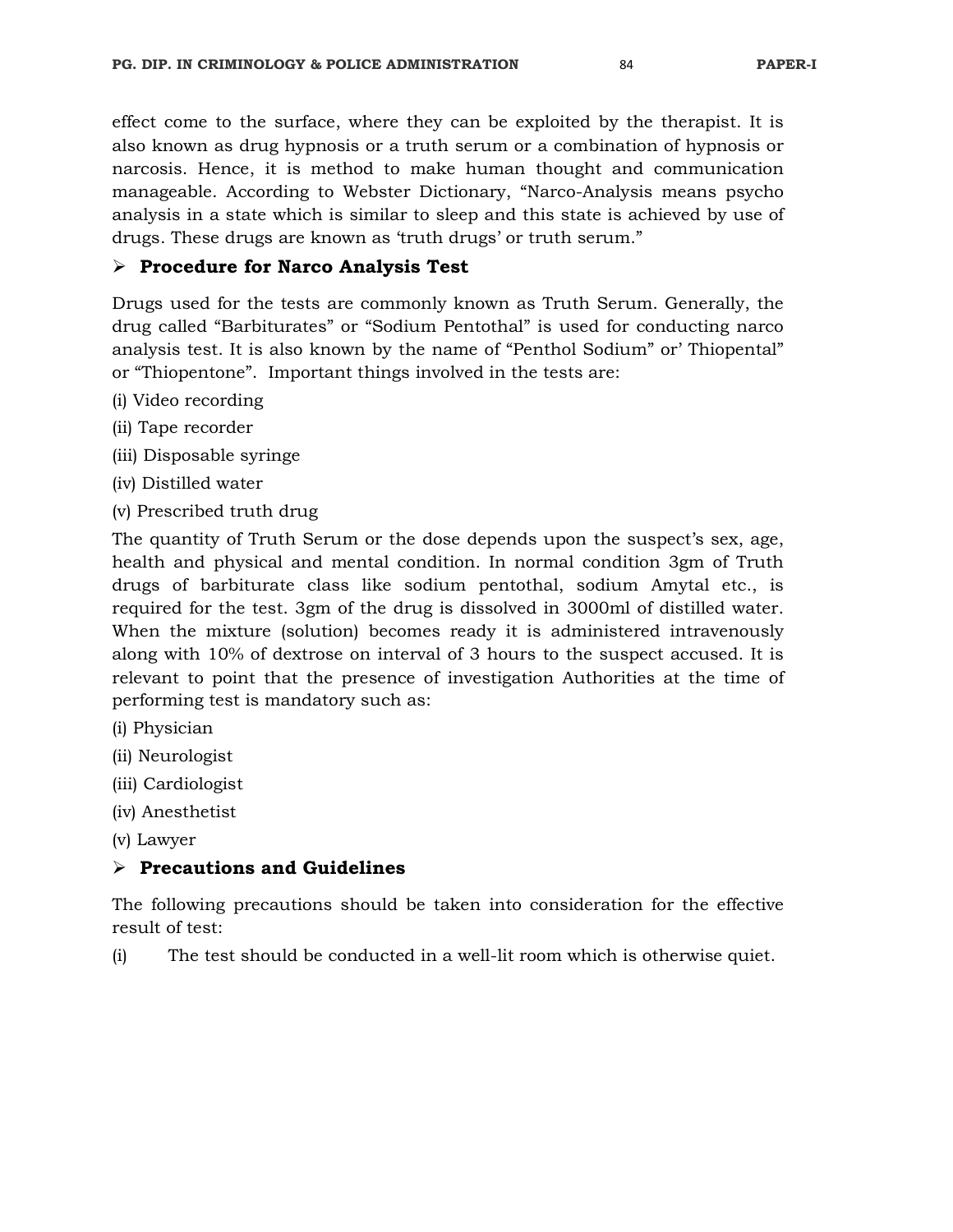effect come to the surface, where they can be exploited by the therapist. It is also known as drug hypnosis or a truth serum or a combination of hypnosis or narcosis. Hence, it is method to make human thought and communication manageable. According to Webster Dictionary, "Narco-Analysis means psycho analysis in a state which is similar to sleep and this state is achieved by use of drugs. These drugs are known as 'truth drugs' or truth serum."

### ➢ Procedure for Narco Analysis Test

Drugs used for the tests are commonly known as Truth Serum. Generally, the drug called "Barbiturates" or "Sodium Pentothal" is used for conducting narco analysis test. It is also known by the name of "Penthol Sodium" or' Thiopental" or "Thiopentone". Important things involved in the tests are:

(i) Video recording

(ii) Tape recorder

(iii) Disposable syringe

(iv) Distilled water

(v) Prescribed truth drug

The quantity of Truth Serum or the dose depends upon the suspect's sex, age, health and physical and mental condition. In normal condition 3gm of Truth drugs of barbiturate class like sodium pentothal, sodium Amytal etc., is required for the test. 3gm of the drug is dissolved in 3000ml of distilled water. When the mixture (solution) becomes ready it is administered intravenously along with 10% of dextrose on interval of 3 hours to the suspect accused. It is relevant to point that the presence of investigation Authorities at the time of performing test is mandatory such as:

(i) Physician

(ii) Neurologist

(iii) Cardiologist

(iv) Anesthetist

(v) Lawyer

### ➢ Precautions and Guidelines

The following precautions should be taken into consideration for the effective result of test:

(i) The test should be conducted in a well-lit room which is otherwise quiet.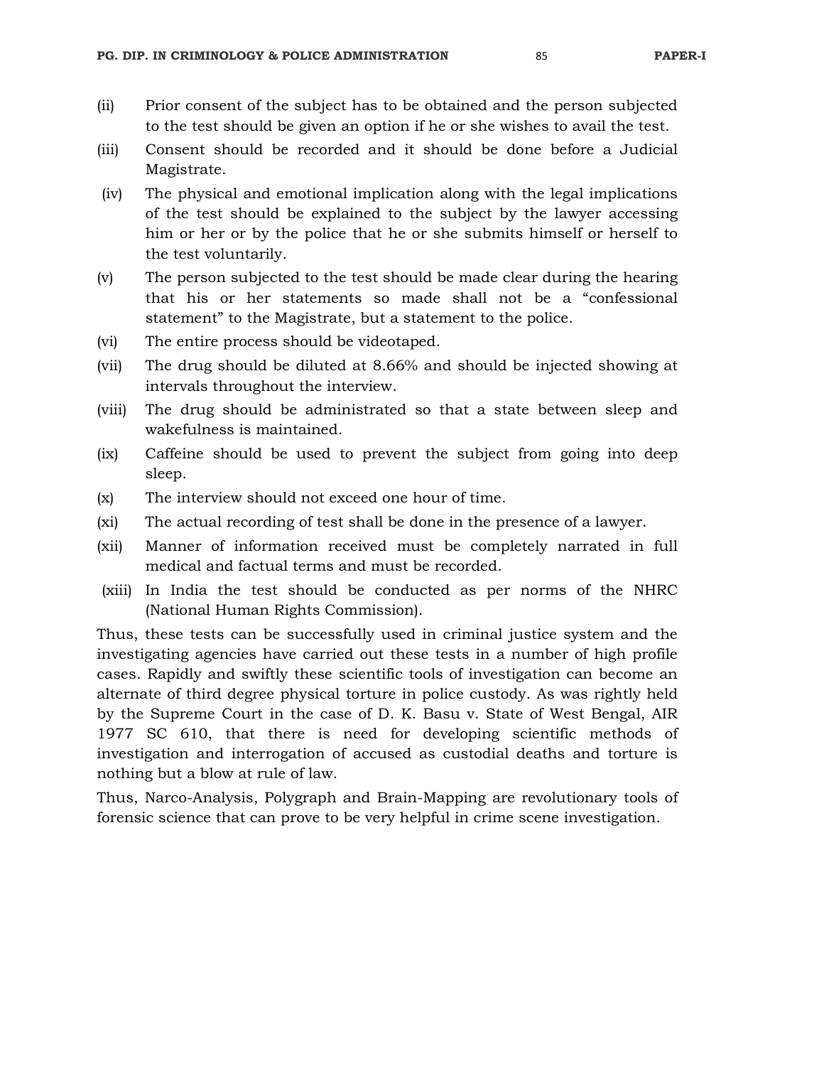(ii) Prior consent of the subject has to be obtained and the person subjected to the test should be given an option if he or she wishes to avail the test.

(iii) Consent should be recorded and it should be done before a Judicial Magistrate.

(iv) The physical and emotional implication along with the legal implications of the test should be explained to the subject by the lawyer accessing him or her or by the police that he or she submits himself or herself to the test voluntarily.

(v) The person subjected to the test should be made clear during the hearing that his or her statements so made shall not be a "confessional statement" to the Magistrate, but a statement to the police.

(vi) The entire process should be videotaped.

(vii) The drug should be diluted at 8.66% and should be injected showing at intervals throughout the interview.

(viii) The drug should be administrated so that a state between sleep and wakefulness is maintained.

(ix) Caffeine should be used to prevent the subject from going into deep sleep.

(x) The interview should not exceed one hour of time.

(xi) The actual recording of test shall be done in the presence of a lawyer.

(xii) Manner of information received must be completely narrated in full medical and factual terms and must be recorded.

(xiii) In India the test should be conducted as per norms of the NHRC (National Human Rights Commission).

Thus, these tests can be successfully used in criminal justice system and the investigating agencies have carried out these tests in a number of high profile cases. Rapidly and swiftly these scientific tools of investigation can become an alternate of third degree physical torture in police custody. As was rightly held by the Supreme Court in the case of D. K. Basu v. State of West Bengal, AIR 1977 SC 610, that there is need for developing scientific methods of investigation and interrogation of accused as custodial deaths and torture is nothing but a blow at rule of law.

Thus, Narco-Analysis, Polygraph and Brain-Mapping are revolutionary tools of forensic science that can prove to be very helpful in crime scene investigation.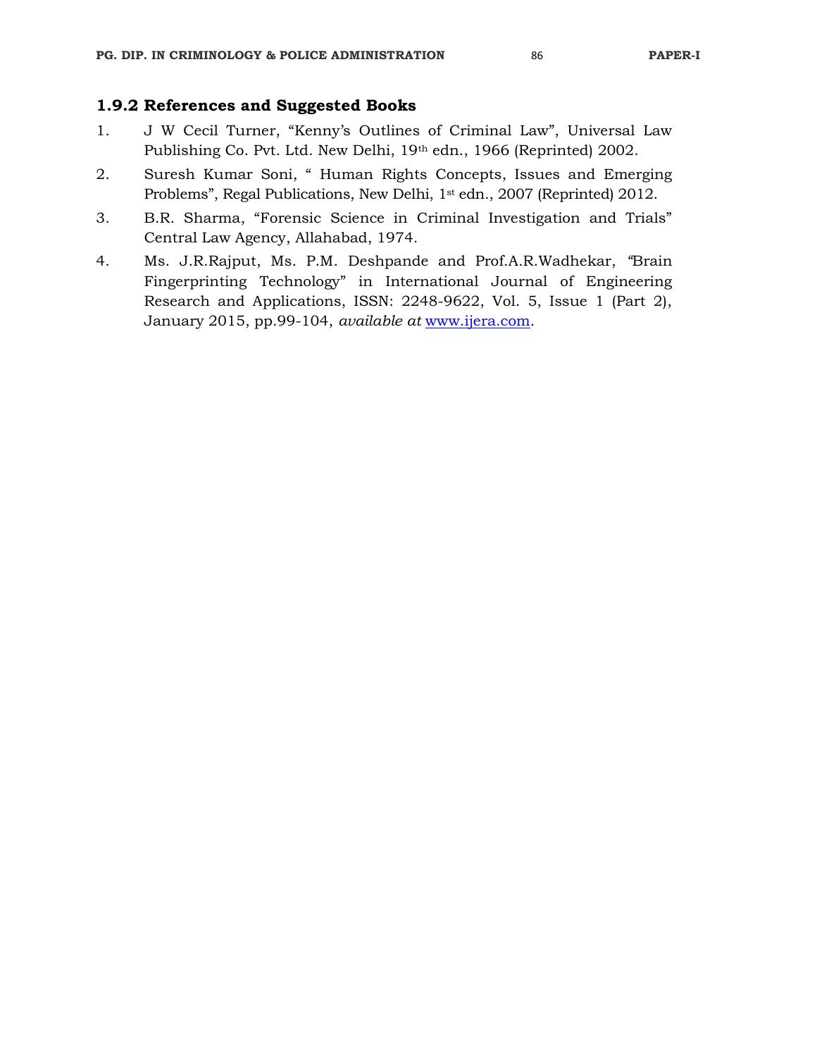### 1.9.2 References and Suggested Books

1. J W Cecil Turner, "Kenny's Outlines of Criminal Law", Universal Law Publishing Co. Pvt. Ltd. New Delhi, 19th edn., 1966 (Reprinted) 2002.
2. Suresh Kumar Soni, " Human Rights Concepts, Issues and Emerging Problems", Regal Publications, New Delhi, 1st edn., 2007 (Reprinted) 2012.
3. B.R. Sharma, "Forensic Science in Criminal Investigation and Trials" Central Law Agency, Allahabad, 1974.
4. Ms. J.R.Rajput, Ms. P.M. Deshpande and Prof.A.R.Wadhekar, "Brain Fingerprinting Technology" in International Journal of Engineering Research and Applications, ISSN: 2248-9622, Vol. 5, Issue 1 (Part 2), January 2015, pp.99-104, *available at* www.ijera.com.